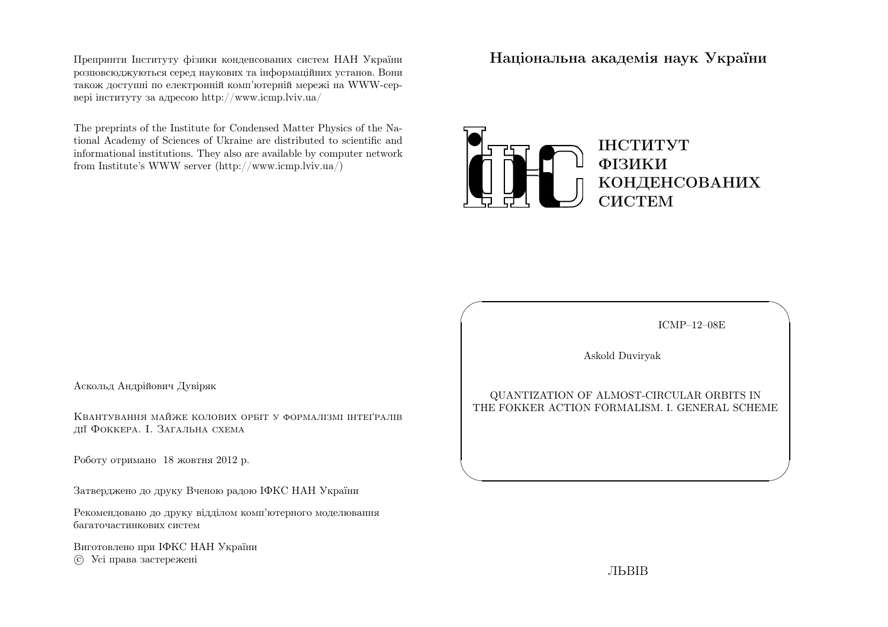Препринти Інституту фізики конденсованих систем НАН України розповсюджуються серед наукових та інформаційних установ. Вони також доступні по електронній комп'ютерній мережі на WWW-сервері інституту за адресою http://www.icmp.lviv.ua/

The preprints of the Institute for Condensed Matter Physics of the National Academy of Sciences of Ukraine are distributed to scientific and informational institutions. They also are available by computer network from Institute's WWW server (http://www.icmp.lviv.ua/)

Аскольд Андрійович Дувіряк

Квантування майже колових орбіт у формалізмі інтеґралів дії Фоккера. I. Загальна схема

Роботу отримано 18 жовтня 2012 р.

Затверджено до друку Вченою радою ІФКС НАН України

Рекомендовано до друку відділом комп'ютерного моделювання багаточастинкових систем

Виготовлено при ІФКС НАН України
© Усі права застережені

**Національна академія наук України**

ІНСТИТУТ
ФІЗИКИ
КОНДЕНСОВАНИХ
СИСТЕМ

ICMP–12–08E

Askold Duviryak

QUANTIZATION OF ALMOST-CIRCULAR ORBITS IN THE FOKKER ACTION FORMALISM. I. GENERAL SCHEME

ЛЬВІВ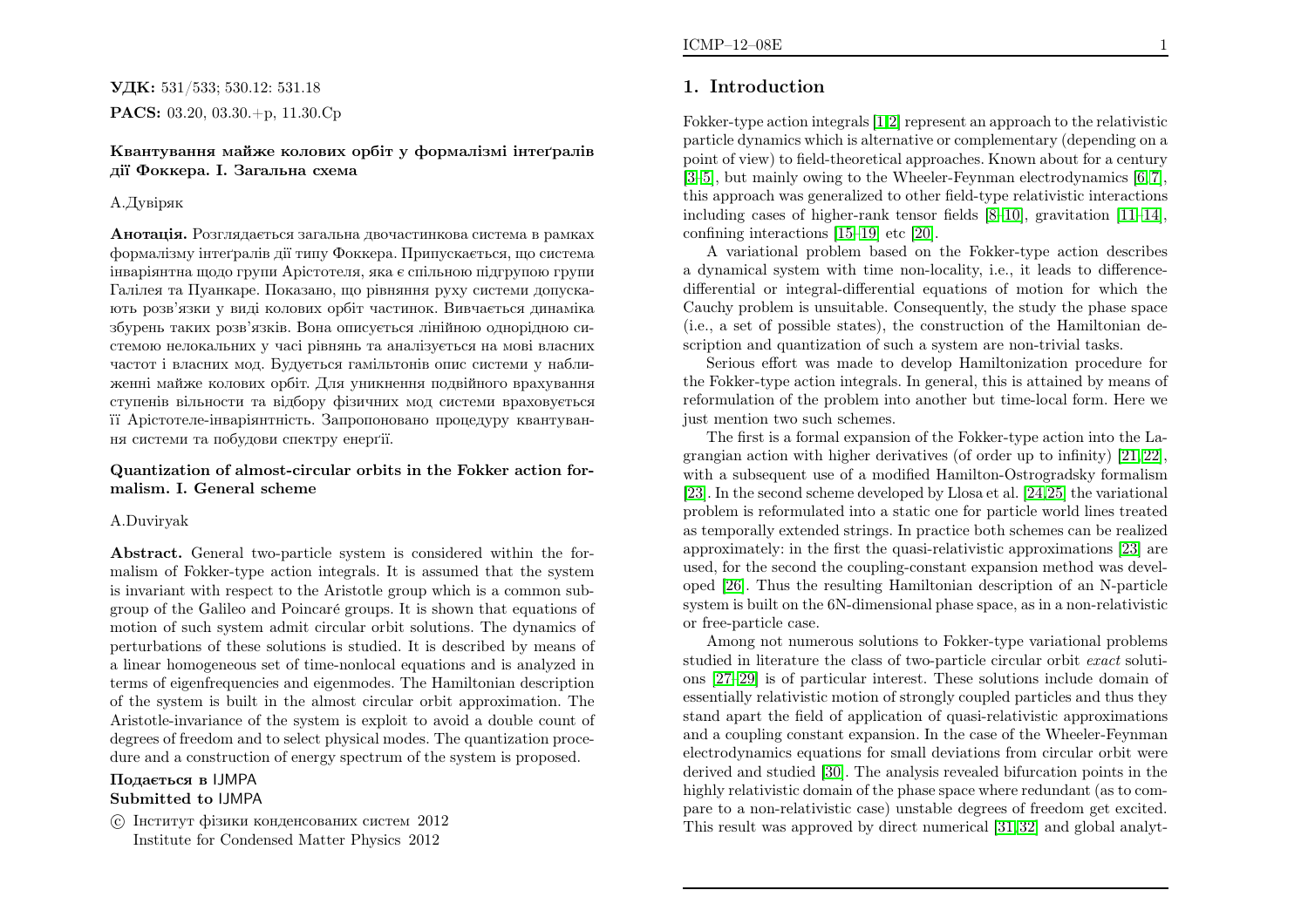**УДК:** 531/533; 530.12: 531.18

**PACS:** 03.20, 03.30.+p, 11.30.Cp

**Квантування майже колових орбіт у формалізмі інтеґралів дії Фоккера. I. Загальна схема**

А.Дувіряк

**Анотація.** Розглядається загальна двочастинкова система в рамках формалізму інтеґралів дії типу Фоккера. Припускається, що система інваріянтна щодо групи Арістотеля, яка є спільною підгрупою групи Галілея та Пуанкаре. Показано, що рівняння руху системи допускають розв'язки у виді колових орбіт частинок. Вивчається динаміка збурень таких розв'язків. Вона описується лінійною однорідною системою нелокальних у часі рівнянь та аналізується на мові власних частот і власних мод. Будується гамільтонів опис системи у наближенні майже колових орбіт. Для уникнення подвійного врахування ступенів вільности та відбору фізичних мод системи враховується її Арістотеле-інваріянтність. Запропоновано процедуру квантування системи та побудови спектру енергії.

**Quantization of almost-circular orbits in the Fokker action formalism. I. General scheme**

A.Duviryak

**Abstract.** General two-particle system is considered within the formalism of Fokker-type action integrals. It is assumed that the system is invariant with respect to the Aristotle group which is a common subgroup of the Galileo and Poincaré groups. It is shown that equations of motion of such system admit circular orbit solutions. The dynamics of perturbations of these solutions is studied. It is described by means of a linear homogeneous set of time-nonlocal equations and is analyzed in terms of eigenfrequencies and eigenmodes. The Hamiltonian description of the system is built in the almost circular orbit approximation. The Aristotle-invariance of the system is exploit to avoid a double count of degrees of freedom and to select physical modes. The quantization procedure and a construction of energy spectrum of the system is proposed.

**Подається в** IJMPA
**Submitted to** IJMPA

© Інститут фізики конденсованих систем 2012
Institute for Condensed Matter Physics 2012

## 1. Introduction

Fokker-type action integrals [1,2] represent an approach to the relativistic particle dynamics which is alternative or complementary (depending on a point of view) to field-theoretical approaches. Known about for a century [3–5], but mainly owing to the Wheeler-Feynman electrodynamics [6,7], this approach was generalized to other field-type relativistic interactions including cases of higher-rank tensor fields [8–10], gravitation [11–14], confining interactions [15–19] etc [20].

A variational problem based on the Fokker-type action describes a dynamical system with time non-locality, i.e., it leads to difference-differential or integral-differential equations of motion for which the Cauchy problem is unsuitable. Consequently, the study the phase space (i.e., a set of possible states), the construction of the Hamiltonian description and quantization of such a system are non-trivial tasks.

Serious effort was made to develop Hamiltonization procedure for the Fokker-type action integrals. In general, this is attained by means of reformulation of the problem into another but time-local form. Here we just mention two such schemes.

The first is a formal expansion of the Fokker-type action into the Lagrangian action with higher derivatives (of order up to infinity) [21,22], with a subsequent use of a modified Hamilton-Ostrogradsky formalism [23]. In the second scheme developed by Llosa et al. [24,25] the variational problem is reformulated into a static one for particle world lines treated as temporally extended strings. In practice both schemes can be realized approximately: in the first the quasi-relativistic approximations [23] are used, for the second the coupling-constant expansion method was developed [26]. Thus the resulting Hamiltonian description of an N-particle system is built on the 6N-dimensional phase space, as in a non-relativistic or free-particle case.

Among not numerous solutions to Fokker-type variational problems studied in literature the class of two-particle circular orbit *exact* solutions [27–29] is of particular interest. These solutions include domain of essentially relativistic motion of strongly coupled particles and thus they stand apart the field of application of quasi-relativistic approximations and a coupling constant expansion. In the case of the Wheeler-Feynman electrodynamics equations for small deviations from circular orbit were derived and studied [30]. The analysis revealed bifurcation points in the highly relativistic domain of the phase space where redundant (as to compare to a non-relativistic case) unstable degrees of freedom get excited. This result was approved by direct numerical [31,32] and global analyt-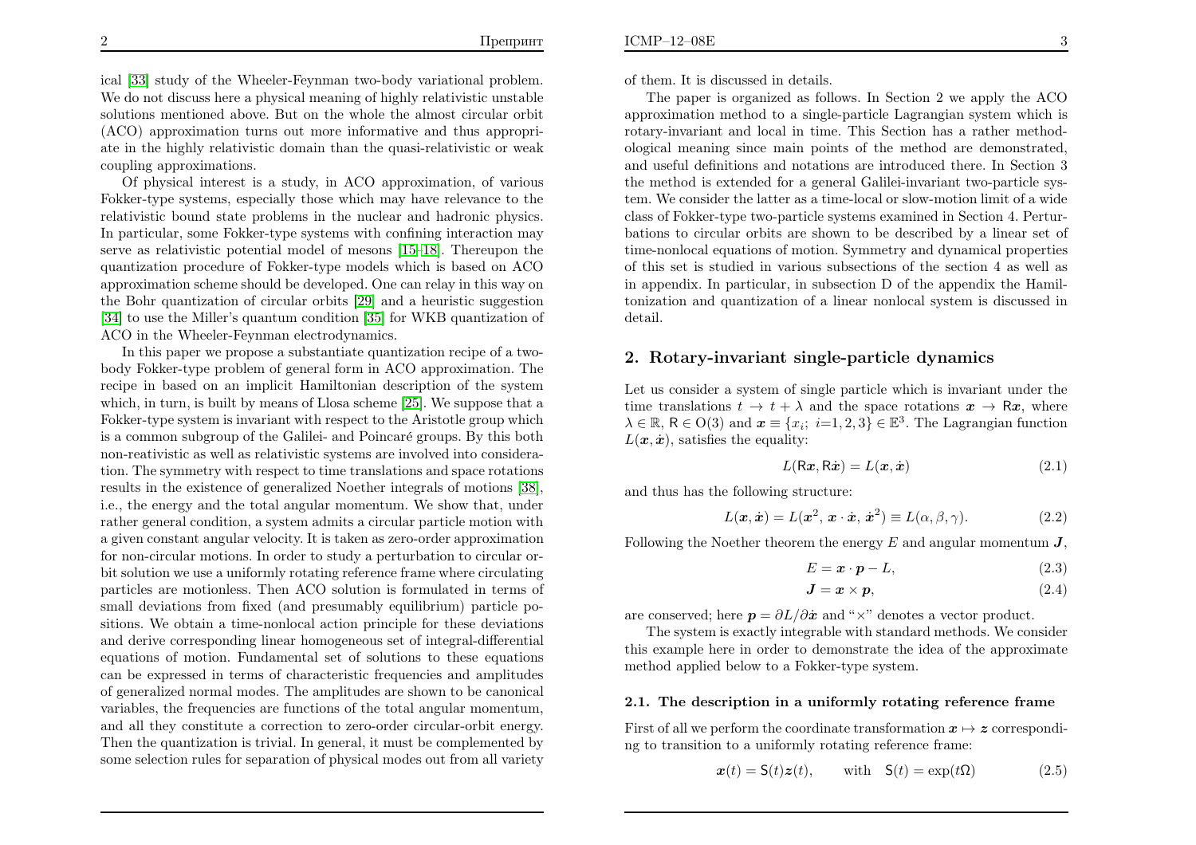ical [33] study of the Wheeler-Feynman two-body variational problem. We do not discuss here a physical meaning of highly relativistic unstable solutions mentioned above. But on the whole the almost circular orbit (ACO) approximation turns out more informative and thus appropriate in the highly relativistic domain than the quasi-relativistic or weak coupling approximations.

Of physical interest is a study, in ACO approximation, of various Fokker-type systems, especially those which may have relevance to the relativistic bound state problems in the nuclear and hadronic physics. In particular, some Fokker-type systems with confining interaction may serve as relativistic potential model of mesons [15–18]. Thereupon the quantization procedure of Fokker-type models which is based on ACO approximation scheme should be developed. One can relay in this way on the Bohr quantization of circular orbits [29] and a heuristic suggestion [34] to use the Miller's quantum condition [35] for WKB quantization of ACO in the Wheeler-Feynman electrodynamics.

In this paper we propose a substantiate quantization recipe of a two-body Fokker-type problem of general form in ACO approximation. The recipe in based on an implicit Hamiltonian description of the system which, in turn, is built by means of Llosa scheme [25]. We suppose that a Fokker-type system is invariant with respect to the Aristotle group which is a common subgroup of the Galilei- and Poincaré groups. By this both non-reativistic as well as relativistic systems are involved into consideration. The symmetry with respect to time translations and space rotations results in the existence of generalized Noether integrals of motions [38], i.e., the energy and the total angular momentum. We show that, under rather general condition, a system admits a circular particle motion with a given constant angular velocity. It is taken as zero-order approximation for non-circular motions. In order to study a perturbation to circular orbit solution we use a uniformly rotating reference frame where circulating particles are motionless. Then ACO solution is formulated in terms of small deviations from fixed (and presumably equilibrium) particle positions. We obtain a time-nonlocal action principle for these deviations and derive corresponding linear homogeneous set of integral-differential equations of motion. Fundamental set of solutions to these equations can be expressed in terms of characteristic frequencies and amplitudes of generalized normal modes. The amplitudes are shown to be canonical variables, the frequencies are functions of the total angular momentum, and all they constitute a correction to zero-order circular-orbit energy. Then the quantization is trivial. In general, it must be complemented by some selection rules for separation of physical modes out from all variety of them. It is discussed in details.

The paper is organized as follows. In Section 2 we apply the ACO approximation method to a single-particle Lagrangian system which is rotary-invariant and local in time. This Section has a rather methodological meaning since main points of the method are demonstrated, and useful definitions and notations are introduced there. In Section 3 the method is extended for a general Galilei-invariant two-particle system. We consider the latter as a time-local or slow-motion limit of a wide class of Fokker-type two-particle systems examined in Section 4. Perturbations to circular orbits are shown to be described by a linear set of time-nonlocal equations of motion. Symmetry and dynamical properties of this set is studied in various subsections of the section 4 as well as in appendix. In particular, in subsection D of the appendix the Hamiltonization and quantization of a linear nonlocal system is discussed in detail.

## 2. Rotary-invariant single-particle dynamics

Let us consider a system of single particle which is invariant under the time translations $t \to t + \lambda$ and the space rotations $\boldsymbol{x} \to \mathsf{R}\boldsymbol{x}$, where $\lambda \in \mathbb{R}$, $\mathsf{R} \in \mathrm{O}(3)$ and $\boldsymbol{x} \equiv \{x_i;\ i{=}1,2,3\} \in \mathbb{E}^3$. The Lagrangian function $L(\boldsymbol{x}, \dot{\boldsymbol{x}})$, satisfies the equality:

$$L(\mathsf{R}\boldsymbol{x}, \mathsf{R}\dot{\boldsymbol{x}}) = L(\boldsymbol{x}, \dot{\boldsymbol{x}}) \tag{2.1}$$

and thus has the following structure:

$$L(\boldsymbol{x}, \dot{\boldsymbol{x}}) = L(\boldsymbol{x}^2,\ \boldsymbol{x} \cdot \dot{\boldsymbol{x}},\ \dot{\boldsymbol{x}}^2) \equiv L(\alpha, \beta, \gamma). \tag{2.2}$$

Following the Noether theorem the energy $E$ and angular momentum $\boldsymbol{J}$,

$$E = \boldsymbol{x} \cdot \boldsymbol{p} - L, \tag{2.3}$$

$$\boldsymbol{J} = \boldsymbol{x} \times \boldsymbol{p}, \tag{2.4}$$

are conserved; here $\boldsymbol{p} = \partial L / \partial \dot{\boldsymbol{x}}$ and "$\times$" denotes a vector product.

The system is exactly integrable with standard methods. We consider this example here in order to demonstrate the idea of the approximate method applied below to a Fokker-type system.

### 2.1. The description in a uniformly rotating reference frame

First of all we perform the coordinate transformation $\boldsymbol{x} \mapsto \boldsymbol{z}$ corresponding to transition to a uniformly rotating reference frame:

$$\boldsymbol{x}(t) = \mathsf{S}(t)\boldsymbol{z}(t), \qquad \text{with} \quad \mathsf{S}(t) = \exp(t\Omega) \tag{2.5}$$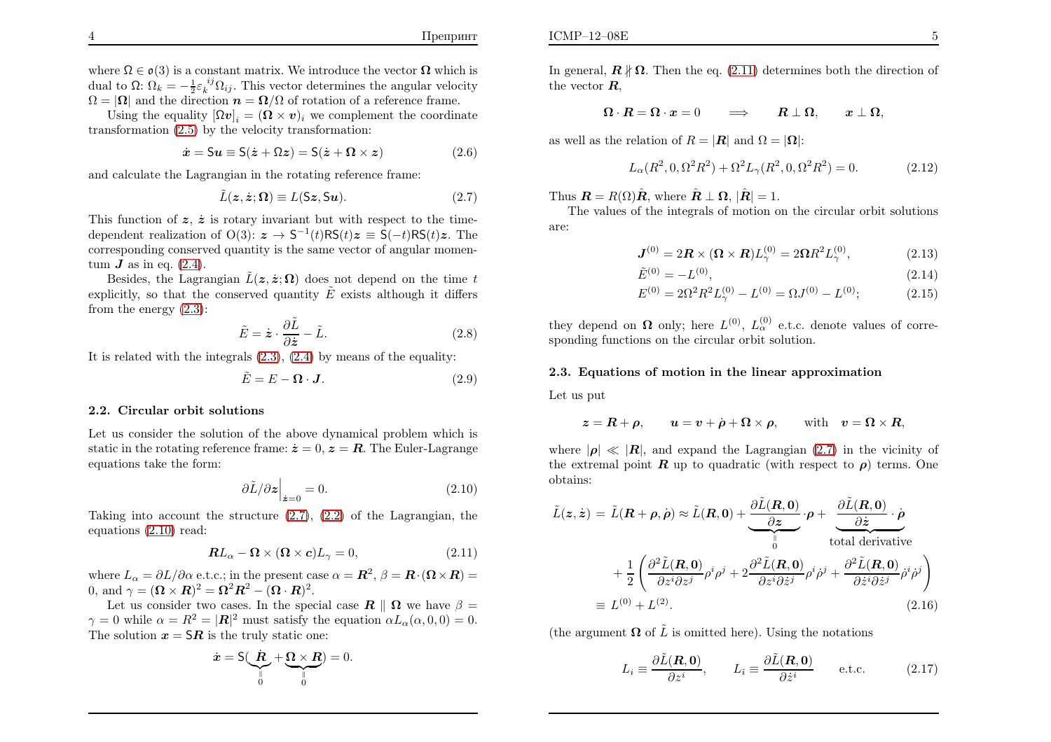where $\Omega \in \mathfrak{o}(3)$ is a constant matrix. We introduce the vector $\boldsymbol{\Omega}$ which is dual to $\Omega$: $\Omega_k = -\frac{1}{2}\varepsilon_k{}^{ij}\Omega_{ij}$. This vector determines the angular velocity $\Omega = |\boldsymbol{\Omega}|$ and the direction $\boldsymbol{n} = \boldsymbol{\Omega}/\Omega$ of rotation of a reference frame.

Using the equality $[\Omega \boldsymbol{v}]_i = (\boldsymbol{\Omega} \times \boldsymbol{v})_i$ we complement the coordinate transformation (2.5) by the velocity transformation:

$$\dot{\boldsymbol{x}} = \mathsf{S}\boldsymbol{u} \equiv \mathsf{S}(\dot{\boldsymbol{z}} + \Omega \boldsymbol{z}) = \mathsf{S}(\dot{\boldsymbol{z}} + \boldsymbol{\Omega} \times \boldsymbol{z}) \tag{2.6}$$

and calculate the Lagrangian in the rotating reference frame:

$$\tilde{L}(\boldsymbol{z}, \dot{\boldsymbol{z}}; \boldsymbol{\Omega}) \equiv L(\mathsf{S}\boldsymbol{z}, \mathsf{S}\boldsymbol{u}). \tag{2.7}$$

This function of $\boldsymbol{z}$, $\dot{\boldsymbol{z}}$ is rotary invariant but with respect to the time-dependent realization of O(3): $\boldsymbol{z} \to \mathsf{S}^{-1}(t)\mathsf{R}\mathsf{S}(t)\boldsymbol{z} \equiv \mathsf{S}(-t)\mathsf{R}\mathsf{S}(t)\boldsymbol{z}$. The corresponding conserved quantity is the same vector of angular momentum $\boldsymbol{J}$ as in eq. (2.4).

Besides, the Lagrangian $\tilde{L}(\boldsymbol{z}, \dot{\boldsymbol{z}}; \boldsymbol{\Omega})$ does not depend on the time $t$ explicitly, so that the conserved quantity $\tilde{E}$ exists although it differs from the energy (2.3):

$$\tilde{E} = \dot{\boldsymbol{z}} \cdot \frac{\partial \tilde{L}}{\partial \dot{\boldsymbol{z}}} - \tilde{L}. \tag{2.8}$$

It is related with the integrals (2.3), (2.4) by means of the equality:

$$\tilde{E} = E - \boldsymbol{\Omega} \cdot \boldsymbol{J}. \tag{2.9}$$

## 2.2. Circular orbit solutions

Let us consider the solution of the above dynamical problem which is static in the rotating reference frame: $\dot{\boldsymbol{z}} = 0$, $\boldsymbol{z} = \boldsymbol{R}$. The Euler-Lagrange equations take the form:

$$\partial \tilde{L}/\partial \boldsymbol{z}\Big|_{\dot{\boldsymbol{z}}=0} = 0. \tag{2.10}$$

Taking into account the structure (2.7), (2.2) of the Lagrangian, the equations (2.10) read:

$$\boldsymbol{R} L_\alpha - \boldsymbol{\Omega} \times (\boldsymbol{\Omega} \times \boldsymbol{c}) L_\gamma = 0, \tag{2.11}$$

where $L_\alpha = \partial L/\partial \alpha$ e.t.c.; in the present case $\alpha = \boldsymbol{R}^2$, $\beta = \boldsymbol{R}\cdot(\boldsymbol{\Omega}\times\boldsymbol{R}) = 0$, and $\gamma = (\boldsymbol{\Omega}\times\boldsymbol{R})^2 = \boldsymbol{\Omega}^2\boldsymbol{R}^2 - (\boldsymbol{\Omega}\cdot\boldsymbol{R})^2$.

Let us consider two cases. In the special case $\boldsymbol{R} \parallel \boldsymbol{\Omega}$ we have $\beta = \gamma = 0$ while $\alpha = R^2 = |\boldsymbol{R}|^2$ must satisfy the equation $\alpha L_\alpha(\alpha, 0, 0) = 0$. The solution $\boldsymbol{x} = \mathsf{S}\boldsymbol{R}$ is the truly static one:

$$\dot{\boldsymbol{x}} = \mathsf{S}(\underbrace{\dot{\boldsymbol{R}}}_{\overset{\parallel}{0}} + \underbrace{\boldsymbol{\Omega}\times\boldsymbol{R}}_{\overset{\parallel}{0}}) = 0.$$

In general, $\boldsymbol{R} \nparallel \boldsymbol{\Omega}$. Then the eq. (2.11) determines both the direction of the vector $\boldsymbol{R}$,

$$\boldsymbol{\Omega}\cdot\boldsymbol{R} = \boldsymbol{\Omega}\cdot\boldsymbol{x} = 0 \qquad \Longrightarrow \qquad \boldsymbol{R} \perp \boldsymbol{\Omega}, \qquad \boldsymbol{x} \perp \boldsymbol{\Omega},$$

as well as the relation of $R = |\boldsymbol{R}|$ and $\Omega = |\boldsymbol{\Omega}|$:

$$L_\alpha(R^2, 0, \Omega^2 R^2) + \Omega^2 L_\gamma(R^2, 0, \Omega^2 R^2) = 0. \tag{2.12}$$

Thus $\boldsymbol{R} = R(\Omega)\hat{\boldsymbol{R}}$, where $\hat{\boldsymbol{R}} \perp \boldsymbol{\Omega}$, $|\hat{\boldsymbol{R}}| = 1$.

The values of the integrals of motion on the circular orbit solutions are:

$$\boldsymbol{J}^{(0)} = 2\boldsymbol{R}\times(\boldsymbol{\Omega}\times\boldsymbol{R})L_\gamma^{(0)} = 2\boldsymbol{\Omega}R^2 L_\gamma^{(0)}, \tag{2.13}$$

$$\tilde{E}^{(0)} = -L^{(0)}, \tag{2.14}$$

$$E^{(0)} = 2\Omega^2 R^2 L_\gamma^{(0)} - L^{(0)} = \Omega J^{(0)} - L^{(0)}; \tag{2.15}$$

they depend on $\boldsymbol{\Omega}$ only; here $L^{(0)}$, $L_\alpha^{(0)}$ e.t.c. denote values of corresponding functions on the circular orbit solution.

## 2.3. Equations of motion in the linear approximation

Let us put

$$\boldsymbol{z} = \boldsymbol{R} + \boldsymbol{\rho}, \qquad \boldsymbol{u} = \boldsymbol{v} + \dot{\boldsymbol{\rho}} + \boldsymbol{\Omega}\times\boldsymbol{\rho}, \qquad \text{with} \quad \boldsymbol{v} = \boldsymbol{\Omega}\times\boldsymbol{R},$$

where $|\boldsymbol{\rho}| \ll |\boldsymbol{R}|$, and expand the Lagrangian (2.7) in the vicinity of the extremal point $\boldsymbol{R}$ up to quadratic (with respect to $\boldsymbol{\rho}$) terms. One obtains:

$$\begin{aligned}
\tilde{L}(\boldsymbol{z}, \dot{\boldsymbol{z}}) \;=\; \tilde{L}(\boldsymbol{R}+\boldsymbol{\rho}, \dot{\boldsymbol{\rho}}) &\approx \tilde{L}(\boldsymbol{R}, \boldsymbol{0}) + \underbrace{\frac{\partial \tilde{L}(\boldsymbol{R}, \boldsymbol{0})}{\partial \boldsymbol{z}}}_{\overset{\parallel}{0}} \cdot \boldsymbol{\rho} + \underbrace{\frac{\partial \tilde{L}(\boldsymbol{R}, \boldsymbol{0})}{\partial \dot{\boldsymbol{z}}} \cdot \dot{\boldsymbol{\rho}}}_{\text{total derivative}} \\
&+ \frac{1}{2}\left( \frac{\partial^2 \tilde{L}(\boldsymbol{R}, \boldsymbol{0})}{\partial z^i \partial z^j}\rho^i\rho^j + 2\frac{\partial^2 \tilde{L}(\boldsymbol{R}, \boldsymbol{0})}{\partial z^i \partial \dot{z}^j}\rho^i\dot{\rho}^j + \frac{\partial^2 \tilde{L}(\boldsymbol{R}, \boldsymbol{0})}{\partial \dot{z}^i \partial \dot{z}^j}\dot{\rho}^i\dot{\rho}^j \right) \\
&\equiv L^{(0)} + L^{(2)}.
\end{aligned} \tag{2.16}$$

(the argument $\boldsymbol{\Omega}$ of $\tilde{L}$ is omitted here). Using the notations

$$L_i \equiv \frac{\partial \tilde{L}(\boldsymbol{R}, \boldsymbol{0})}{\partial z^i}, \qquad L_{\dot{\imath}} \equiv \frac{\partial \tilde{L}(\boldsymbol{R}, \boldsymbol{0})}{\partial \dot{z}^i} \qquad \text{e.t.c.} \tag{2.17}$$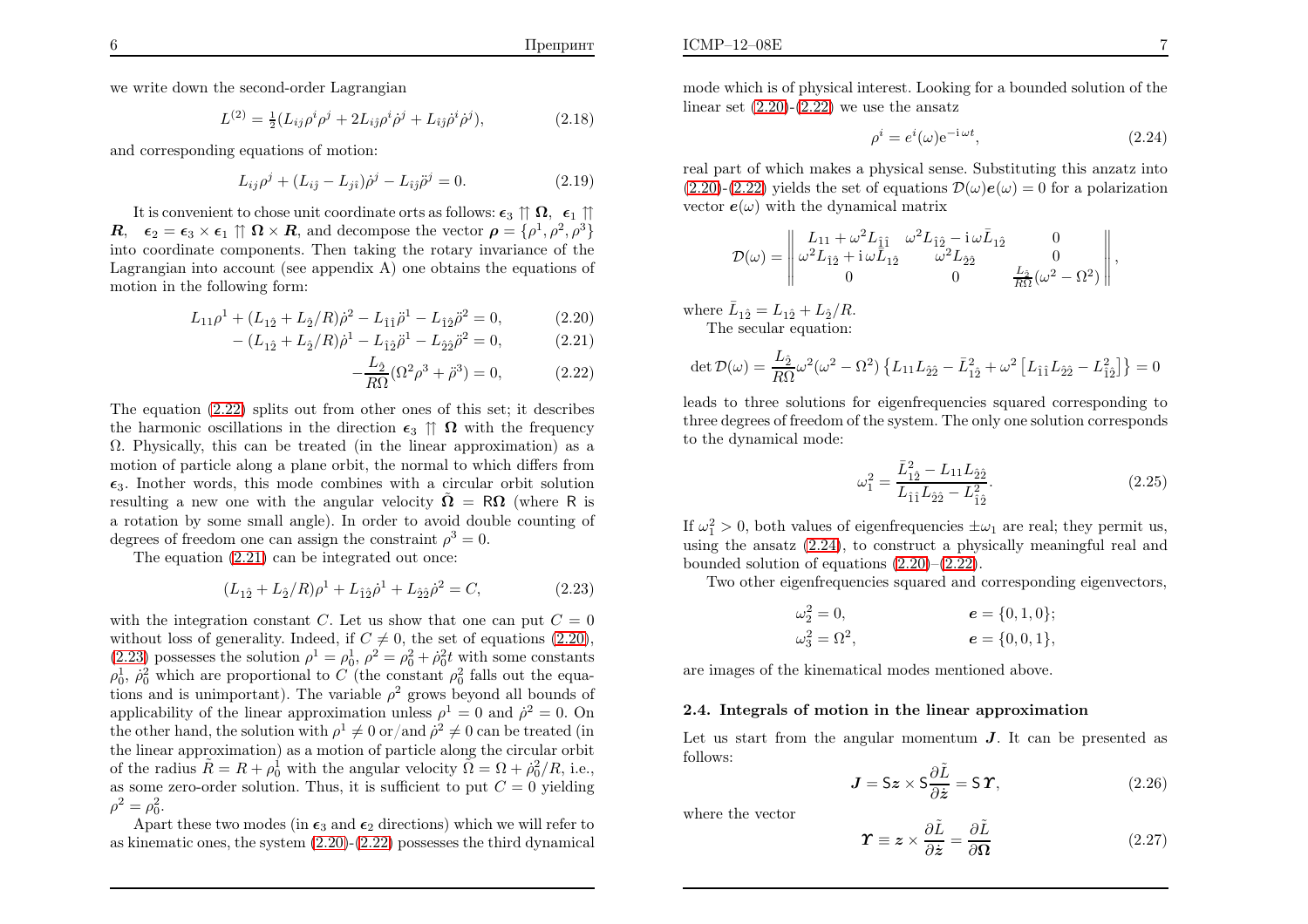we write down the second-order Lagrangian

$$L^{(2)} = \tfrac{1}{2}(L_{ij}\rho^i\rho^j + 2L_{i\dot{j}}\rho^i\dot{\rho}^j + L_{\dot{i}\dot{j}}\dot{\rho}^i\dot{\rho}^j), \tag{2.18}$$

and corresponding equations of motion:

$$L_{ij}\rho^j + (L_{i\dot{j}} - L_{j\dot{i}})\dot{\rho}^j - L_{\dot{i}\dot{j}}\ddot{\rho}^j = 0. \tag{2.19}$$

It is convenient to chose unit coordinate orts as follows: $\boldsymbol{\epsilon}_3 \upuparrows \boldsymbol{\Omega}$, $\boldsymbol{\epsilon}_1 \upuparrows \boldsymbol{R}$, $\boldsymbol{\epsilon}_2 = \boldsymbol{\epsilon}_3 \times \boldsymbol{\epsilon}_1 \upuparrows \boldsymbol{\Omega} \times \boldsymbol{R}$, and decompose the vector $\boldsymbol{\rho} = \{\rho^1, \rho^2, \rho^3\}$ into coordinate components. Then taking the rotary invariance of the Lagrangian into account (see appendix A) one obtains the equations of motion in the following form:

$$L_{11}\rho^1 + (L_{1\dot{2}} + L_{\dot{2}}/R)\dot{\rho}^2 - L_{\dot{1}\dot{1}}\ddot{\rho}^1 - L_{\dot{1}\dot{2}}\ddot{\rho}^2 = 0, \tag{2.20}$$

$$-(L_{1\dot{2}} + L_{\dot{2}}/R)\dot{\rho}^1 - L_{\dot{1}\dot{2}}\ddot{\rho}^1 - L_{\dot{2}\dot{2}}\ddot{\rho}^2 = 0, \tag{2.21}$$

$$-\frac{L_{\dot{2}}}{R\Omega}(\Omega^2\rho^3 + \ddot{\rho}^3) = 0, \tag{2.22}$$

The equation (2.22) splits out from other ones of this set; it describes the harmonic oscillations in the direction $\boldsymbol{\epsilon}_3 \upuparrows \boldsymbol{\Omega}$ with the frequency $\Omega$. Physically, this can be treated (in the linear approximation) as a motion of particle along a plane orbit, the normal to which differs from $\boldsymbol{\epsilon}_3$. Inother words, this mode combines with a circular orbit solution resulting a new one with the angular velocity $\tilde{\boldsymbol{\Omega}} = \mathsf{R}\boldsymbol{\Omega}$ (where $\mathsf{R}$ is a rotation by some small angle). In order to avoid double counting of degrees of freedom one can assign the constraint $\rho^3 = 0$.

The equation (2.21) can be integrated out once:

$$(L_{1\dot{2}} + L_{\dot{2}}/R)\rho^1 + L_{\dot{1}\dot{2}}\dot{\rho}^1 + L_{\dot{2}\dot{2}}\dot{\rho}^2 = C, \tag{2.23}$$

with the integration constant $C$. Let us show that one can put $C = 0$ without loss of generality. Indeed, if $C \neq 0$, the set of equations (2.20), (2.23) possesses the solution $\rho^1 = \rho^1_0$, $\rho^2 = \rho^2_0 + \dot{\rho}^2_0 t$ with some constants $\rho^1_0$, $\dot{\rho}^2_0$ which are proportional to $C$ (the constant $\rho^2_0$ falls out the equations and is unimportant). The variable $\rho^2$ grows beyond all bounds of applicability of the linear approximation unless $\rho^1 = 0$ and $\dot{\rho}^2 = 0$. On the other hand, the solution with $\rho^1 \neq 0$ or/and $\dot{\rho}^2 \neq 0$ can be treated (in the linear approximation) as a motion of particle along the circular orbit of the radius $\tilde{R} = R + \rho^1_0$ with the angular velocity $\tilde{\Omega} = \Omega + \dot{\rho}^2_0/R$, i.e., as some zero-order solution. Thus, it is sufficient to put $C = 0$ yielding $\rho^2 = \rho^2_0$.

Apart these two modes (in $\boldsymbol{\epsilon}_3$ and $\boldsymbol{\epsilon}_2$ directions) which we will refer to as kinematic ones, the system (2.20)-(2.22) possesses the third dynamical mode which is of physical interest. Looking for a bounded solution of the linear set (2.20)-(2.22) we use the ansatz

$$\rho^i = e^i(\omega)\mathrm{e}^{-\mathrm{i}\,\omega t}, \tag{2.24}$$

real part of which makes a physical sense. Substituting this anzatz into (2.20)-(2.22) yields the set of equations $\mathcal{D}(\omega)\boldsymbol{e}(\omega) = 0$ for a polarization vector $\boldsymbol{e}(\omega)$ with the dynamical matrix

$$\mathcal{D}(\omega) = \left\| \begin{matrix} L_{11} + \omega^2 L_{\dot{1}\dot{1}} & \omega^2 L_{\dot{1}\dot{2}} - \mathrm{i}\,\omega \bar{L}_{1\dot{2}} & 0 \\ \omega^2 L_{\dot{1}\dot{2}} + \mathrm{i}\,\omega \bar{L}_{1\dot{2}} & \omega^2 L_{\dot{2}\dot{2}} & 0 \\ 0 & 0 & \frac{L_{\dot{2}}}{R\Omega}(\omega^2 - \Omega^2) \end{matrix} \right\|,$$

where $\bar{L}_{1\dot{2}} = L_{1\dot{2}} + L_{\dot{2}}/R$.

The secular equation:

$$\det \mathcal{D}(\omega) = \frac{L_{\dot{2}}}{R\Omega}\omega^2(\omega^2 - \Omega^2)\left\{L_{11}L_{\dot{2}\dot{2}} - \bar{L}^2_{1\dot{2}} + \omega^2\left[L_{\dot{1}\dot{1}}L_{\dot{2}\dot{2}} - L^2_{\dot{1}\dot{2}}\right]\right\} = 0$$

leads to three solutions for eigenfrequencies squared corresponding to three degrees of freedom of the system. The only one solution corresponds to the dynamical mode:

$$\omega_1^2 = \frac{\bar{L}^2_{1\dot{2}} - L_{11}L_{\dot{2}\dot{2}}}{L_{\dot{1}\dot{1}}L_{\dot{2}\dot{2}} - L^2_{\dot{1}\dot{2}}}. \tag{2.25}$$

If $\omega_1^2 > 0$, both values of eigenfrequencies $\pm\omega_1$ are real; they permit us, using the ansatz (2.24), to construct a physically meaningful real and bounded solution of equations (2.20)–(2.22).

Two other eigenfrequencies squared and corresponding eigenvectors,

$$\omega_2^2 = 0, \qquad \boldsymbol{e} = \{0, 1, 0\};$$
$$\omega_3^2 = \Omega^2, \qquad \boldsymbol{e} = \{0, 0, 1\},$$

are images of the kinematical modes mentioned above.

### 2.4. Integrals of motion in the linear approximation

Let us start from the angular momentum $\boldsymbol{J}$. It can be presented as follows:

$$\boldsymbol{J} = \mathsf{S}\boldsymbol{z} \times \mathsf{S}\frac{\partial \tilde{L}}{\partial \dot{\boldsymbol{z}}} = \mathsf{S}\,\boldsymbol{\Upsilon}, \tag{2.26}$$

where the vector

$$\boldsymbol{\Upsilon} \equiv \boldsymbol{z} \times \frac{\partial \tilde{L}}{\partial \dot{\boldsymbol{z}}} = \frac{\partial \tilde{L}}{\partial \boldsymbol{\Omega}} \tag{2.27}$$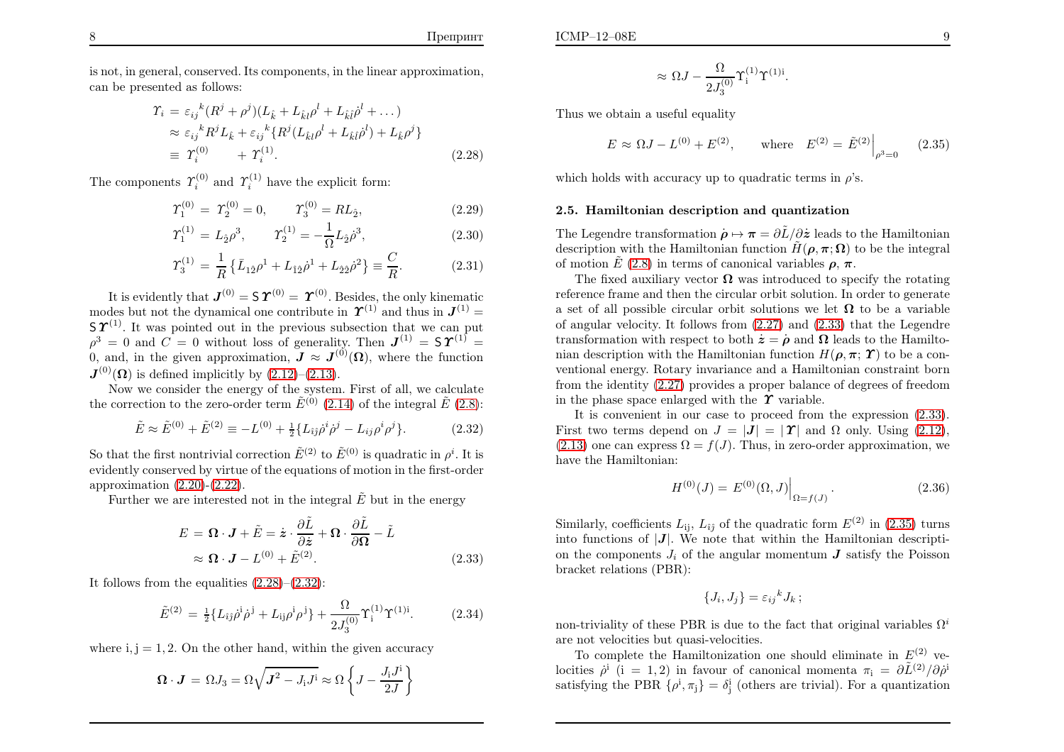is not, in general, conserved. Its components, in the linear approximation, can be presented as follows:

$$\begin{aligned} \varUpsilon_i &= \varepsilon_{ij}{}^k(R^j+\rho^j)(L_{\hat k}+L_{\hat k l}\rho^l+L_{\hat k \hat l}\dot\rho^l+\dots) \\ &\approx \varepsilon_{ij}{}^k R^j L_{\hat k} + \varepsilon_{ij}{}^k\{R^j(L_{\hat k l}\rho^l+L_{\hat k \hat l}\dot\rho^l)+L_{\hat k}\rho^j\} \\ &\equiv \varUpsilon_i^{(0)} \qquad + \varUpsilon_i^{(1)}. \end{aligned} \tag{2.28}$$

The components $\varUpsilon_i^{(0)}$ and $\varUpsilon_i^{(1)}$ have the explicit form:

$$\varUpsilon_1^{(0)} = \varUpsilon_2^{(0)} = 0, \qquad \varUpsilon_3^{(0)} = RL_{\hat 2}, \tag{2.29}$$

$$\varUpsilon_1^{(1)} = L_{\hat 2}\rho^3, \qquad \varUpsilon_2^{(1)} = -\frac{1}{\Omega}L_{\hat 2}\dot\rho^3, \tag{2.30}$$

$$\varUpsilon_3^{(1)} = \frac{1}{R}\left\{\bar L_{1\hat 2}\rho^1 + L_{\hat 1\hat 2}\dot\rho^1 + L_{\hat 2\hat 2}\dot\rho^2\right\} \equiv \frac{C}{R}. \tag{2.31}$$

It is evidently that $\boldsymbol{J}^{(0)} = \mathsf{S}\,\boldsymbol{\varUpsilon}^{(0)} = \boldsymbol{\varUpsilon}^{(0)}$. Besides, the only kinematic modes but not the dynamical one contribute in $\boldsymbol{\varUpsilon}^{(1)}$ and thus in $\boldsymbol{J}^{(1)} = \mathsf{S}\,\boldsymbol{\varUpsilon}^{(1)}$. It was pointed out in the previous subsection that we can put $\rho^3 = 0$ and $C = 0$ without loss of generality. Then $\boldsymbol{J}^{(1)} = \mathsf{S}\,\boldsymbol{\varUpsilon}^{(1)} = 0$, and, in the given approximation, $\boldsymbol{J} \approx \boldsymbol{J}^{(0)}(\boldsymbol{\Omega})$, where the function $\boldsymbol{J}^{(0)}(\boldsymbol{\Omega})$ is defined implicitly by (2.12)–(2.13).

Now we consider the energy of the system. First of all, we calculate the correction to the zero-order term $\tilde E^{(0)}$ (2.14) of the integral $\tilde E$ (2.8):

$$\tilde E \approx \tilde E^{(0)} + \tilde E^{(2)} \equiv -L^{(0)} + \tfrac12\{L_{\hat\imath\hat\jmath}\dot\rho^i\dot\rho^j - L_{ij}\rho^i\rho^j\}. \tag{2.32}$$

So that the first nontrivial correction $\tilde E^{(2)}$ to $\tilde E^{(0)}$ is quadratic in $\rho^i$. It is evidently conserved by virtue of the equations of motion in the first-order approximation (2.20)-(2.22).

Further we are interested not in the integral $\tilde E$ but in the energy

$$\begin{aligned} E &= \boldsymbol{\Omega}\cdot\boldsymbol{J} + \tilde E = \dot{\boldsymbol z}\cdot\frac{\partial\tilde L}{\partial\dot{\boldsymbol z}} + \boldsymbol{\Omega}\cdot\frac{\partial\tilde L}{\partial\boldsymbol{\Omega}} - \tilde L \\ &\approx \boldsymbol{\Omega}\cdot\boldsymbol{J} - L^{(0)} + \tilde E^{(2)}. \end{aligned} \tag{2.33}$$

It follows from the equalities (2.28)–(2.32):

$$\tilde E^{(2)} = \tfrac12\{L_{\hat\imath\hat\jmath}\dot\rho^{\mathrm i}\dot\rho^{\mathrm j} + L_{\mathrm{ij}}\rho^{\mathrm i}\rho^{\mathrm j}\} + \frac{\Omega}{2J_3^{(0)}}\Upsilon_{\mathrm i}^{(1)}\Upsilon^{(1)\mathrm i}. \tag{2.34}$$

where $\mathrm{i,j} = 1,2$. On the other hand, within the given accuracy

$$\boldsymbol{\Omega}\cdot\boldsymbol{J} = \Omega J_3 = \Omega\sqrt{\boldsymbol{J}^2 - J_{\mathrm i}J^{\mathrm i}} \approx \Omega\left\{J - \frac{J_{\mathrm i}J^{\mathrm i}}{2J}\right\}$$

$$\approx \Omega J - \frac{\Omega}{2J_3^{(0)}}\Upsilon_{\mathrm i}^{(1)}\Upsilon^{(1)\mathrm i}.$$

Thus we obtain a useful equality

$$E \approx \Omega J - L^{(0)} + E^{(2)}, \qquad \text{where} \quad E^{(2)} = \tilde E^{(2)}\Big|_{\rho^3=0} \tag{2.35}$$

which holds with accuracy up to quadratic terms in $\rho$'s.

### 2.5. Hamiltonian description and quantization

The Legendre transformation $\dot{\boldsymbol\rho} \mapsto \boldsymbol\pi = \partial\tilde L/\partial\dot{\boldsymbol z}$ leads to the Hamiltonian description with the Hamiltonian function $\tilde H(\boldsymbol\rho,\boldsymbol\pi;\boldsymbol\Omega)$ to be the integral of motion $\tilde E$ (2.8) in terms of canonical variables $\boldsymbol\rho$, $\boldsymbol\pi$.

The fixed auxiliary vector $\boldsymbol\Omega$ was introduced to specify the rotating reference frame and then the circular orbit solution. In order to generate a set of all possible circular orbit solutions we let $\boldsymbol\Omega$ to be a variable of angular velocity. It follows from (2.27) and (2.33) that the Legendre transformation with respect to both $\dot{\boldsymbol z} = \dot{\boldsymbol\rho}$ and $\boldsymbol\Omega$ leads to the Hamiltonian description with the Hamiltonian function $H(\boldsymbol\rho,\boldsymbol\pi;\,\boldsymbol\varUpsilon)$ to be a conventional energy. Rotary invariance and a Hamiltonian constraint born from the identity (2.27) provides a proper balance of degrees of freedom in the phase space enlarged with the $\boldsymbol\varUpsilon$ variable.

It is convenient in our case to proceed from the expression (2.33). First two terms depend on $J = |\boldsymbol J| = |\,\boldsymbol\varUpsilon|$ and $\Omega$ only. Using (2.12), (2.13) one can express $\Omega = f(J)$. Thus, in zero-order approximation, we have the Hamiltonian:

$$H^{(0)}(J) = E^{(0)}(\Omega, J)\Big|_{\Omega=f(J)}. \tag{2.36}$$

Similarly, coefficients $L_{\mathrm{ij}}$, $L_{\hat\imath\hat\jmath}$ of the quadratic form $E^{(2)}$ in (2.35) turns into functions of $|\boldsymbol J|$. We note that within the Hamiltonian description the components $J_i$ of the angular momentum $\boldsymbol J$ satisfy the Poisson bracket relations (PBR):

$$\{J_i, J_j\} = \varepsilon_{ij}{}^k J_k\,;$$

non-triviality of these PBR is due to the fact that original variables $\Omega^i$ are not velocities but quasi-velocities.

To complete the Hamiltonization one should eliminate in $E^{(2)}$ velocities $\dot\rho^{\mathrm i}$ ($\mathrm i = 1,2$) in favour of canonical momenta $\pi_{\mathrm i} = \partial\tilde L^{(2)}/\partial\dot\rho^{\mathrm i}$ satisfying the PBR $\{\rho^{\mathrm i}, \pi_{\mathrm j}\} = \delta^{\mathrm i}_{\mathrm j}$ (others are trivial). For a quantization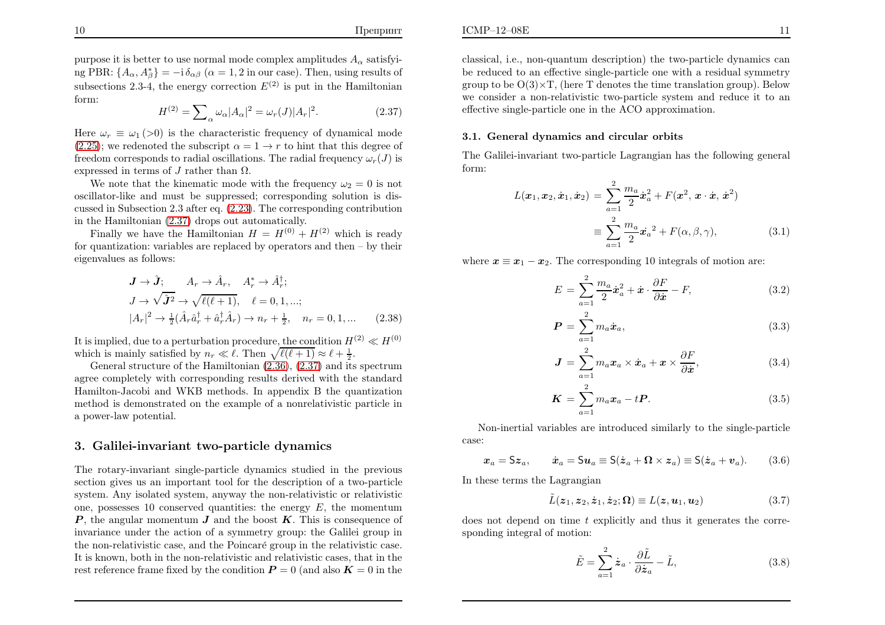purpose it is better to use normal mode complex amplitudes $A_\alpha$ satisfying PBR: $\{A_\alpha, A^*_\beta\} = -\mathrm{i}\,\delta_{\alpha\beta}$ ($\alpha = 1, 2$ in our case). Then, using results of subsections 2.3-4, the energy correction $E^{(2)}$ is put in the Hamiltonian form:

$$H^{(2)} = \sum\nolimits_\alpha \omega_\alpha |A_\alpha|^2 = \omega_r(J)|A_r|^2. \tag{2.37}$$

Here $\omega_r \equiv \omega_1\,(>0)$ is the characteristic frequency of dynamical mode (2.25); we redenoted the subscript $\alpha = 1 \to r$ to hint that this degree of freedom corresponds to radial oscillations. The radial frequency $\omega_r(J)$ is expressed in terms of $J$ rather than $\Omega$.

We note that the kinematic mode with the frequency $\omega_2 = 0$ is not oscillator-like and must be suppressed; corresponding solution is discussed in Subsection 2.3 after eq. (2.23). The corresponding contribution in the Hamiltonian (2.37) drops out automatically.

Finally we have the Hamiltonian $H = H^{(0)} + H^{(2)}$ which is ready for quantization: variables are replaced by operators and then – by their eigenvalues as follows:

$$\begin{aligned}
&\boldsymbol{J} \to \hat{\boldsymbol{J}}; \qquad A_r \to \hat{A}_r, \quad A^*_r \to \hat{A}^\dagger_r;\\
&J \to \sqrt{\hat{\boldsymbol{J}}^2} \to \sqrt{\ell(\ell+1)}, \quad \ell = 0, 1, ...;\\
&|A_r|^2 \to \tfrac{1}{2}(\hat{A}_r\hat{a}^\dagger_r + \hat{a}^\dagger_r\hat{A}_r) \to n_r + \tfrac{1}{2}, \quad n_r = 0, 1, ...
\end{aligned} \tag{2.38}$$

It is implied, due to a perturbation procedure, the condition $H^{(2)} \ll H^{(0)}$ which is mainly satisfied by $n_r \ll \ell$. Then $\sqrt{\ell(\ell+1)} \approx \ell + \frac{1}{2}$.

General structure of the Hamiltonian (2.36), (2.37) and its spectrum agree completely with corresponding results derived with the standard Hamilton-Jacobi and WKB methods. In appendix B the quantization method is demonstrated on the example of a nonrelativistic particle in a power-law potential.

## 3. Galilei-invariant two-particle dynamics

The rotary-invariant single-particle dynamics studied in the previous section gives us an important tool for the description of a two-particle system. Any isolated system, anyway the non-relativistic or relativistic one, possesses 10 conserved quantities: the energy $E$, the momentum $\boldsymbol{P}$, the angular momentum $\boldsymbol{J}$ and the boost $\boldsymbol{K}$. This is consequence of invariance under the action of a symmetry group: the Galilei group in the non-relativistic case, and the Poincaré group in the relativistic case. It is known, both in the non-relativistic and relativistic cases, that in the rest reference frame fixed by the condition $\boldsymbol{P} = 0$ (and also $\boldsymbol{K} = 0$ in the classical, i.e., non-quantum description) the two-particle dynamics can be reduced to an effective single-particle one with a residual symmetry group to be $\mathrm{O}(3)\times\mathrm{T}$, (here T denotes the time translation group). Below we consider a non-relativistic two-particle system and reduce it to an effective single-particle one in the ACO approximation.

### 3.1. General dynamics and circular orbits

The Galilei-invariant two-particle Lagrangian has the following general form:

$$\begin{aligned}
L(\boldsymbol{x}_1, \boldsymbol{x}_2, \dot{\boldsymbol{x}}_1, \dot{\boldsymbol{x}}_2) &= \sum_{a=1}^{2} \frac{m_a}{2}\dot{\boldsymbol{x}}_a^2 + F(\boldsymbol{x}^2, \boldsymbol{x}\cdot\dot{\boldsymbol{x}}, \dot{\boldsymbol{x}}^2)\\
&\equiv \sum_{a=1}^{2} \frac{m_a}{2}\dot{\boldsymbol{x}}_a{}^2 + F(\alpha, \beta, \gamma),
\end{aligned} \tag{3.1}$$

where $\boldsymbol{x} \equiv \boldsymbol{x}_1 - \boldsymbol{x}_2$. The corresponding 10 integrals of motion are:

$$E = \sum_{a=1}^{2} \frac{m_a}{2}\dot{\boldsymbol{x}}_a^2 + \dot{\boldsymbol{x}}\cdot\frac{\partial F}{\partial\dot{\boldsymbol{x}}} - F, \tag{3.2}$$

$$\boldsymbol{P} = \sum_{a=1}^{2} m_a\dot{\boldsymbol{x}}_a, \tag{3.3}$$

$$\boldsymbol{J} = \sum_{a=1}^{2} m_a\boldsymbol{x}_a \times \dot{\boldsymbol{x}}_a + \boldsymbol{x} \times \frac{\partial F}{\partial\dot{\boldsymbol{x}}}, \tag{3.4}$$

$$\boldsymbol{K} = \sum_{a=1}^{2} m_a\boldsymbol{x}_a - t\boldsymbol{P}. \tag{3.5}$$

Non-inertial variables are introduced similarly to the single-particle case:

$$\boldsymbol{x}_a = \mathsf{S}\boldsymbol{z}_a, \qquad \dot{\boldsymbol{x}}_a = \mathsf{S}\boldsymbol{u}_a \equiv \mathsf{S}(\dot{\boldsymbol{z}}_a + \boldsymbol{\Omega}\times\boldsymbol{z}_a) \equiv \mathsf{S}(\dot{\boldsymbol{z}}_a + \boldsymbol{v}_a). \tag{3.6}$$

In these terms the Lagrangian

$$\tilde{L}(\boldsymbol{z}_1, \boldsymbol{z}_2, \dot{\boldsymbol{z}}_1, \dot{\boldsymbol{z}}_2; \boldsymbol{\Omega}) \equiv L(\boldsymbol{z}, \boldsymbol{u}_1, \boldsymbol{u}_2) \tag{3.7}$$

does not depend on time $t$ explicitly and thus it generates the corresponding integral of motion:

$$\tilde{E} = \sum_{a=1}^{2} \dot{\boldsymbol{z}}_a\cdot\frac{\partial\tilde{L}}{\partial\dot{\boldsymbol{z}}_a} - \tilde{L}, \tag{3.8}$$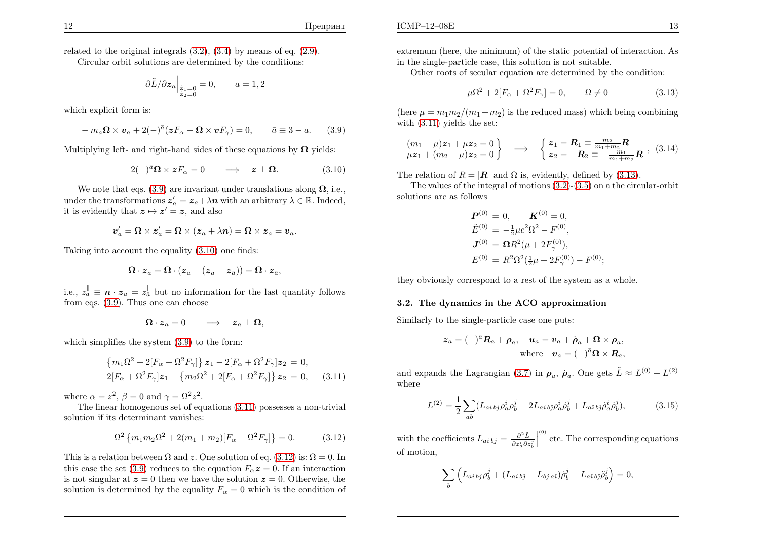related to the original integrals (3.2), (3.4) by means of eq. (2.9).

Circular orbit solutions are determined by the conditions:

$$\partial\tilde{L}/\partial\boldsymbol{z}_a\Big|_{\substack{\dot{\boldsymbol{z}}_1=0\\ \dot{\boldsymbol{z}}_2=0}} = 0, \qquad a = 1,2$$

which explicit form is:

$$-\,m_a\boldsymbol{\Omega}\times\boldsymbol{v}_a + 2(-)^{\bar{a}}(\boldsymbol{z}F_\alpha - \boldsymbol{\Omega}\times\boldsymbol{v}F_\gamma) = 0, \qquad \bar{a}\equiv 3-a. \qquad (3.9)$$

Multiplying left- and right-hand sides of these equations by $\boldsymbol{\Omega}$ yields:

$$2(-)^{\bar{a}}\boldsymbol{\Omega}\times\boldsymbol{z}F_\alpha = 0 \qquad \Longrightarrow \quad \boldsymbol{z}\perp\boldsymbol{\Omega}. \qquad (3.10)$$

We note that eqs. (3.9) are invariant under translations along $\boldsymbol{\Omega}$, i.e., under the transformations $\boldsymbol{z}'_a = \boldsymbol{z}_a + \lambda\boldsymbol{n}$ with an arbitrary $\lambda\in\mathbb{R}$. Indeed, it is evidently that $\boldsymbol{z}\mapsto\boldsymbol{z}' = \boldsymbol{z}$, and also

$$\boldsymbol{v}'_a = \boldsymbol{\Omega}\times\boldsymbol{z}'_a = \boldsymbol{\Omega}\times(\boldsymbol{z}_a + \lambda\boldsymbol{n}) = \boldsymbol{\Omega}\times\boldsymbol{z}_a = \boldsymbol{v}_a.$$

Taking into account the equality (3.10) one finds:

$$\boldsymbol{\Omega}\cdot\boldsymbol{z}_a = \boldsymbol{\Omega}\cdot(\boldsymbol{z}_a - (\boldsymbol{z}_a - \boldsymbol{z}_{\bar{a}})) = \boldsymbol{\Omega}\cdot\boldsymbol{z}_{\bar{a}},$$

i.e., $z_a^{\|}\equiv\boldsymbol{n}\cdot\boldsymbol{z}_a = z_{\bar{a}}^{\|}$ but no information for the last quantity follows from eqs. (3.9). Thus one can choose

$$\boldsymbol{\Omega}\cdot\boldsymbol{z}_a = 0 \qquad \Longrightarrow \quad \boldsymbol{z}_a\perp\boldsymbol{\Omega},$$

which simplifies the system (3.9) to the form:

$$\begin{aligned}\left\{m_1\Omega^2 + 2[F_\alpha + \Omega^2F_\gamma]\right\}\boldsymbol{z}_1 - 2[F_\alpha + \Omega^2F_\gamma]\boldsymbol{z}_2 &= 0,\\ -2[F_\alpha + \Omega^2F_\gamma]\boldsymbol{z}_1 + \left\{m_2\Omega^2 + 2[F_\alpha + \Omega^2F_\gamma]\right\}\boldsymbol{z}_2 &= 0,\end{aligned} \qquad (3.11)$$

where $\alpha = z^2$, $\beta = 0$ and $\gamma = \Omega^2z^2$.

The linear homogenous set of equations (3.11) possesses a non-trivial solution if its determinant vanishes:

$$\Omega^2\left\{m_1m_2\Omega^2 + 2(m_1+m_2)[F_\alpha + \Omega^2F_\gamma]\right\} = 0. \qquad (3.12)$$

This is a relation between $\Omega$ and $z$. One solution of eq. (3.12) is: $\Omega = 0$. In this case the set (3.9) reduces to the equation $F_\alpha\boldsymbol{z} = 0$. If an interaction is not singular at $\boldsymbol{z} = 0$ then we have the solution $\boldsymbol{z} = 0$. Otherwise, the solution is determined by the equality $F_\alpha = 0$ which is the condition of extremum (here, the minimum) of the static potential of interaction. As in the single-particle case, this solution is not suitable.

Other roots of secular equation are determined by the condition:

$$\mu\Omega^2 + 2[F_\alpha + \Omega^2F_\gamma] = 0, \qquad \Omega\neq 0 \qquad (3.13)$$

(here $\mu = m_1m_2/(m_1+m_2)$ is the reduced mass) which being combining with (3.11) yields the set:

$$\left.\begin{aligned}(m_1-\mu)\boldsymbol{z}_1 + \mu\boldsymbol{z}_2 = 0\\ \mu\boldsymbol{z}_1 + (m_2-\mu)\boldsymbol{z}_2 = 0\end{aligned}\right\} \quad\Longrightarrow\quad \left\{\begin{aligned}\boldsymbol{z}_1 &= \boldsymbol{R}_1\equiv\tfrac{m_2}{m_1+m_2}\boldsymbol{R}\\ \boldsymbol{z}_2 &= -\boldsymbol{R}_2\equiv-\tfrac{m_1}{m_1+m_2}\boldsymbol{R}\end{aligned}\right., \qquad (3.14)$$

The relation of $R = |\boldsymbol{R}|$ and $\Omega$ is, evidently, defined by (3.13).

The values of the integral of motions (3.2)-(3.5) on a the circular-orbit solutions are as follows

$$\begin{aligned}\boldsymbol{P}^{(0)} &= 0, \qquad \boldsymbol{K}^{(0)} = 0,\\ \tilde{E}^{(0)} &= -\tfrac{1}{2}\mu c^2\Omega^2 - F^{(0)},\\ \boldsymbol{J}^{(0)} &= \boldsymbol{\Omega}R^2(\mu + 2F_\gamma^{(0)}),\\ E^{(0)} &= R^2\Omega^2(\tfrac{1}{2}\mu + 2F_\gamma^{(0)}) - F^{(0)};\end{aligned}$$

they obviously correspond to a rest of the system as a whole.

### 3.2. The dynamics in the ACO approximation

Similarly to the single-particle case one puts:

$$\boldsymbol{z}_a = (-)^{\bar{a}}\boldsymbol{R}_a + \boldsymbol{\rho}_a, \quad \boldsymbol{u}_a = \boldsymbol{v}_a + \dot{\boldsymbol{\rho}}_a + \boldsymbol{\Omega}\times\boldsymbol{\rho}_a, \qquad \text{where} \quad \boldsymbol{v}_a = (-)^{\bar{a}}\boldsymbol{\Omega}\times\boldsymbol{R}_a,$$

and expands the Lagrangian (3.7) in $\boldsymbol{\rho}_a$, $\dot{\boldsymbol{\rho}}_a$. One gets $\tilde{L}\approx L^{(0)} + L^{(2)}$ where

$$L^{(2)} = \frac{1}{2}\sum_{ab}(L_{ai\,bj}\rho_a^i\rho_b^j + 2L_{ai\,b\hat{j}}\rho_a^i\dot{\rho}_b^j + L_{a\hat{i}\,b\hat{j}}\dot{\rho}_a^i\dot{\rho}_b^j), \qquad (3.15)$$

with the coefficients $L_{ai\,bj} = \frac{\partial^2\tilde{L}}{\partial z_a^i\partial z_b^j}\Big|^{(0)}$ etc. The corresponding equations of motion,

$$\sum_b\left(L_{ai\,bj}\rho_b^j + (L_{ai\,b\hat{j}} - L_{bj\,a\hat{i}})\dot{\rho}_b^j - L_{a\hat{i}\,b\hat{j}}\ddot{\rho}_b^j\right) = 0,$$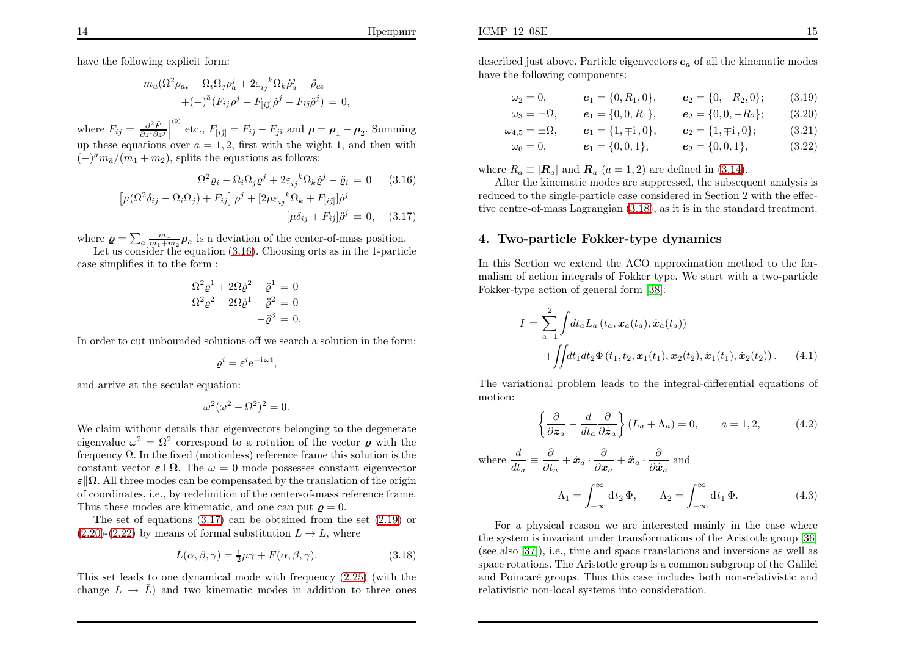have the following explicit form:

$$
\begin{aligned}
m_a(\Omega^2\rho_{ai} - \Omega_i\Omega_j\rho_a^j + 2\varepsilon_{ij}{}^k\Omega_k\dot\rho_a^j - \ddot\rho_{ai}& \\
+(-)^{\bar a}(F_{ij}\rho^j + F_{[i\bar j]}\dot\rho^j - F_{\bar i\bar j}\ddot\rho^j) &= 0,
\end{aligned}
$$

where $F_{ij} = \frac{\partial^2 \bar F}{\partial z^i \partial z^j}\Big|^{(0)}$ etc., $F_{[i\bar j]} = F_{i\bar j} - F_{j\bar i}$ and $\boldsymbol\rho = \boldsymbol\rho_1 - \boldsymbol\rho_2$. Summing up these equations over $a = 1, 2$, first with the wight 1, and then with $(-)^{\bar a}m_{\bar a}/(m_1 + m_2)$, splits the equations as follows:

$$
\Omega^2\varrho_i - \Omega_i\Omega_j\varrho^j + 2\varepsilon_{ij}{}^k\Omega_k\dot\varrho^j - \ddot\varrho_i = 0 \qquad (3.16)
$$

$$
\begin{aligned}
\left[\mu(\Omega^2\delta_{ij} - \Omega_i\Omega_j) + F_{ij}\right]\rho^j + [2\mu\varepsilon_{ij}{}^k\Omega_k + F_{[i\bar j]}]\dot\rho^j& \\
- [\mu\delta_{ij} + F_{\bar i\bar j}]\ddot\rho^j &= 0, \qquad (3.17)
\end{aligned}
$$

where $\boldsymbol\varrho = \sum_a \frac{m_a}{m_1+m_2}\boldsymbol\rho_a$ is a deviation of the center-of-mass position.

Let us consider the equation (3.16). Choosing orts as in the 1-particle case simplifies it to the form :

$$
\begin{aligned}
\Omega^2\varrho^1 + 2\Omega\dot\varrho^2 - \ddot\varrho^1 &= 0\\
\Omega^2\varrho^2 - 2\Omega\dot\varrho^1 - \ddot\varrho^2 &= 0\\
-\ddot\varrho^3 &= 0.
\end{aligned}
$$

In order to cut unbounded solutions off we search a solution in the form:

$$
\varrho^i = \varepsilon^i \mathrm{e}^{-\mathrm{i}\,\omega t},
$$

and arrive at the secular equation:

$$
\omega^2(\omega^2 - \Omega^2)^2 = 0.
$$

We claim without details that eigenvectors belonging to the degenerate eigenvalue $\omega^2 = \Omega^2$ correspond to a rotation of the vector $\boldsymbol\varrho$ with the frequency $\Omega$. In the fixed (motionless) reference frame this solution is the constant vector $\boldsymbol\varepsilon\perp\boldsymbol\Omega$. The $\omega = 0$ mode possesses constant eigenvector $\boldsymbol\varepsilon\|\boldsymbol\Omega$. All three modes can be compensated by the translation of the origin of coordinates, i.e., by redefinition of the center-of-mass reference frame. Thus these modes are kinematic, and one can put $\boldsymbol\varrho = 0$.

The set of equations (3.17) can be obtained from the set (2.19) or (2.20)-(2.22) by means of formal substitution $L \to \bar L$, where

$$
\bar L(\alpha, \beta, \gamma) = \tfrac12\mu\gamma + F(\alpha, \beta, \gamma). \qquad (3.18)
$$

This set leads to one dynamical mode with frequency (2.25) (with the change $L \to \bar L$) and two kinematic modes in addition to three ones described just above. Particle eigenvectors $\boldsymbol e_a$ of all the kinematic modes have the following components:

$$
\begin{aligned}
&\omega_2 = 0, && \boldsymbol e_1 = \{0, R_1, 0\}, && \boldsymbol e_2 = \{0, -R_2, 0\}; && (3.19)\\
&\omega_3 = \pm\Omega, && \boldsymbol e_1 = \{0, 0, R_1\}, && \boldsymbol e_2 = \{0, 0, -R_2\}; && (3.20)\\
&\omega_{4,5} = \pm\Omega, && \boldsymbol e_1 = \{1, \mp\mathrm{i}\,, 0\}, && \boldsymbol e_2 = \{1, \mp\mathrm{i}\,, 0\}; && (3.21)\\
&\omega_6 = 0, && \boldsymbol e_1 = \{0, 0, 1\}, && \boldsymbol e_2 = \{0, 0, 1\}, && (3.22)
\end{aligned}
$$

where $R_a \equiv |\boldsymbol R_a|$ and $\boldsymbol R_a$ $(a = 1, 2)$ are defined in (3.14).

After the kinematic modes are suppressed, the subsequent analysis is reduced to the single-particle case considered in Section 2 with the effective centre-of-mass Lagrangian (3.18), as it is in the standard treatment.

## 4. Two-particle Fokker-type dynamics

In this Section we extend the ACO approximation method to the formalism of action integrals of Fokker type. We start with a two-particle Fokker-type action of general form [38]:

$$
\begin{aligned}
I = \sum_{a=1}^{2}\int dt_a L_a\left(t_a, \boldsymbol x_a(t_a), \dot{\boldsymbol x}_a(t_a)\right)& \\
+\iint dt_1 dt_2\, \Phi\left(t_1, t_2, \boldsymbol x_1(t_1), \boldsymbol x_2(t_2), \dot{\boldsymbol x}_1(t_1), \dot{\boldsymbol x}_2(t_2)\right).& \qquad (4.1)
\end{aligned}
$$

The variational problem leads to the integral-differential equations of motion:

$$
\left\{\frac{\partial}{\partial \boldsymbol z_a} - \frac{d}{dt_a}\frac{\partial}{\partial \dot{\boldsymbol z}_a}\right\}(L_a + \Lambda_a) = 0, \qquad a = 1, 2, \qquad (4.2)
$$

where $\dfrac{d}{dt_a} \equiv \dfrac{\partial}{\partial t_a} + \dot{\boldsymbol x}_a\cdot\dfrac{\partial}{\partial \boldsymbol x_a} + \ddot{\boldsymbol x}_a\cdot\dfrac{\partial}{\partial \dot{\boldsymbol x}_a}$ and

$$
\Lambda_1 = \int_{-\infty}^{\infty}\mathrm{d}t_2\,\Phi, \qquad \Lambda_2 = \int_{-\infty}^{\infty}\mathrm{d}t_1\,\Phi. \qquad (4.3)
$$

For a physical reason we are interested mainly in the case where the system is invariant under transformations of the Aristotle group [36] (see also [37]), i.e., time and space translations and inversions as well as space rotations. The Aristotle group is a common subgroup of the Galilei and Poincaré groups. Thus this case includes both non-relativistic and relativistic non-local systems into consideration.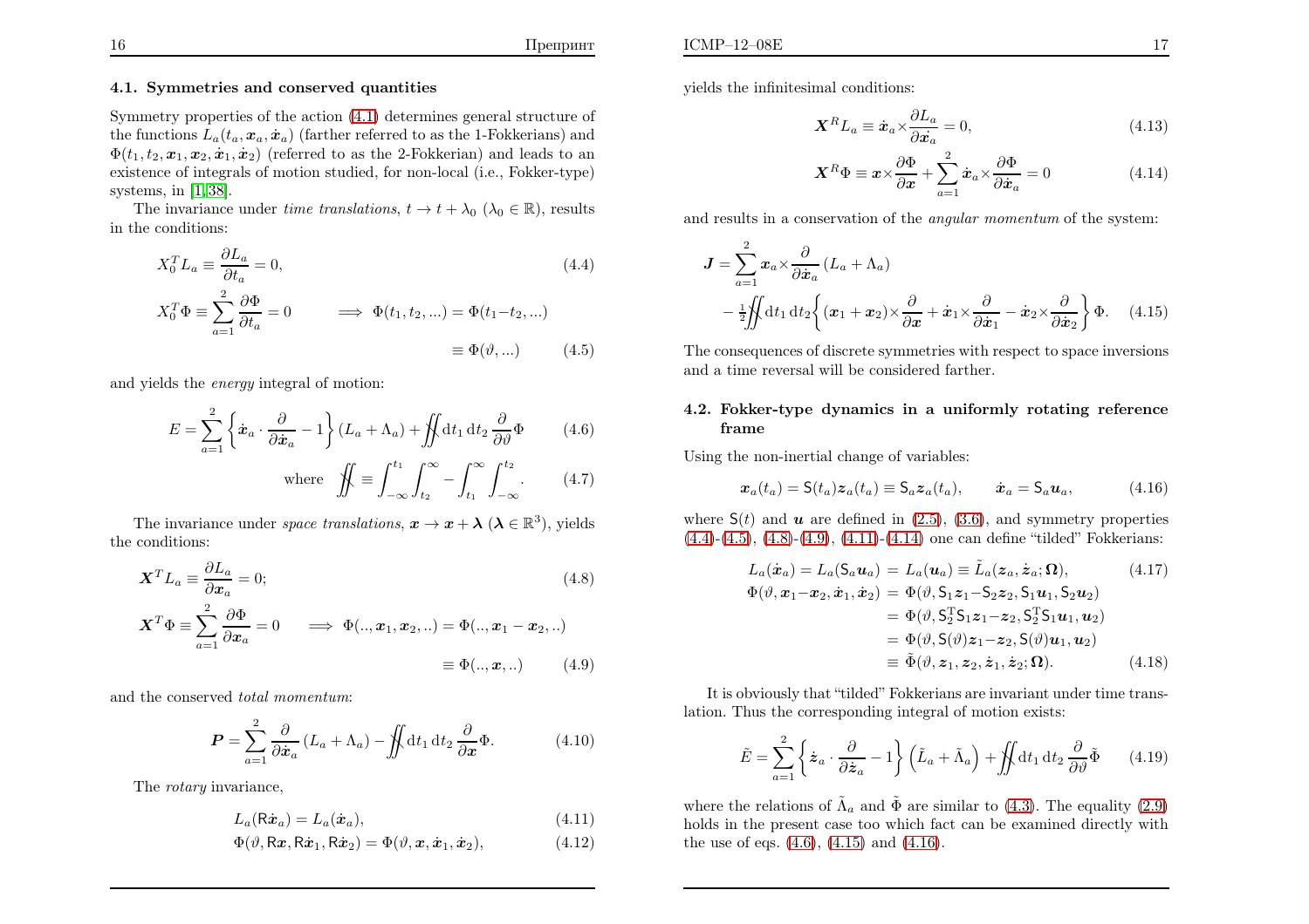### 4.1. Symmetries and conserved quantities

Symmetry properties of the action (4.1) determines general structure of the functions $L_a(t_a, \boldsymbol{x}_a, \dot{\boldsymbol{x}}_a)$ (farther referred to as the 1-Fokkerians) and $\Phi(t_1, t_2, \boldsymbol{x}_1, \boldsymbol{x}_2, \dot{\boldsymbol{x}}_1, \dot{\boldsymbol{x}}_2)$ (referred to as the 2-Fokkerian) and leads to an existence of integrals of motion studied, for non-local (i.e., Fokker-type) systems, in [1, 38].

The invariance under *time translations*, $t \to t + \lambda_0$ ($\lambda_0 \in \mathbb{R}$), results in the conditions:

$$X_0^T L_a \equiv \frac{\partial L_a}{\partial t_a} = 0, \tag{4.4}$$

$$X_0^T \Phi \equiv \sum_{a=1}^{2} \frac{\partial \Phi}{\partial t_a} = 0 \qquad \Longrightarrow \ \Phi(t_1, t_2, ...) = \Phi(t_1 - t_2, ...) \equiv \Phi(\vartheta, ...) \tag{4.5}$$

and yields the *energy* integral of motion:

$$E = \sum_{a=1}^{2} \left\{ \dot{\boldsymbol{x}}_a \cdot \frac{\partial}{\partial \dot{\boldsymbol{x}}_a} - 1 \right\} (L_a + \Lambda_a) + ⨌ \mathrm{d}t_1\,\mathrm{d}t_2\, \frac{\partial}{\partial \vartheta} \Phi \tag{4.6}$$

$$\text{where} \quad ⨌ \equiv \int_{-\infty}^{t_1} \int_{t_2}^{\infty} - \int_{t_1}^{\infty} \int_{-\infty}^{t_2}. \tag{4.7}$$

The invariance under *space translations*, $\boldsymbol{x} \to \boldsymbol{x} + \boldsymbol{\lambda}$ ($\boldsymbol{\lambda} \in \mathbb{R}^3$), yields the conditions:

$$\boldsymbol{X}^T L_a \equiv \frac{\partial L_a}{\partial \boldsymbol{x}_a} = 0; \tag{4.8}$$

$$\boldsymbol{X}^T \Phi \equiv \sum_{a=1}^{2} \frac{\partial \Phi}{\partial \boldsymbol{x}_a} = 0 \qquad \Longrightarrow \ \Phi(.., \boldsymbol{x}_1, \boldsymbol{x}_2, ..) = \Phi(.., \boldsymbol{x}_1 - \boldsymbol{x}_2, ..) \equiv \Phi(.., \boldsymbol{x}, ..) \tag{4.9}$$

and the conserved *total momentum*:

$$\boldsymbol{P} = \sum_{a=1}^{2} \frac{\partial}{\partial \dot{\boldsymbol{x}}_a} (L_a + \Lambda_a) - ⨌ \mathrm{d}t_1\,\mathrm{d}t_2\, \frac{\partial}{\partial \boldsymbol{x}} \Phi. \tag{4.10}$$

The *rotary* invariance,

$$L_a(\mathsf{R}\dot{\boldsymbol{x}}_a) = L_a(\dot{\boldsymbol{x}}_a), \tag{4.11}$$

$$\Phi(\vartheta, \mathsf{R}\boldsymbol{x}, \mathsf{R}\dot{\boldsymbol{x}}_1, \mathsf{R}\dot{\boldsymbol{x}}_2) = \Phi(\vartheta, \boldsymbol{x}, \dot{\boldsymbol{x}}_1, \dot{\boldsymbol{x}}_2), \tag{4.12}$$

yields the infinitesimal conditions:

$$\boldsymbol{X}^R L_a \equiv \dot{\boldsymbol{x}}_a \times \frac{\partial L_a}{\partial \dot{\boldsymbol{x}}_a} = 0, \tag{4.13}$$

$$\boldsymbol{X}^R \Phi \equiv \boldsymbol{x} \times \frac{\partial \Phi}{\partial \boldsymbol{x}} + \sum_{a=1}^{2} \dot{\boldsymbol{x}}_a \times \frac{\partial \Phi}{\partial \dot{\boldsymbol{x}}_a} = 0 \tag{4.14}$$

and results in a conservation of the *angular momentum* of the system:

$$\boldsymbol{J} = \sum_{a=1}^{2} \boldsymbol{x}_a \times \frac{\partial}{\partial \dot{\boldsymbol{x}}_a} (L_a + \Lambda_a) - \tfrac{1}{2} ⨌ \mathrm{d}t_1\,\mathrm{d}t_2 \left\{ (\boldsymbol{x}_1 + \boldsymbol{x}_2) \times \frac{\partial}{\partial \boldsymbol{x}} + \dot{\boldsymbol{x}}_1 \times \frac{\partial}{\partial \dot{\boldsymbol{x}}_1} - \dot{\boldsymbol{x}}_2 \times \frac{\partial}{\partial \dot{\boldsymbol{x}}_2} \right\} \Phi. \tag{4.15}$$

The consequences of discrete symmetries with respect to space inversions and a time reversal will be considered farther.

### 4.2. Fokker-type dynamics in a uniformly rotating reference frame

Using the non-inertial change of variables:

$$\boldsymbol{x}_a(t_a) = \mathsf{S}(t_a)\boldsymbol{z}_a(t_a) \equiv \mathsf{S}_a \boldsymbol{z}_a(t_a), \qquad \dot{\boldsymbol{x}}_a = \mathsf{S}_a \boldsymbol{u}_a, \tag{4.16}$$

where $\mathsf{S}(t)$ and $\boldsymbol{u}$ are defined in (2.5), (3.6), and symmetry properties (4.4)-(4.5), (4.8)-(4.9), (4.11)-(4.14) one can define "tilded" Fokkerians:

$$L_a(\dot{\boldsymbol{x}}_a) = L_a(\mathsf{S}_a \boldsymbol{u}_a) = L_a(\boldsymbol{u}_a) \equiv \tilde{L}_a(\boldsymbol{z}_a, \dot{\boldsymbol{z}}_a; \boldsymbol{\Omega}), \tag{4.17}$$

$$\begin{aligned}
\Phi(\vartheta, \boldsymbol{x}_1 - \boldsymbol{x}_2, \dot{\boldsymbol{x}}_1, \dot{\boldsymbol{x}}_2) &= \Phi(\vartheta, \mathsf{S}_1\boldsymbol{z}_1 - \mathsf{S}_2\boldsymbol{z}_2, \mathsf{S}_1\boldsymbol{u}_1, \mathsf{S}_2\boldsymbol{u}_2) \\
&= \Phi(\vartheta, \mathsf{S}_2^{\mathrm{T}}\mathsf{S}_1\boldsymbol{z}_1 - \boldsymbol{z}_2, \mathsf{S}_2^{\mathrm{T}}\mathsf{S}_1\boldsymbol{u}_1, \boldsymbol{u}_2) \\
&= \Phi(\vartheta, \mathsf{S}(\vartheta)\boldsymbol{z}_1 - \boldsymbol{z}_2, \mathsf{S}(\vartheta)\boldsymbol{u}_1, \boldsymbol{u}_2) \\
&\equiv \tilde{\Phi}(\vartheta, \boldsymbol{z}_1, \boldsymbol{z}_2, \dot{\boldsymbol{z}}_1, \dot{\boldsymbol{z}}_2; \boldsymbol{\Omega}).
\end{aligned} \tag{4.18}$$

It is obviously that "tilded" Fokkerians are invariant under time translation. Thus the corresponding integral of motion exists:

$$\tilde{E} = \sum_{a=1}^{2} \left\{ \dot{\boldsymbol{z}}_a \cdot \frac{\partial}{\partial \dot{\boldsymbol{z}}_a} - 1 \right\} \left( \tilde{L}_a + \tilde{\Lambda}_a \right) + ⨌ \mathrm{d}t_1\,\mathrm{d}t_2\, \frac{\partial}{\partial \vartheta} \tilde{\Phi} \tag{4.19}$$

where the relations of $\tilde{\Lambda}_a$ and $\tilde{\Phi}$ are similar to (4.3). The equality (2.9) holds in the present case too which fact can be examined directly with the use of eqs. (4.6), (4.15) and (4.16).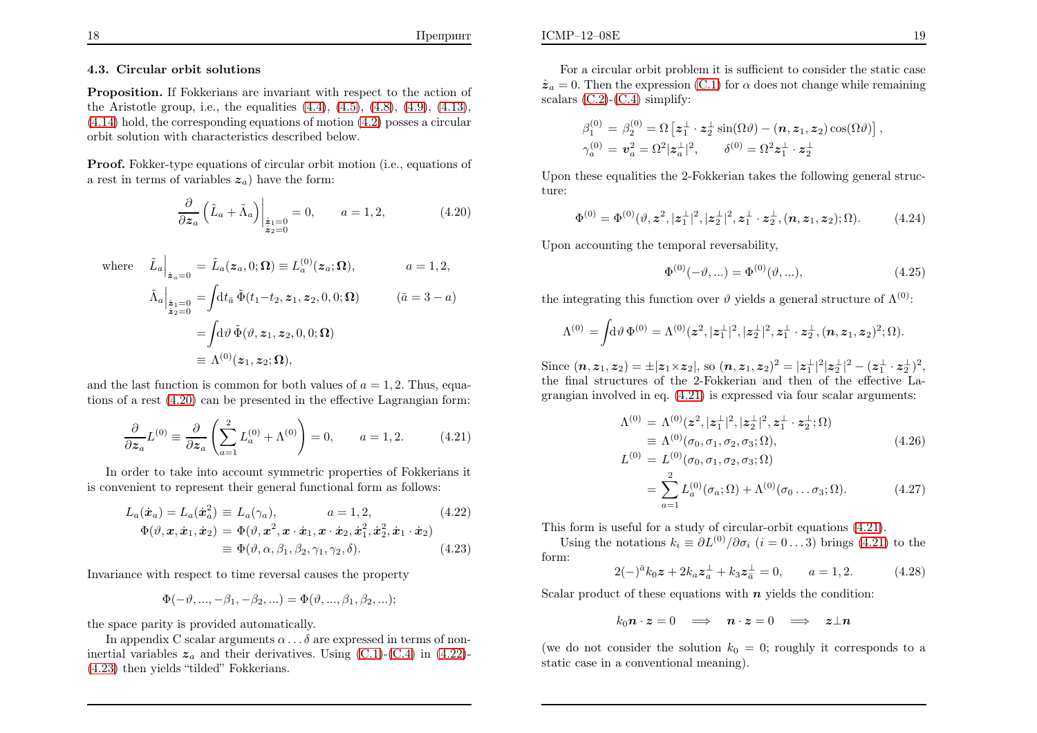### 4.3. Circular orbit solutions

**Proposition.** If Fokkerians are invariant with respect to the action of the Aristotle group, i.e., the equalities (4.4), (4.5), (4.8), (4.9), (4.13), (4.14) hold, the corresponding equations of motion (4.2) posses a circular orbit solution with characteristics described below.

**Proof.** Fokker-type equations of circular orbit motion (i.e., equations of a rest in terms of variables $\boldsymbol{z}_a$) have the form:

$$\frac{\partial}{\partial \boldsymbol{z}_a}\left(\tilde{L}_a + \tilde{\Lambda}_a\right)\Big|_{\substack{\dot{\boldsymbol{z}}_1=0\\ \dot{\boldsymbol{z}}_2=0}} = 0, \qquad a=1,2, \tag{4.20}$$

$$\begin{aligned}
\text{where}\quad \tilde{L}_a\Big|_{\dot{\boldsymbol{z}}_a=0} &= \tilde{L}_a(\boldsymbol{z}_a, 0; \boldsymbol{\Omega}) \equiv L_a^{(0)}(\boldsymbol{z}_a; \boldsymbol{\Omega}), \qquad a=1,2,\\
\tilde{\Lambda}_a\Big|_{\substack{\dot{\boldsymbol{z}}_1=0\\ \dot{\boldsymbol{z}}_2=0}} &= \int \mathrm{d}t_{\bar{a}}\, \tilde{\Phi}(t_1-t_2, \boldsymbol{z}_1, \boldsymbol{z}_2, 0, 0; \boldsymbol{\Omega}) \qquad (\bar{a}=3-a)\\
&= \int \mathrm{d}\vartheta\, \tilde{\Phi}(\vartheta, \boldsymbol{z}_1, \boldsymbol{z}_2, 0, 0; \boldsymbol{\Omega})\\
&\equiv \Lambda^{(0)}(\boldsymbol{z}_1, \boldsymbol{z}_2; \boldsymbol{\Omega}),
\end{aligned}$$

and the last function is common for both values of $a=1,2$. Thus, equations of a rest (4.20) can be presented in the effective Lagrangian form:

$$\frac{\partial}{\partial \boldsymbol{z}_a} L^{(0)} \equiv \frac{\partial}{\partial \boldsymbol{z}_a}\left(\sum_{a=1}^{2} L_a^{(0)} + \Lambda^{(0)}\right) = 0, \qquad a=1,2. \tag{4.21}$$

In order to take into account symmetric properties of Fokkerians it is convenient to represent their general functional form as follows:

$$L_a(\dot{\boldsymbol{x}}_a) = L_a(\dot{\boldsymbol{x}}_a^2) \equiv L_a(\gamma_a), \qquad a=1,2, \tag{4.22}$$

$$\begin{aligned}
\Phi(\vartheta, \boldsymbol{x}, \dot{\boldsymbol{x}}_1, \dot{\boldsymbol{x}}_2) &= \Phi(\vartheta, \boldsymbol{x}^2, \boldsymbol{x}\cdot\dot{\boldsymbol{x}}_1, \boldsymbol{x}\cdot\dot{\boldsymbol{x}}_2, \dot{\boldsymbol{x}}_1^2, \dot{\boldsymbol{x}}_2^2, \dot{\boldsymbol{x}}_1\cdot\dot{\boldsymbol{x}}_2)\\
&\equiv \Phi(\vartheta, \alpha, \beta_1, \beta_2, \gamma_1, \gamma_2, \delta).
\end{aligned} \tag{4.23}$$

Invariance with respect to time reversal causes the property

$$\Phi(-\vartheta, ..., -\beta_1, -\beta_2, ...) = \Phi(\vartheta, ..., \beta_1, \beta_2, ...);$$

the space parity is provided automatically.

In appendix C scalar arguments $\alpha \ldots \delta$ are expressed in terms of noninertial variables $\boldsymbol{z}_a$ and their derivatives. Using (C.1)-(C.4) in (4.22)-(4.23) then yields "tilded" Fokkerians.

For a circular orbit problem it is sufficient to consider the static case $\dot{\boldsymbol{z}}_a = 0$. Then the expression (C.1) for $\alpha$ does not change while remaining scalars (C.2)-(C.4) simplify:

$$\begin{aligned}
\beta_1^{(0)} &= \beta_2^{(0)} = \Omega\left[\boldsymbol{z}_1^{\perp}\cdot\boldsymbol{z}_2^{\perp}\sin(\Omega\vartheta) - (\boldsymbol{n}, \boldsymbol{z}_1, \boldsymbol{z}_2)\cos(\Omega\vartheta)\right],\\
\gamma_a^{(0)} &= \boldsymbol{v}_a^2 = \Omega^2|\boldsymbol{z}_a^{\perp}|^2, \qquad \delta^{(0)} = \Omega^2\boldsymbol{z}_1^{\perp}\cdot\boldsymbol{z}_2^{\perp}
\end{aligned}$$

Upon these equalities the 2-Fokkerian takes the following general structure:

$$\Phi^{(0)} = \Phi^{(0)}(\vartheta, \boldsymbol{z}^2, |\boldsymbol{z}_1^{\perp}|^2, |\boldsymbol{z}_2^{\perp}|^2, \boldsymbol{z}_1^{\perp}\cdot\boldsymbol{z}_2^{\perp}, (\boldsymbol{n}, \boldsymbol{z}_1, \boldsymbol{z}_2); \Omega). \tag{4.24}$$

Upon accounting the temporal reversability,

$$\Phi^{(0)}(-\vartheta, ...) = \Phi^{(0)}(\vartheta, ...), \tag{4.25}$$

the integrating this function over $\vartheta$ yields a general structure of $\Lambda^{(0)}$:

$$\Lambda^{(0)} = \int \mathrm{d}\vartheta\, \Phi^{(0)} = \Lambda^{(0)}(\boldsymbol{z}^2, |\boldsymbol{z}_1^{\perp}|^2, |\boldsymbol{z}_2^{\perp}|^2, \boldsymbol{z}_1^{\perp}\cdot\boldsymbol{z}_2^{\perp}, (\boldsymbol{n}, \boldsymbol{z}_1, \boldsymbol{z}_2)^2; \Omega).$$

Since $(\boldsymbol{n}, \boldsymbol{z}_1, \boldsymbol{z}_2) = \pm|\boldsymbol{z}_1\times\boldsymbol{z}_2|$, so $(\boldsymbol{n}, \boldsymbol{z}_1, \boldsymbol{z}_2)^2 = |\boldsymbol{z}_1^{\perp}|^2|\boldsymbol{z}_2^{\perp}|^2 - (\boldsymbol{z}_1^{\perp}\cdot\boldsymbol{z}_2^{\perp})^2$, the final structures of the 2-Fokkerian and then of the effective Lagrangian involved in eq. (4.21) is expressed via four scalar arguments:

$$\begin{aligned}
\Lambda^{(0)} &= \Lambda^{(0)}(\boldsymbol{z}^2, |\boldsymbol{z}_1^{\perp}|^2, |\boldsymbol{z}_2^{\perp}|^2, \boldsymbol{z}_1^{\perp}\cdot\boldsymbol{z}_2^{\perp}; \Omega)\\
&\equiv \Lambda^{(0)}(\sigma_0, \sigma_1, \sigma_2, \sigma_3; \Omega),
\end{aligned} \tag{4.26}$$

$$\begin{aligned}
L^{(0)} &= L^{(0)}(\sigma_0, \sigma_1, \sigma_2, \sigma_3; \Omega)\\
&= \sum_{a=1}^{2} L_a^{(0)}(\sigma_a; \Omega) + \Lambda^{(0)}(\sigma_0 \ldots \sigma_3; \Omega).
\end{aligned} \tag{4.27}$$

This form is useful for a study of circular-orbit equations (4.21).

Using the notations $k_i \equiv \partial L^{(0)}/\partial\sigma_i$ $(i=0\ldots3)$ brings (4.21) to the form:

$$2(-)^{\bar{a}}k_0\boldsymbol{z} + 2k_a\boldsymbol{z}_a^{\perp} + k_3\boldsymbol{z}_{\bar{a}}^{\perp} = 0, \qquad a=1,2. \tag{4.28}$$

Scalar product of these equations with $\boldsymbol{n}$ yields the condition:

$$k_0\boldsymbol{n}\cdot\boldsymbol{z} = 0 \quad\Longrightarrow\quad \boldsymbol{n}\cdot\boldsymbol{z} = 0 \quad\Longrightarrow\quad \boldsymbol{z}\perp\boldsymbol{n}$$

(we do not consider the solution $k_0 = 0$; roughly it corresponds to a static case in a conventional meaning).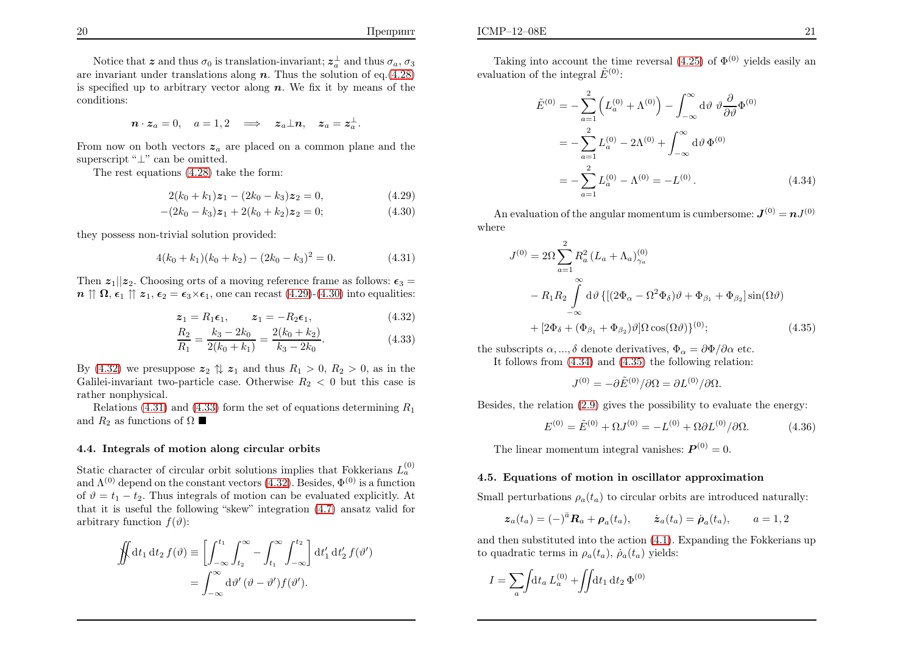Notice that $\boldsymbol{z}$ and thus $\sigma_0$ is translation-invariant; $\boldsymbol{z}_a^\perp$ and thus $\sigma_a$, $\sigma_3$ are invariant under translations along $\boldsymbol{n}$. Thus the solution of eq.(4.28) is specified up to arbitrary vector along $\boldsymbol{n}$. We fix it by means of the conditions:

$$\boldsymbol{n}\cdot\boldsymbol{z}_a = 0, \quad a=1,2 \quad \Longrightarrow \quad \boldsymbol{z}_a \perp \boldsymbol{n}, \quad \boldsymbol{z}_a = \boldsymbol{z}_a^\perp.$$

From now on both vectors $\boldsymbol{z}_a$ are placed on a common plane and the superscript "$\perp$" can be omitted.

The rest equations (4.28) take the form:

$$2(k_0+k_1)\boldsymbol{z}_1 - (2k_0-k_3)\boldsymbol{z}_2 = 0, \tag{4.29}$$

$$-(2k_0-k_3)\boldsymbol{z}_1 + 2(k_0+k_2)\boldsymbol{z}_2 = 0; \tag{4.30}$$

they possess non-trivial solution provided:

$$4(k_0+k_1)(k_0+k_2) - (2k_0-k_3)^2 = 0. \tag{4.31}$$

Then $\boldsymbol{z}_1 || \boldsymbol{z}_2$. Choosing orts of a moving reference frame as follows: $\boldsymbol{\epsilon}_3 = \boldsymbol{n} \upuparrows \boldsymbol{\Omega}$, $\boldsymbol{\epsilon}_1 \upuparrows \boldsymbol{z}_1$, $\boldsymbol{\epsilon}_2 = \boldsymbol{\epsilon}_3 \times \boldsymbol{\epsilon}_1$, one can recast (4.29)-(4.30) into equalities:

$$\boldsymbol{z}_1 = R_1\boldsymbol{\epsilon}_1, \qquad \boldsymbol{z}_1 = -R_2\boldsymbol{\epsilon}_1, \tag{4.32}$$

$$\frac{R_2}{R_1} = \frac{k_3-2k_0}{2(k_0+k_1)} = \frac{2(k_0+k_2)}{k_3-2k_0}. \tag{4.33}$$

By (4.32) we presuppose $\boldsymbol{z}_2 \updownarrows \boldsymbol{z}_1$ and thus $R_1>0$, $R_2>0$, as in the Galilei-invariant two-particle case. Otherwise $R_2<0$ but this case is rather nonphysical.

Relations (4.31) and (4.33) form the set of equations determining $R_1$ and $R_2$ as functions of $\Omega$ ■

### 4.4. Integrals of motion along circular orbits

Static character of circular orbit solutions implies that Fokkerians $L_a^{(0)}$ and $\Lambda^{(0)}$ depend on the constant vectors (4.32). Besides, $\Phi^{(0)}$ is a function of $\vartheta = t_1 - t_2$. Thus integrals of motion can be evaluated explicitly. At that it is useful the following "skew" integration (4.7) ansatz valid for arbitrary function $f(\vartheta)$:

$$\not\!\!\iint \mathrm{d}t_1\,\mathrm{d}t_2\, f(\vartheta) \equiv \left[\int_{-\infty}^{t_1}\int_{t_2}^{\infty} - \int_{t_1}^{\infty}\int_{-\infty}^{t_2}\right]\mathrm{d}t_1'\,\mathrm{d}t_2'\, f(\vartheta')$$
$$= \int_{-\infty}^{\infty}\mathrm{d}\vartheta'\,(\vartheta-\vartheta')f(\vartheta').$$

Taking into account the time reversal (4.25) of $\Phi^{(0)}$ yields easily an evaluation of the integral $\tilde{E}^{(0)}$:

$$\begin{aligned}
\tilde{E}^{(0)} &= -\sum_{a=1}^{2}\left(L_a^{(0)} + \Lambda^{(0)}\right) - \int_{-\infty}^{\infty}\mathrm{d}\vartheta\;\vartheta\frac{\partial}{\partial\vartheta}\Phi^{(0)} \\
&= -\sum_{a=1}^{2} L_a^{(0)} - 2\Lambda^{(0)} + \int_{-\infty}^{\infty}\mathrm{d}\vartheta\,\Phi^{(0)} \\
&= -\sum_{a=1}^{2} L_a^{(0)} - \Lambda^{(0)} = -L^{(0)}\,.
\end{aligned} \tag{4.34}$$

An evaluation of the angular momentum is cumbersome: $\boldsymbol{J}^{(0)} = \boldsymbol{n}J^{(0)}$ where

$$\begin{aligned}
J^{(0)} &= 2\Omega\sum_{a=1}^{2} R_a^2\,(L_a+\Lambda_a)_{\gamma_a}^{(0)} \\
&- R_1R_2\int_{-\infty}^{\infty}\mathrm{d}\vartheta\,\{[(2\Phi_\alpha - \Omega^2\Phi_\delta)\vartheta + \Phi_{\beta_1} + \Phi_{\beta_2}]\sin(\Omega\vartheta) \\
&+ [2\Phi_\delta + (\Phi_{\beta_1}+\Phi_{\beta_2})\vartheta]\Omega\cos(\Omega\vartheta)\}^{(0)};
\end{aligned} \tag{4.35}$$

the subscripts $\alpha,...,\delta$ denote derivatives, $\Phi_\alpha = \partial\Phi/\partial\alpha$ etc.

It follows from (4.34) and (4.35) the following relation:

$$J^{(0)} = -\partial\tilde{E}^{(0)}/\partial\Omega = \partial L^{(0)}/\partial\Omega.$$

Besides, the relation (2.9) gives the possibility to evaluate the energy:

$$E^{(0)} = \tilde{E}^{(0)} + \Omega J^{(0)} = -L^{(0)} + \Omega\,\partial L^{(0)}/\partial\Omega. \tag{4.36}$$

The linear momentum integral vanishes: $\boldsymbol{P}^{(0)} = 0$.

### 4.5. Equations of motion in oscillator approximation

Small perturbations $\rho_a(t_a)$ to circular orbits are introduced naturally:

$$\boldsymbol{z}_a(t_a) = (-)^{\bar{a}}\boldsymbol{R}_a + \boldsymbol{\rho}_a(t_a), \qquad \dot{\boldsymbol{z}}_a(t_a) = \dot{\boldsymbol{\rho}}_a(t_a), \qquad a=1,2$$

and then substituted into the action (4.1). Expanding the Fokkerians up to quadratic terms in $\rho_a(t_a)$, $\dot{\rho}_a(t_a)$ yields:

$$I = \sum_a \int \mathrm{d}t_a\, L_a^{(0)} + \iint \mathrm{d}t_1\,\mathrm{d}t_2\,\Phi^{(0)}$$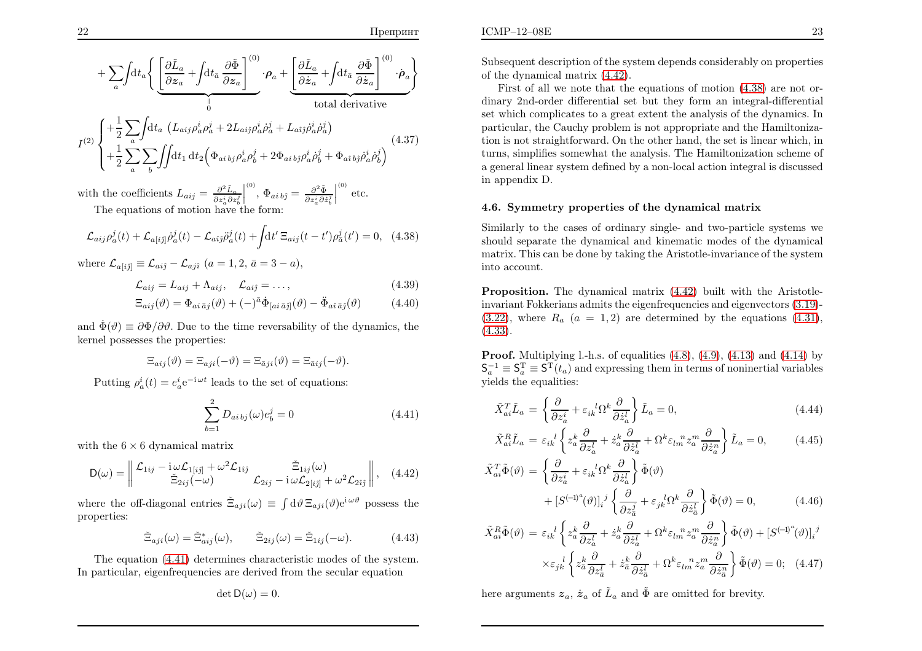$$+\sum_a\int\mathrm{d}t_a\left\{\underbrace{\left[\frac{\partial\tilde{L}_a}{\partial\boldsymbol{z}_a}+\int\mathrm{d}t_{\bar{a}}\,\frac{\partial\tilde{\Phi}}{\partial\boldsymbol{z}_a}\right]^{(0)}}_{\underset{0}{\parallel}}\cdot\boldsymbol{\rho}_a+\underbrace{\left[\frac{\partial\tilde{L}_a}{\partial\dot{\boldsymbol{z}}_a}+\int\mathrm{d}t_{\bar{a}}\,\frac{\partial\tilde{\Phi}}{\partial\dot{\boldsymbol{z}}_a}\right]^{(0)}\cdot\dot{\boldsymbol{\rho}}_a}_{\text{total derivative}}\right\}$$

$$I^{(2)}\begin{cases}+\dfrac{1}{2}\displaystyle\sum_a\int\mathrm{d}t_a\,\left(L_{aij}\rho_a^i\rho_a^j+2L_{ai\hat{j}}\rho_a^i\dot{\rho}_a^j+L_{a\hat{i}\hat{j}}\dot{\rho}_a^i\dot{\rho}_a^j\right)\\+\dfrac{1}{2}\displaystyle\sum_a\sum_b\iint\mathrm{d}t_1\,\mathrm{d}t_2\Big(\Phi_{ai\,bj}\rho_a^i\rho_b^j+2\Phi_{ai\,b\hat{j}}\rho_a^i\dot{\rho}_b^j+\Phi_{a\hat{i}\,b\hat{j}}\dot{\rho}_a^i\dot{\rho}_b^j\Big)\end{cases}\tag{4.37}$$

with the coefficients $L_{aij}=\left.\frac{\partial^2\tilde{L}_a}{\partial z_a^i\partial z_b^j}\right|^{(0)}$, $\Phi_{ai\,b\hat{j}}=\left.\frac{\partial^2\tilde{\Phi}}{\partial z_a^i\partial\dot{z}_b^j}\right|^{(0)}$ etc.

The equations of motion have the form:

$$\mathcal{L}_{aij}\rho_a^j(t)+\mathcal{L}_{a[i\hat{j}]}\dot{\rho}_a^j(t)-\mathcal{L}_{a\hat{i}\hat{j}}\ddot{\rho}_a^j(t)+\int\mathrm{d}t'\,\Xi_{aij}(t-t')\rho_{\bar{a}}^j(t')=0,\tag{4.38}$$

where $\mathcal{L}_{a[i\hat{j}]}\equiv\mathcal{L}_{ai\hat{j}}-\mathcal{L}_{aj\hat{i}}$ $(a=1,2,\ \bar{a}=3-a)$,

$$\mathcal{L}_{aij}=L_{aij}+\Lambda_{aij},\quad\mathcal{L}_{ai\hat{j}}=\dots,\tag{4.39}$$

$$\Xi_{aij}(\vartheta)=\Phi_{ai\,\bar{a}j}(\vartheta)+(-)^{\bar{a}}\dot{\Phi}_{[ai\,\bar{a}\hat{j}]}(\vartheta)-\ddot{\Phi}_{a\hat{i}\,\bar{a}\hat{j}}(\vartheta)\tag{4.40}$$

and $\dot{\Phi}(\vartheta)\equiv\partial\Phi/\partial\vartheta$. Due to the time reversability of the dynamics, the kernel possesses the properties:

$$\Xi_{aij}(\vartheta)=\Xi_{aji}(-\vartheta)=\Xi_{\bar{a}ji}(\vartheta)=\Xi_{\bar{a}ij}(-\vartheta).$$

Putting $\rho_a^i(t)=e_a^i\mathrm{e}^{-\mathrm{i}\,\omega t}$ leads to the set of equations:

$$\sum_{b=1}^{2}D_{ai\,bj}(\omega)e_b^j=0\tag{4.41}$$

with the $6\times6$ dynamical matrix

$$\mathsf{D}(\omega)=\left\|\begin{array}{cc}\mathcal{L}_{1ij}-\mathrm{i}\,\omega\mathcal{L}_{1[i\hat{j}]}+\omega^2\mathcal{L}_{1\hat{i}\hat{j}} & \check{\Xi}_{1ij}(\omega)\\ \check{\Xi}_{2ij}(-\omega) & \mathcal{L}_{2ij}-\mathrm{i}\,\omega\mathcal{L}_{2[i\hat{j}]}+\omega^2\mathcal{L}_{2\hat{i}\hat{j}}\end{array}\right\|,\tag{4.42}$$

where the off-diagonal entries $\check{\Xi}_{aji}(\omega)\equiv\int\mathrm{d}\vartheta\,\Xi_{aji}(\vartheta)\mathrm{e}^{\mathrm{i}\,\omega\vartheta}$ possess the properties:

$$\check{\Xi}_{aji}(\omega)=\check{\Xi}^{*}_{aij}(\omega),\qquad\check{\Xi}_{2ij}(\omega)=\check{\Xi}_{1ij}(-\omega).\tag{4.43}$$

The equation (4.41) determines characteristic modes of the system. In particular, eigenfrequencies are derived from the secular equation

$$\det\mathsf{D}(\omega)=0.$$

Subsequent description of the system depends considerably on properties of the dynamical matrix (4.42).

First of all we note that the equations of motion (4.38) are not ordinary 2nd-order differential set but they form an integral-differential set which complicates to a great extent the analysis of the dynamics. In particular, the Cauchy problem is not appropriate and the Hamiltonization is not straightforward. On the other hand, the set is linear which, in turns, simplifies somewhat the analysis. The Hamiltonization scheme of a general linear system defined by a non-local action integral is discussed in appendix D.

### 4.6. Symmetry properties of the dynamical matrix

Similarly to the cases of ordinary single- and two-particle systems we should separate the dynamical and kinematic modes of the dynamical matrix. This can be done by taking the Aristotle-invariance of the system into account.

**Proposition.** The dynamical matrix (4.42) built with the Aristotle-invariant Fokkerians admits the eigenfrequencies and eigenvectors (3.19)-(3.22), where $R_a$ $(a=1,2)$ are determined by the equations (4.31), (4.33).

**Proof.** Multiplying l.-h.s. of equalities (4.8), (4.9), (4.13) and (4.14) by $\mathsf{S}_a^{-1}\equiv\mathsf{S}_a^{\mathrm{T}}\equiv\mathsf{S}^{\mathrm{T}}(t_a)$ and expressing them in terms of noninertial variables yields the equalities:

$$\tilde{X}^T_{ai}\tilde{L}_a=\left\{\frac{\partial}{\partial z_a^i}+\varepsilon_{ik}{}^{l}\Omega^k\frac{\partial}{\partial\dot{z}_a^l}\right\}\tilde{L}_a=0,\tag{4.44}$$

$$\tilde{X}^R_{ai}\tilde{L}_a=\varepsilon_{ik}{}^{l}\left\{z_a^k\frac{\partial}{\partial z_a^l}+\dot{z}_a^k\frac{\partial}{\partial\dot{z}_a^l}+\Omega^k\varepsilon_{lm}{}^{n}z_a^m\frac{\partial}{\partial\dot{z}_a^n}\right\}\tilde{L}_a=0,\tag{4.45}$$

$$\begin{aligned}\tilde{X}^T_{ai}\tilde{\Phi}(\vartheta)&=\left\{\frac{\partial}{\partial z_a^i}+\varepsilon_{ik}{}^{l}\Omega^k\frac{\partial}{\partial\dot{z}_a^l}\right\}\tilde{\Phi}(\vartheta)\\&\quad+\left[S^{(-1)^a}(\vartheta)\right]_i{}^{j}\left\{\frac{\partial}{\partial z_{\bar{a}}^j}+\varepsilon_{jk}{}^{l}\Omega^k\frac{\partial}{\partial\dot{z}_{\bar{a}}^l}\right\}\tilde{\Phi}(\vartheta)=0,\end{aligned}\tag{4.46}$$

$$\begin{aligned}\tilde{X}^R_{ai}\tilde{\Phi}(\vartheta)&=\varepsilon_{ik}{}^{l}\left\{z_a^k\frac{\partial}{\partial z_a^l}+\dot{z}_a^k\frac{\partial}{\partial\dot{z}_a^l}+\Omega^k\varepsilon_{lm}{}^{n}z_a^m\frac{\partial}{\partial\dot{z}_a^n}\right\}\tilde{\Phi}(\vartheta)+\left[S^{(-1)^a}(\vartheta)\right]_i{}^{j}\\&\quad\times\varepsilon_{jk}{}^{l}\left\{z_{\bar{a}}^k\frac{\partial}{\partial z_{\bar{a}}^l}+\dot{z}_{\bar{a}}^k\frac{\partial}{\partial\dot{z}_{\bar{a}}^l}+\Omega^k\varepsilon_{lm}{}^{n}z_a^m\frac{\partial}{\partial\dot{z}_{\bar{a}}^n}\right\}\tilde{\Phi}(\vartheta)=0;\end{aligned}\tag{4.47}$$

here arguments $\boldsymbol{z}_a$, $\dot{\boldsymbol{z}}_a$ of $\tilde{L}_a$ and $\tilde{\Phi}$ are omitted for brevity.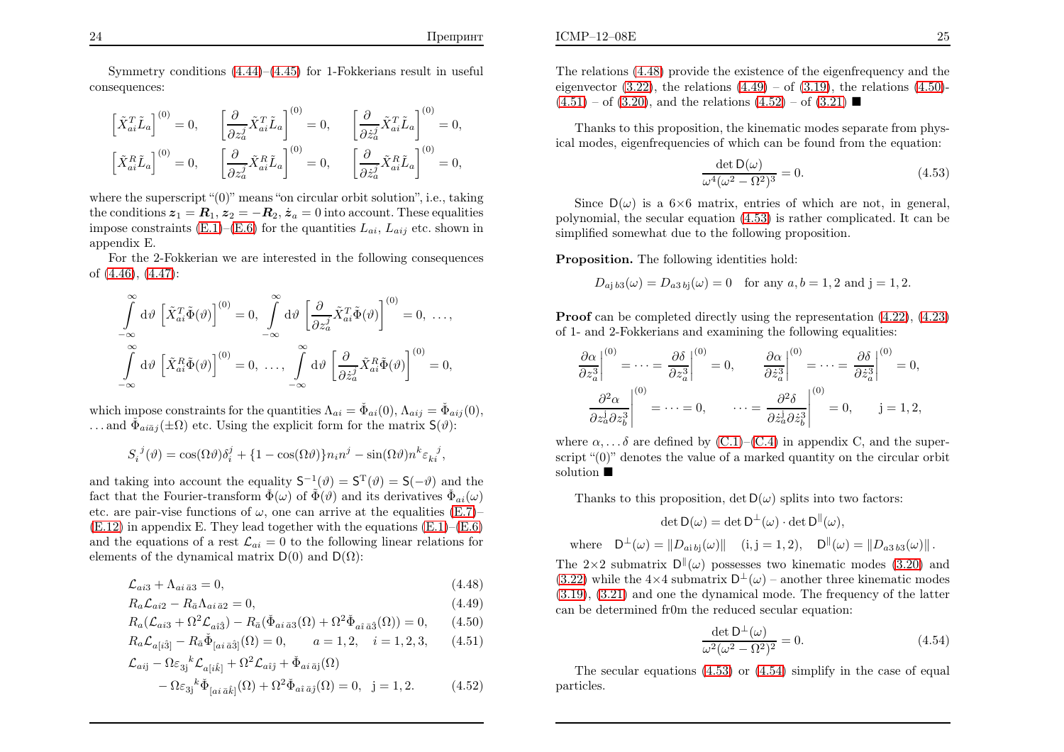Symmetry conditions (4.44)–(4.45) for 1-Fokkerians result in useful consequences:

$$
\left[\tilde{X}^T_{ai}\tilde{L}_a\right]^{(0)} = 0, \qquad \left[\frac{\partial}{\partial z^j_a}\tilde{X}^T_{ai}\tilde{L}_a\right]^{(0)} = 0, \qquad \left[\frac{\partial}{\partial \dot{z}^j_a}\tilde{X}^T_{ai}\tilde{L}_a\right]^{(0)} = 0,
$$

$$
\left[\tilde{X}^R_{ai}\tilde{L}_a\right]^{(0)} = 0, \qquad \left[\frac{\partial}{\partial z^j_a}\tilde{X}^R_{ai}\tilde{L}_a\right]^{(0)} = 0, \qquad \left[\frac{\partial}{\partial \dot{z}^j_a}\tilde{X}^R_{ai}\tilde{L}_a\right]^{(0)} = 0,
$$

where the superscript "(0)" means "on circular orbit solution", i.e., taking the conditions $\boldsymbol{z}_1 = \boldsymbol{R}_1$, $\boldsymbol{z}_2 = -\boldsymbol{R}_2$, $\dot{\boldsymbol{z}}_a = 0$ into account. These equalities impose constraints (E.1)–(E.6) for the quantities $L_{ai}$, $L_{aij}$ etc. shown in appendix E.

For the 2-Fokkerian we are interested in the following consequences of (4.46), (4.47):

$$
\int\limits_{-\infty}^{\infty} \mathrm{d}\vartheta \left[\tilde{X}^T_{ai}\tilde{\Phi}(\vartheta)\right]^{(0)} = 0, \; \int\limits_{-\infty}^{\infty} \mathrm{d}\vartheta \left[\frac{\partial}{\partial z^j_a}\tilde{X}^T_{ai}\tilde{\Phi}(\vartheta)\right]^{(0)} = 0, \; \ldots,
$$

$$
\int\limits_{-\infty}^{\infty} \mathrm{d}\vartheta \left[\tilde{X}^R_{ai}\tilde{\Phi}(\vartheta)\right]^{(0)} = 0, \; \ldots, \; \int\limits_{-\infty}^{\infty} \mathrm{d}\vartheta \left[\frac{\partial}{\partial \dot{z}^j_a}\tilde{X}^R_{ai}\tilde{\Phi}(\vartheta)\right]^{(0)} = 0,
$$

which impose constraints for the quantities $\Lambda_{ai} = \check{\Phi}_{ai}(0)$, $\Lambda_{aij} = \check{\Phi}_{aij}(0)$, $\ldots$ and $\check{\Phi}_{ai\bar{a}j}(\pm\Omega)$ etc. Using the explicit form for the matrix $\mathsf{S}(\vartheta)$:

$$
S_i{}^j(\vartheta) = \cos(\Omega\vartheta)\delta^j_i + \{1 - \cos(\Omega\vartheta)\}n_i n^j - \sin(\Omega\vartheta)n^k\varepsilon_{ki}{}^j,
$$

and taking into account the equality $\mathsf{S}^{-1}(\vartheta) = \mathsf{S}^{\mathrm{T}}(\vartheta) = \mathsf{S}(-\vartheta)$ and the fact that the Fourier-transform $\check{\Phi}(\omega)$ of $\tilde{\Phi}(\vartheta)$ and its derivatives $\check{\Phi}_{ai}(\omega)$ etc. are pair-vise functions of $\omega$, one can arrive at the equalities (E.7)–(E.12) in appendix E. They lead together with the equations (E.1)–(E.6) and the equations of a rest $\mathcal{L}_{ai} = 0$ to the following linear relations for elements of the dynamical matrix $\mathsf{D}(0)$ and $\mathsf{D}(\Omega)$:

$$
\mathcal{L}_{ai3} + \Lambda_{ai\,\bar{a}3} = 0, \tag{4.48}
$$

$$
R_a\mathcal{L}_{ai2} - R_{\bar{a}}\Lambda_{ai\,\bar{a}2} = 0, \tag{4.49}
$$

$$
R_a(\mathcal{L}_{ai3} + \Omega^2\mathcal{L}_{a\hat{i}\hat{3}}) - R_{\bar{a}}(\check{\Phi}_{ai\,\bar{a}3}(\Omega) + \Omega^2\check{\Phi}_{a\hat{i}\,\bar{a}\hat{3}}(\Omega)) = 0, \tag{4.50}
$$

$$
R_a\mathcal{L}_{a[i\hat{3}]} - R_{\bar{a}}\check{\Phi}_{[ai\,\bar{a}\hat{3}]}(\Omega) = 0, \qquad a = 1, 2, \quad i = 1, 2, 3, \tag{4.51}
$$

$$
\begin{aligned}
&\mathcal{L}_{ai\mathrm{j}} - \Omega\varepsilon_{3\mathrm{j}}{}^k\mathcal{L}_{a[i\hat{k}]} + \Omega^2\mathcal{L}_{a\hat{i}\hat{\jmath}} + \check{\Phi}_{ai\,\bar{a}\mathrm{j}}(\Omega) \\
&\qquad - \Omega\varepsilon_{3\mathrm{j}}{}^k\check{\Phi}_{[ai\,\bar{a}\hat{k}]}(\Omega) + \Omega^2\check{\Phi}_{a\hat{i}\,\bar{a}\hat{\jmath}}(\Omega) = 0, \quad \mathrm{j} = 1, 2.
\end{aligned} \tag{4.52}
$$

The relations (4.48) provide the existence of the eigenfrequency and the eigenvector (3.22), the relations (4.49) – of (3.19), the relations (4.50)-(4.51) – of (3.20), and the relations (4.52) – of (3.21) ■

Thanks to this proposition, the kinematic modes separate from physical modes, eigenfrequencies of which can be found from the equation:

$$
\frac{\det\mathsf{D}(\omega)}{\omega^4(\omega^2 - \Omega^2)^3} = 0. \tag{4.53}
$$

Since $\mathsf{D}(\omega)$ is a $6{\times}6$ matrix, entries of which are not, in general, polynomial, the secular equation (4.53) is rather complicated. It can be simplified somewhat due to the following proposition.

**Proposition.** The following identities hold:

$$
D_{a\mathrm{j}\,b3}(\omega) = D_{a3\,b\mathrm{j}}(\omega) = 0 \quad \text{for any } a, b = 1, 2 \text{ and } \mathrm{j} = 1, 2.
$$

**Proof** can be completed directly using the representation (4.22), (4.23) of 1- and 2-Fokkerians and examining the following equalities:

$$
\left.\frac{\partial\alpha}{\partial z^3_a}\right|^{(0)} = \cdots = \left.\frac{\partial\delta}{\partial z^3_a}\right|^{(0)} = 0, \qquad \left.\frac{\partial\alpha}{\partial \dot{z}^3_a}\right|^{(0)} = \cdots = \left.\frac{\partial\delta}{\partial \dot{z}^3_a}\right|^{(0)} = 0,
$$

$$
\left.\frac{\partial^2\alpha}{\partial z^{\mathrm{j}}_a\partial z^3_b}\right|^{(0)} = \cdots = 0, \qquad \cdots = \left.\frac{\partial^2\delta}{\partial \dot{z}^{\mathrm{j}}_a\partial \dot{z}^3_b}\right|^{(0)} = 0, \qquad \mathrm{j} = 1, 2,
$$

where $\alpha, \ldots \delta$ are defined by (C.1)–(C.4) in appendix C, and the superscript "(0)" denotes the value of a marked quantity on the circular orbit solution ■

Thanks to this proposition, $\det\mathsf{D}(\omega)$ splits into two factors:

$$
\det\mathsf{D}(\omega) = \det\mathsf{D}^{\perp}(\omega)\cdot\det\mathsf{D}^{\parallel}(\omega),
$$

$$
\text{where} \quad \mathsf{D}^{\perp}(\omega) = \|D_{ai\,b\mathrm{j}}(\omega)\| \quad (\mathrm{i}, \mathrm{j} = 1, 2), \quad \mathsf{D}^{\parallel}(\omega) = \|D_{a3\,b3}(\omega)\|.
$$

The $2{\times}2$ submatrix $\mathsf{D}^{\parallel}(\omega)$ possesses two kinematic modes (3.20) and (3.22) while the $4{\times}4$ submatrix $\mathsf{D}^{\perp}(\omega)$ – another three kinematic modes (3.19), (3.21) and one the dynamical mode. The frequency of the latter can be determined fr0m the reduced secular equation:

$$
\frac{\det\mathsf{D}^{\perp}(\omega)}{\omega^2(\omega^2 - \Omega^2)^2} = 0. \tag{4.54}
$$

The secular equations (4.53) or (4.54) simplify in the case of equal particles.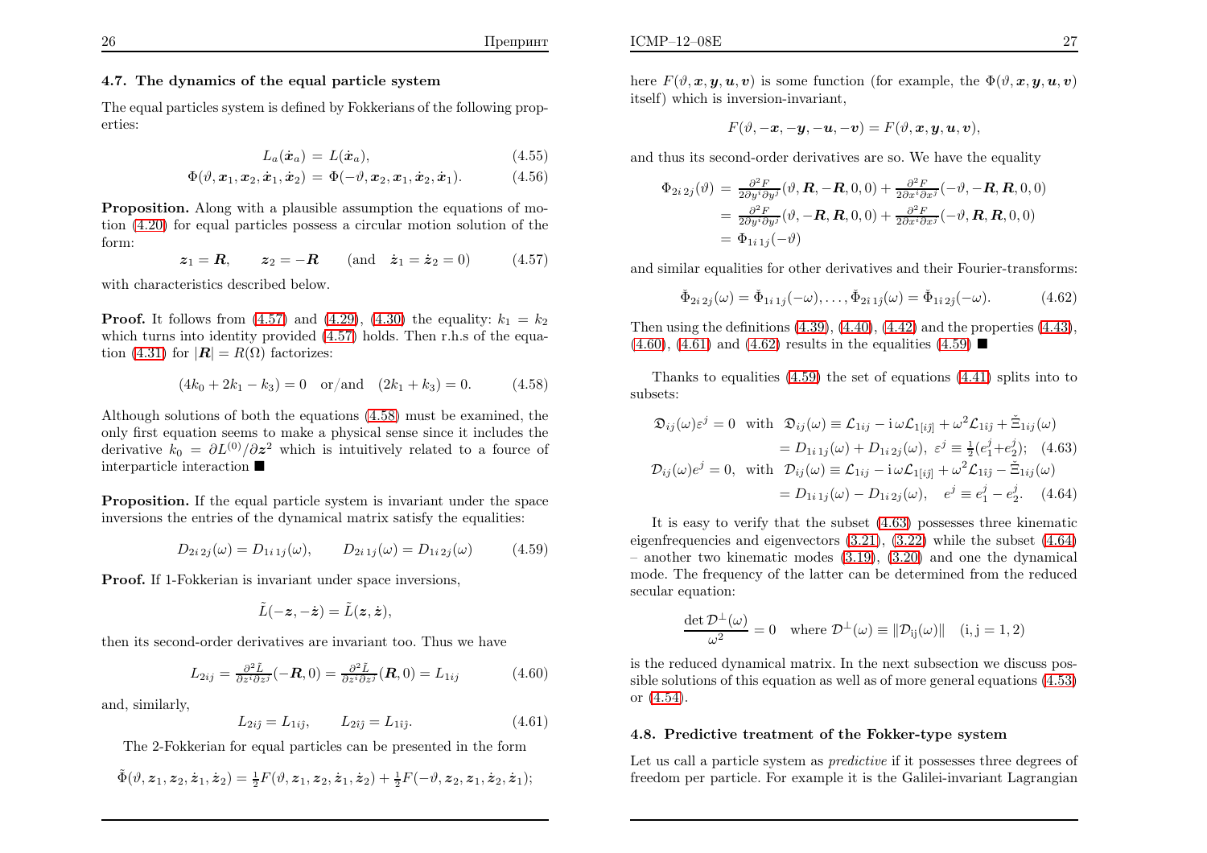### 4.7. The dynamics of the equal particle system

The equal particles system is defined by Fokkerians of the following properties:

$$L_a(\dot{\boldsymbol{x}}_a) = L(\dot{\boldsymbol{x}}_a), \tag{4.55}$$

$$\Phi(\vartheta, \boldsymbol{x}_1, \boldsymbol{x}_2, \dot{\boldsymbol{x}}_1, \dot{\boldsymbol{x}}_2) = \Phi(-\vartheta, \boldsymbol{x}_2, \boldsymbol{x}_1, \dot{\boldsymbol{x}}_2, \dot{\boldsymbol{x}}_1). \tag{4.56}$$

**Proposition.** Along with a plausible assumption the equations of motion (4.20) for equal particles possess a circular motion solution of the form:

$$\boldsymbol{z}_1 = \boldsymbol{R}, \qquad \boldsymbol{z}_2 = -\boldsymbol{R} \qquad (\text{and} \quad \dot{\boldsymbol{z}}_1 = \dot{\boldsymbol{z}}_2 = 0) \tag{4.57}$$

with characteristics described below.

**Proof.** It follows from (4.57) and (4.29), (4.30) the equality: $k_1 = k_2$ which turns into identity provided (4.57) holds. Then r.h.s of the equation (4.31) for $|\boldsymbol{R}| = R(\Omega)$ factorizes:

$$(4k_0 + 2k_1 - k_3) = 0 \quad \text{or/and} \quad (2k_1 + k_3) = 0. \tag{4.58}$$

Although solutions of both the equations (4.58) must be examined, the only first equation seems to make a physical sense since it includes the derivative $k_0 = \partial L^{(0)}/\partial \boldsymbol{z}^2$ which is intuitively related to a fource of interparticle interaction ■

**Proposition.** If the equal particle system is invariant under the space inversions the entries of the dynamical matrix satisfy the equalities:

$$D_{2i\,2j}(\omega) = D_{1i\,1j}(\omega), \qquad D_{2i\,1j}(\omega) = D_{1i\,2j}(\omega) \tag{4.59}$$

**Proof.** If 1-Fokkerian is invariant under space inversions,

$$\tilde{L}(-\boldsymbol{z}, -\dot{\boldsymbol{z}}) = \tilde{L}(\boldsymbol{z}, \dot{\boldsymbol{z}}),$$

then its second-order derivatives are invariant too. Thus we have

$$L_{2ij} = \tfrac{\partial^2 \tilde{L}}{\partial z^i \partial z^j}(-\boldsymbol{R}, 0) = \tfrac{\partial^2 \tilde{L}}{\partial z^i \partial z^j}(\boldsymbol{R}, 0) = L_{1ij} \tag{4.60}$$

and, similarly,

$$L_{2i\hat{j}} = L_{1i\hat{j}}, \qquad L_{2\hat{i}\hat{j}} = L_{1\hat{i}\hat{j}}. \tag{4.61}$$

The 2-Fokkerian for equal particles can be presented in the form

$$\tilde{\Phi}(\vartheta, \boldsymbol{z}_1, \boldsymbol{z}_2, \dot{\boldsymbol{z}}_1, \dot{\boldsymbol{z}}_2) = \tfrac{1}{2}F(\vartheta, \boldsymbol{z}_1, \boldsymbol{z}_2, \dot{\boldsymbol{z}}_1, \dot{\boldsymbol{z}}_2) + \tfrac{1}{2}F(-\vartheta, \boldsymbol{z}_2, \boldsymbol{z}_1, \dot{\boldsymbol{z}}_2, \dot{\boldsymbol{z}}_1);$$

here $F(\vartheta, \boldsymbol{x}, \boldsymbol{y}, \boldsymbol{u}, \boldsymbol{v})$ is some function (for example, the $\Phi(\vartheta, \boldsymbol{x}, \boldsymbol{y}, \boldsymbol{u}, \boldsymbol{v})$ itself) which is inversion-invariant,

$$F(\vartheta, -\boldsymbol{x}, -\boldsymbol{y}, -\boldsymbol{u}, -\boldsymbol{v}) = F(\vartheta, \boldsymbol{x}, \boldsymbol{y}, \boldsymbol{u}, \boldsymbol{v}),$$

and thus its second-order derivatives are so. We have the equality

$$\begin{aligned}
\Phi_{2i\,2j}(\vartheta) &= \tfrac{\partial^2 F}{2\partial y^i \partial y^j}(\vartheta, \boldsymbol{R}, -\boldsymbol{R}, 0, 0) + \tfrac{\partial^2 F}{2\partial x^i \partial x^j}(-\vartheta, -\boldsymbol{R}, \boldsymbol{R}, 0, 0) \\
&= \tfrac{\partial^2 F}{2\partial y^i \partial y^j}(\vartheta, -\boldsymbol{R}, \boldsymbol{R}, 0, 0) + \tfrac{\partial^2 F}{2\partial x^i \partial x^j}(-\vartheta, \boldsymbol{R}, \boldsymbol{R}, 0, 0) \\
&= \Phi_{1i\,1j}(-\vartheta)
\end{aligned}$$

and similar equalities for other derivatives and their Fourier-transforms:

$$\check{\Phi}_{2i\,2j}(\omega) = \check{\Phi}_{1i\,1j}(-\omega), \ldots, \check{\Phi}_{2\hat{i}\,1\hat{j}}(\omega) = \check{\Phi}_{1\hat{i}\,2\hat{j}}(-\omega). \tag{4.62}$$

Then using the definitions (4.39), (4.40), (4.42) and the properties (4.43), (4.60), (4.61) and (4.62) results in the equalities (4.59) ■

Thanks to equalities (4.59) the set of equations (4.41) splits into to subsets:

$$\begin{aligned}
\mathfrak{D}_{ij}(\omega)\varepsilon^j = 0 \quad \text{with} \quad \mathfrak{D}_{ij}(\omega) &\equiv \mathcal{L}_{1ij} - \mathrm{i}\,\omega\mathcal{L}_{1[i\hat{j}]} + \omega^2\mathcal{L}_{1\hat{i}\hat{j}} + \check{\Xi}_{1ij}(\omega) \\
&= D_{1i\,1j}(\omega) + D_{1i\,2j}(\omega), \;\; \varepsilon^j \equiv \tfrac{1}{2}(e_1^j + e_2^j); \quad (4.63)
\end{aligned}$$

$$\begin{aligned}
\mathcal{D}_{ij}(\omega)e^j = 0, \quad \text{with} \quad \mathcal{D}_{ij}(\omega) &\equiv \mathcal{L}_{1ij} - \mathrm{i}\,\omega\mathcal{L}_{1[i\hat{j}]} + \omega^2\mathcal{L}_{1\hat{i}\hat{j}} - \check{\Xi}_{1ij}(\omega) \\
&= D_{1i\,1j}(\omega) - D_{1i\,2j}(\omega), \quad e^j \equiv e_1^j - e_2^j. \quad (4.64)
\end{aligned}$$

It is easy to verify that the subset (4.63) possesses three kinematic eigenfrequencies and eigenvectors (3.21), (3.22) while the subset (4.64) – another two kinematic modes (3.19), (3.20) and one the dynamical mode. The frequency of the latter can be determined from the reduced secular equation:

$$\frac{\det \mathcal{D}^{\perp}(\omega)}{\omega^2} = 0 \quad \text{where } \mathcal{D}^{\perp}(\omega) \equiv \|\mathcal{D}_{\mathrm{ij}}(\omega)\| \quad (\mathrm{i}, \mathrm{j} = 1, 2)$$

is the reduced dynamical matrix. In the next subsection we discuss possible solutions of this equation as well as of more general equations (4.53) or (4.54).

### 4.8. Predictive treatment of the Fokker-type system

Let us call a particle system as *predictive* if it possesses three degrees of freedom per particle. For example it is the Galilei-invariant Lagrangian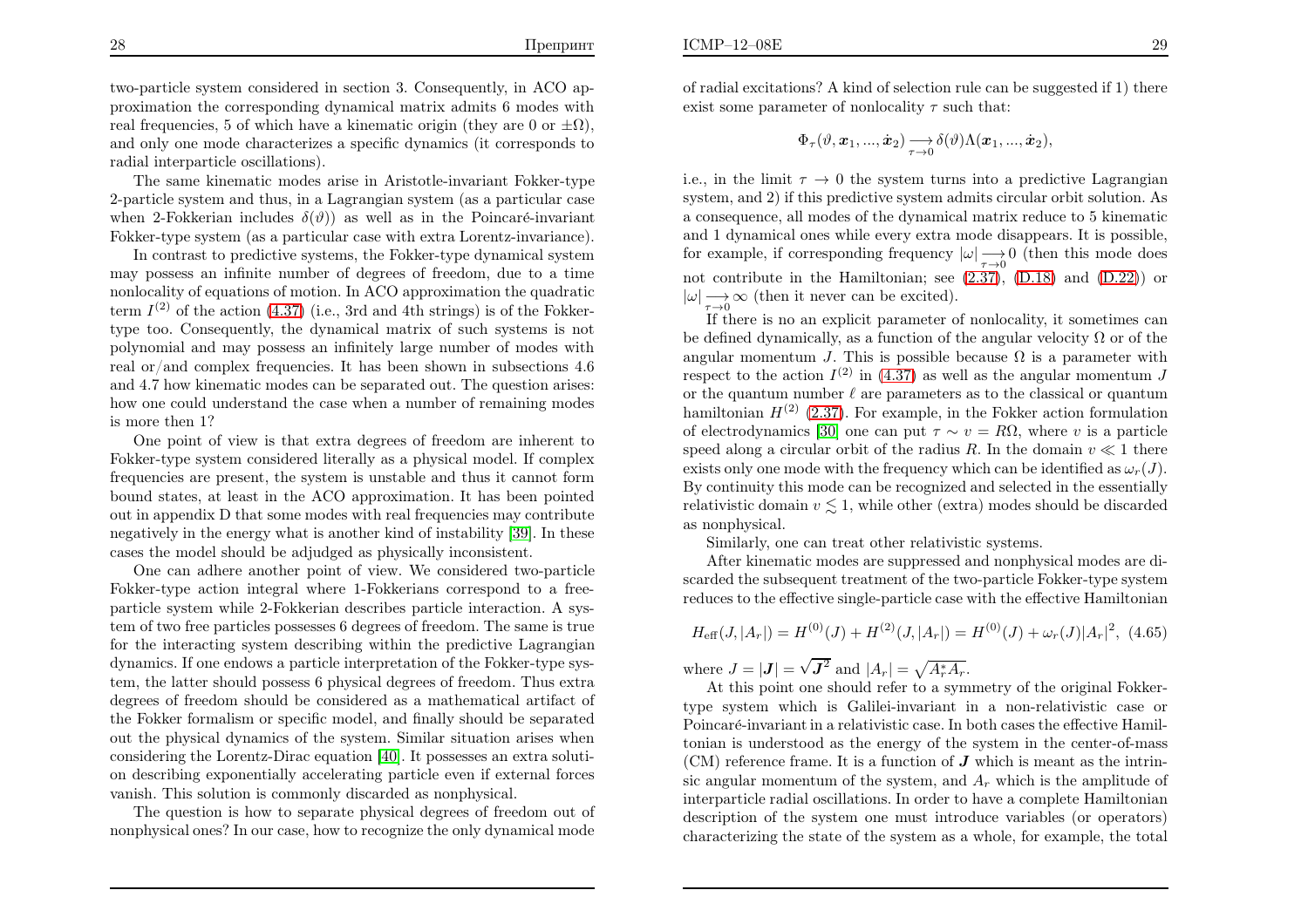two-particle system considered in section 3. Consequently, in ACO approximation the corresponding dynamical matrix admits 6 modes with real frequencies, 5 of which have a kinematic origin (they are 0 or $\pm\Omega$), and only one mode characterizes a specific dynamics (it corresponds to radial interparticle oscillations).

The same kinematic modes arise in Aristotle-invariant Fokker-type 2-particle system and thus, in a Lagrangian system (as a particular case when 2-Fokkerian includes $\delta(\vartheta)$) as well as in the Poincaré-invariant Fokker-type system (as a particular case with extra Lorentz-invariance).

In contrast to predictive systems, the Fokker-type dynamical system may possess an infinite number of degrees of freedom, due to a time nonlocality of equations of motion. In ACO approximation the quadratic term $I^{(2)}$ of the action (4.37) (i.e., 3rd and 4th strings) is of the Fokker-type too. Consequently, the dynamical matrix of such systems is not polynomial and may possess an infinitely large number of modes with real or/and complex frequencies. It has been shown in subsections 4.6 and 4.7 how kinematic modes can be separated out. The question arises: how one could understand the case when a number of remaining modes is more then 1?

One point of view is that extra degrees of freedom are inherent to Fokker-type system considered literally as a physical model. If complex frequencies are present, the system is unstable and thus it cannot form bound states, at least in the ACO approximation. It has been pointed out in appendix D that some modes with real frequencies may contribute negatively in the energy what is another kind of instability [39]. In these cases the model should be adjudged as physically inconsistent.

One can adhere another point of view. We considered two-particle Fokker-type action integral where 1-Fokkerians correspond to a free-particle system while 2-Fokkerian describes particle interaction. A system of two free particles possesses 6 degrees of freedom. The same is true for the interacting system describing within the predictive Lagrangian dynamics. If one endows a particle interpretation of the Fokker-type system, the latter should possess 6 physical degrees of freedom. Thus extra degrees of freedom should be considered as a mathematical artifact of the Fokker formalism or specific model, and finally should be separated out the physical dynamics of the system. Similar situation arises when considering the Lorentz-Dirac equation [40]. It possesses an extra solution describing exponentially accelerating particle even if external forces vanish. This solution is commonly discarded as nonphysical.

The question is how to separate physical degrees of freedom out of nonphysical ones? In our case, how to recognize the only dynamical mode of radial excitations? A kind of selection rule can be suggested if 1) there exist some parameter of nonlocality $\tau$ such that:

$$\Phi_\tau(\vartheta, \boldsymbol{x}_1, ..., \dot{\boldsymbol{x}}_2) \underset{\tau\to 0}{\longrightarrow} \delta(\vartheta)\Lambda(\boldsymbol{x}_1, ..., \dot{\boldsymbol{x}}_2),$$

i.e., in the limit $\tau \to 0$ the system turns into a predictive Lagrangian system, and 2) if this predictive system admits circular orbit solution. As a consequence, all modes of the dynamical matrix reduce to 5 kinematic and 1 dynamical ones while every extra mode disappears. It is possible, for example, if corresponding frequency $|\omega| \underset{\tau\to 0}{\longrightarrow} 0$ (then this mode does not contribute in the Hamiltonian; see (2.37), (D.18) and (D.22)) or $|\omega| \underset{\tau\to 0}{\longrightarrow} \infty$ (then it never can be excited).

If there is no an explicit parameter of nonlocality, it sometimes can be defined dynamically, as a function of the angular velocity $\Omega$ or of the angular momentum $J$. This is possible because $\Omega$ is a parameter with respect to the action $I^{(2)}$ in (4.37) as well as the angular momentum $J$ or the quantum number $\ell$ are parameters as to the classical or quantum hamiltonian $H^{(2)}$ (2.37). For example, in the Fokker action formulation of electrodynamics [30] one can put $\tau \sim v = R\Omega$, where $v$ is a particle speed along a circular orbit of the radius $R$. In the domain $v \ll 1$ there exists only one mode with the frequency which can be identified as $\omega_r(J)$. By continuity this mode can be recognized and selected in the essentially relativistic domain $v \lesssim 1$, while other (extra) modes should be discarded as nonphysical.

Similarly, one can treat other relativistic systems.

After kinematic modes are suppressed and nonphysical modes are discarded the subsequent treatment of the two-particle Fokker-type system reduces to the effective single-particle case with the effective Hamiltonian

$$H_{\text{eff}}(J, |A_r|) = H^{(0)}(J) + H^{(2)}(J, |A_r|) = H^{(0)}(J) + \omega_r(J)|A_r|^2, \quad (4.65)$$

where $J = |\boldsymbol{J}| = \sqrt{\boldsymbol{J}^2}$ and $|A_r| = \sqrt{A_r^* A_r}$.

At this point one should refer to a symmetry of the original Fokker-type system which is Galilei-invariant in a non-relativistic case or Poincaré-invariant in a relativistic case. In both cases the effective Hamiltonian is understood as the energy of the system in the center-of-mass (CM) reference frame. It is a function of $\boldsymbol{J}$ which is meant as the intrinsic angular momentum of the system, and $A_r$ which is the amplitude of interparticle radial oscillations. In order to have a complete Hamiltonian description of the system one must introduce variables (or operators) characterizing the state of the system as a whole, for example, the total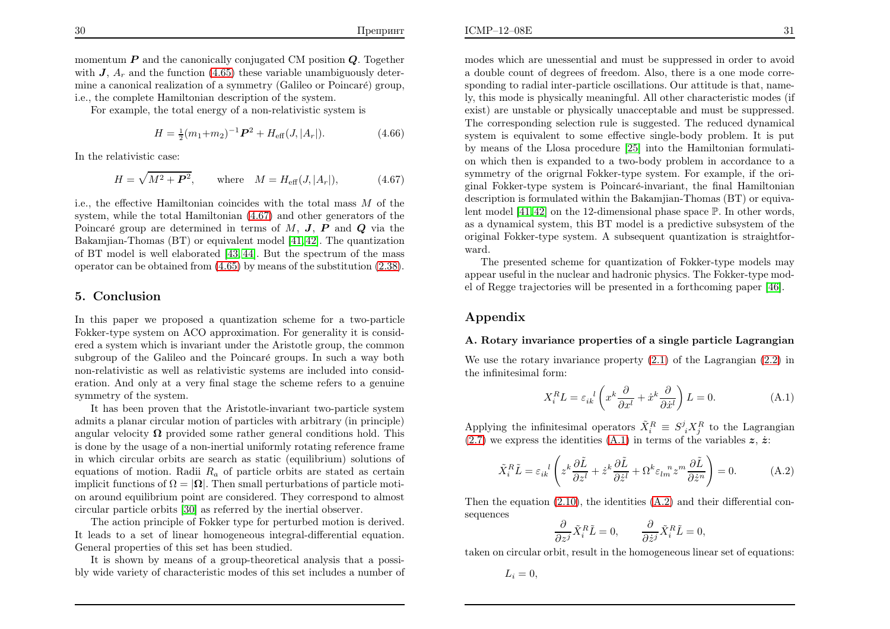momentum $\boldsymbol{P}$ and the canonically conjugated CM position $\boldsymbol{Q}$. Together with $\boldsymbol{J}$, $A_r$ and the function (4.65) these variable unambiguously determine a canonical realization of a symmetry (Galileo or Poincaré) group, i.e., the complete Hamiltonian description of the system.

For example, the total energy of a non-relativistic system is

$$H = \tfrac{1}{2}(m_1{+}m_2)^{-1}\boldsymbol{P}^2 + H_{\text{eff}}(J, |A_r|). \tag{4.66}$$

In the relativistic case:

$$H = \sqrt{M^2 + \boldsymbol{P}^2}, \qquad \text{where} \quad M = H_{\text{eff}}(J, |A_r|), \tag{4.67}$$

i.e., the effective Hamiltonian coincides with the total mass $M$ of the system, while the total Hamiltonian (4.67) and other generators of the Poincaré group are determined in terms of $M$, $\boldsymbol{J}$, $\boldsymbol{P}$ and $\boldsymbol{Q}$ via the Bakamjian-Thomas (BT) or equivalent model [41,42]. The quantization of BT model is well elaborated [43,44]. But the spectrum of the mass operator can be obtained from (4.65) by means of the substitution (2.38).

## 5. Conclusion

In this paper we proposed a quantization scheme for a two-particle Fokker-type system on ACO approximation. For generality it is considered a system which is invariant under the Aristotle group, the common subgroup of the Galileo and the Poincaré groups. In such a way both non-relativistic as well as relativistic systems are included into consideration. And only at a very final stage the scheme refers to a genuine symmetry of the system.

It has been proven that the Aristotle-invariant two-particle system admits a planar circular motion of particles with arbitrary (in principle) angular velocity $\boldsymbol{\Omega}$ provided some rather general conditions hold. This is done by the usage of a non-inertial uniformly rotating reference frame in which circular orbits are search as static (equilibrium) solutions of equations of motion. Radii $R_a$ of particle orbits are stated as certain implicit functions of $\Omega = |\boldsymbol{\Omega}|$. Then small perturbations of particle motion around equilibrium point are considered. They correspond to almost circular particle orbits [30] as referred by the inertial observer.

The action principle of Fokker type for perturbed motion is derived. It leads to a set of linear homogeneous integral-differential equation. General properties of this set has been studied.

It is shown by means of a group-theoretical analysis that a possibly wide variety of characteristic modes of this set includes a number of modes which are unessential and must be suppressed in order to avoid a double count of degrees of freedom. Also, there is a one mode corresponding to radial inter-particle oscillations. Our attitude is that, namely, this mode is physically meaningful. All other characteristic modes (if exist) are unstable or physically unacceptable and must be suppressed. The corresponding selection rule is suggested. The reduced dynamical system is equivalent to some effective single-body problem. It is put by means of the Llosa procedure [25] into the Hamiltonian formulation which then is expanded to a two-body problem in accordance to a symmetry of the orignral Fokker-type system. For example, if the original Fokker-type system is Poincaré-invariant, the final Hamiltonian description is formulated within the Bakamjian-Thomas (BT) or equivalent model [41,42] on the 12-dimensional phase space $\mathbb{P}$. In other words, as a dynamical system, this BT model is a predictive subsystem of the original Fokker-type system. A subsequent quantization is straightforward.

The presented scheme for quantization of Fokker-type models may appear useful in the nuclear and hadronic physics. The Fokker-type model of Regge trajectories will be presented in a forthcoming paper [46].

## Appendix

### A. Rotary invariance properties of a single particle Lagrangian

We use the rotary invariance property (2.1) of the Lagrangian (2.2) in the infinitesimal form:

$$X_i^R L = \varepsilon_{ik}{}^{l}\left( x^k \frac{\partial}{\partial x^l} + \dot{x}^k \frac{\partial}{\partial \dot{x}^l} \right) L = 0. \tag{A.1}$$

Applying the infinitesimal operators $\tilde{X}_i^R \equiv S^j{}_i X_j^R$ to the Lagrangian (2.7) we express the identities (A.1) in terms of the variables $\boldsymbol{z}$, $\dot{\boldsymbol{z}}$:

$$\tilde{X}_i^R \tilde{L} = \varepsilon_{ik}{}^{l}\left( z^k \frac{\partial \tilde{L}}{\partial z^l} + \dot{z}^k \frac{\partial \tilde{L}}{\partial \dot{z}^l} + \Omega^k \varepsilon_{lm}{}^{n} z^m \frac{\partial \tilde{L}}{\partial \dot{z}^n} \right) = 0. \tag{A.2}$$

Then the equation (2.10), the identities (A.2) and their differential consequences

$$\frac{\partial}{\partial z^j}\tilde{X}_i^R \tilde{L} = 0, \qquad \frac{\partial}{\partial \dot{z}^j}\tilde{X}_i^R \tilde{L} = 0,$$

taken on circular orbit, result in the homogeneous linear set of equations:

$$L_i = 0,$$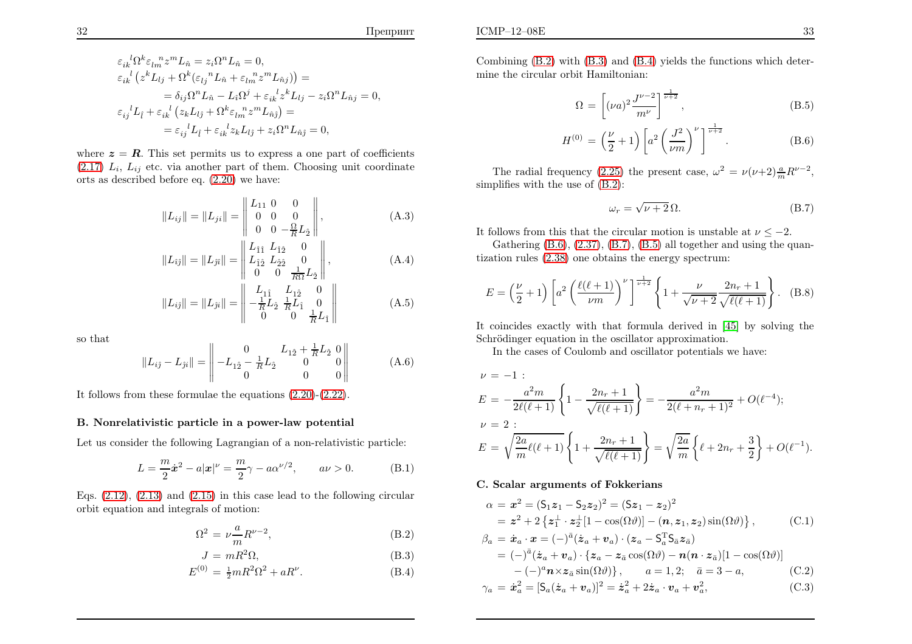$$
\begin{aligned}
&\varepsilon_{ik}{}^{l}\Omega^k\varepsilon_{lm}{}^{n}z^m L_{\hat n} = z_i\Omega^n L_{\hat n} = 0,\\
&\varepsilon_{ik}{}^{l}\left(z^k L_{lj} + \Omega^k(\varepsilon_{lj}{}^{n}L_{\hat n} + \varepsilon_{lm}{}^{n}z^m L_{\hat n j})\right) =\\
&\qquad = \delta_{ij}\Omega^n L_{\hat n} - L_{\hat\imath}\Omega^j + \varepsilon_{ik}{}^{l}z^k L_{lj} - z_i\Omega^n L_{\hat n j} = 0,\\
&\varepsilon_{ij}{}^{l}L_{\hat l} + \varepsilon_{ik}{}^{l}\left(z_k L_{l\hat\jmath} + \Omega^k\varepsilon_{lm}{}^{n}z^m L_{\hat n\hat\jmath}\right) =\\
&\qquad = \varepsilon_{ij}{}^{l}L_{\hat l} + \varepsilon_{ik}{}^{l}z_k L_{l\hat\jmath} + z_i\Omega^n L_{\hat n\hat\jmath} = 0,
\end{aligned}
$$

where $\boldsymbol{z} = \boldsymbol{R}$. This set permits us to express a one part of coefficients (2.17) $L_i$, $L_{ij}$ etc. via another part of them. Choosing unit coordinate orts as described before eq. (2.20) we have:

$$
\|L_{ij}\| = \|L_{ji}\| = \left\|\begin{matrix} L_{11} & 0 & 0 \\ 0 & 0 & 0 \\ 0 & 0 & -\frac{\Omega}{R}L_{\hat 2}\end{matrix}\right\|, \tag{A.3}
$$

$$
\|L_{\hat\imath\hat\jmath}\| = \|L_{\hat\jmath\hat\imath}\| = \left\|\begin{matrix} L_{\hat 1\hat 1} & L_{\hat 1\hat 2} & 0 \\ L_{\hat 1\hat 2} & L_{\hat 2\hat 2} & 0 \\ 0 & 0 & \frac{1}{R\Omega}L_{\hat 2}\end{matrix}\right\|, \tag{A.4}
$$

$$
\|L_{i\hat\jmath}\| = \|L_{\hat\jmath i}\| = \left\|\begin{matrix} L_{1\hat 1} & L_{1\hat 2} & 0 \\ -\frac{1}{R}L_{\hat 2} & \frac{1}{R}L_{\hat 1} & 0 \\ 0 & 0 & \frac{1}{R}L_{\hat 1}\end{matrix}\right\| \tag{A.5}
$$

so that

$$
\|L_{i\hat\jmath} - L_{\hat\jmath i}\| = \left\|\begin{matrix} 0 & L_{1\hat 2} + \frac{1}{R}L_{\hat 2} & 0 \\ -L_{1\hat 2} - \frac{1}{R}L_{\hat 2} & 0 & 0 \\ 0 & 0 & 0\end{matrix}\right\| \tag{A.6}
$$

It follows from these formulae the equations (2.20)-(2.22).

## B. Nonrelativistic particle in a power-law potential

Let us consider the following Lagrangian of a non-relativistic particle:

$$
L = \frac{m}{2}\dot{\boldsymbol{x}}^2 - a|\boldsymbol{x}|^\nu = \frac{m}{2}\gamma - a\alpha^{\nu/2}, \qquad a\nu > 0. \tag{B.1}
$$

Eqs. (2.12), (2.13) and (2.15) in this case lead to the following circular orbit equation and integrals of motion:

$$
\Omega^2 = \nu\frac{a}{m}R^{\nu-2}, \tag{B.2}
$$

$$
J = mR^2\Omega, \tag{B.3}
$$

$$
E^{(0)} = \tfrac{1}{2}mR^2\Omega^2 + aR^\nu. \tag{B.4}
$$

Combining (B.2) with (B.3) and (B.4) yields the functions which determine the circular orbit Hamiltonian:

$$
\Omega = \left[(\nu a)^2\frac{J^{\nu-2}}{m^\nu}\right]^{\frac{1}{\nu+2}}, \tag{B.5}
$$

$$
H^{(0)} = \left(\frac{\nu}{2}+1\right)\left[a^2\left(\frac{J^2}{\nu m}\right)^\nu\right]^{\frac{1}{\nu+2}}. \tag{B.6}
$$

The radial frequency (2.25) the present case, $\omega^2 = \nu(\nu{+}2)\frac{a}{m}R^{\nu-2}$, simplifies with the use of (B.2):

$$
\omega_r = \sqrt{\nu+2}\,\Omega. \tag{B.7}
$$

It follows from this that the circular motion is unstable at $\nu \le -2$.

Gathering (B.6), (2.37), (B.7), (B.5) all together and using the quantization rules (2.38) one obtains the energy spectrum:

$$
E = \left(\frac{\nu}{2}+1\right)\left[a^2\left(\frac{\ell(\ell+1)}{\nu m}\right)^\nu\right]^{\frac{1}{\nu+2}}\left\{1 + \frac{\nu}{\sqrt{\nu+2}}\frac{2n_r+1}{\sqrt{\ell(\ell+1)}}\right\}. \tag{B.8}
$$

It coincides exactly with that formula derived in [45] by solving the Schrödinger equation in the oscillator approximation.

In the cases of Coulomb and oscillator potentials we have:

$\nu = -1$ :

$$
E = -\frac{a^2 m}{2\ell(\ell+1)}\left\{1 - \frac{2n_r+1}{\sqrt{\ell(\ell+1)}}\right\} = -\frac{a^2 m}{2(\ell+n_r+1)^2} + O(\ell^{-4});
$$

$\nu = 2$ :

$$
E = \sqrt{\frac{2a}{m}\ell(\ell+1)}\left\{1 + \frac{2n_r+1}{\sqrt{\ell(\ell+1)}}\right\} = \sqrt{\frac{2a}{m}}\left\{\ell + 2n_r + \frac{3}{2}\right\} + O(\ell^{-1}).
$$

## C. Scalar arguments of Fokkerians

$$
\begin{aligned}
\alpha &= \boldsymbol{x}^2 = (\mathsf{S}_1\boldsymbol{z}_1 - \mathsf{S}_2\boldsymbol{z}_2)^2 = (\mathsf{S}\boldsymbol{z}_1 - \boldsymbol{z}_2)^2\\
&= \boldsymbol{z}^2 + 2\left\{\boldsymbol{z}_1^\perp\cdot\boldsymbol{z}_2^\perp[1-\cos(\Omega\vartheta)] - (\boldsymbol{n},\boldsymbol{z}_1,\boldsymbol{z}_2)\sin(\Omega\vartheta)\right\},
\end{aligned} \tag{C.1}
$$

$$
\begin{aligned}
\beta_a &= \dot{\boldsymbol{x}}_a\cdot\boldsymbol{x} = (-)^{\bar a}(\dot{\boldsymbol{z}}_a + \boldsymbol{v}_a)\cdot(\boldsymbol{z}_a - \mathsf{S}_a^{\mathrm T}\mathsf{S}_{\bar a}\boldsymbol{z}_{\bar a})\\
&= (-)^{\bar a}(\dot{\boldsymbol{z}}_a + \boldsymbol{v}_a)\cdot\{\boldsymbol{z}_a - \boldsymbol{z}_{\bar a}\cos(\Omega\vartheta) - \boldsymbol{n}(\boldsymbol{n}\cdot\boldsymbol{z}_{\bar a})[1-\cos(\Omega\vartheta)]\\
&\quad - (-)^a\boldsymbol{n}\times\boldsymbol{z}_{\bar a}\sin(\Omega\vartheta)\}, \qquad a = 1,2; \quad \bar a = 3-a,
\end{aligned} \tag{C.2}
$$

$$
\gamma_a = \dot{\boldsymbol{x}}_a^2 = [\mathsf{S}_a(\dot{\boldsymbol{z}}_a + \boldsymbol{v}_a)]^2 = \dot{\boldsymbol{z}}_a^2 + 2\dot{\boldsymbol{z}}_a\cdot\boldsymbol{v}_a + \boldsymbol{v}_a^2, \tag{C.3}
$$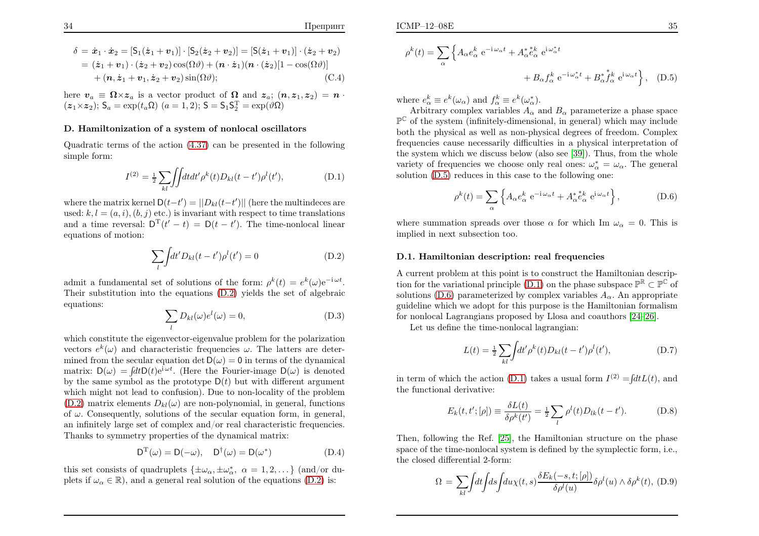$$
\begin{aligned}
\delta &= \dot{\boldsymbol{x}}_1 \cdot \dot{\boldsymbol{x}}_2 = [\mathsf{S}_1(\dot{\boldsymbol{z}}_1 + \boldsymbol{v}_1)] \cdot [\mathsf{S}_2(\dot{\boldsymbol{z}}_2 + \boldsymbol{v}_2)] = [\mathsf{S}(\dot{\boldsymbol{z}}_1 + \boldsymbol{v}_1)] \cdot (\dot{\boldsymbol{z}}_2 + \boldsymbol{v}_2) \\
&= (\dot{\boldsymbol{z}}_1 + \boldsymbol{v}_1) \cdot (\dot{\boldsymbol{z}}_2 + \boldsymbol{v}_2) \cos(\Omega\vartheta) + (\boldsymbol{n} \cdot \dot{\boldsymbol{z}}_1)(\boldsymbol{n} \cdot (\dot{\boldsymbol{z}}_2)[1 - \cos(\Omega\vartheta)] \\
&\quad + (\boldsymbol{n}, \dot{\boldsymbol{z}}_1 + \boldsymbol{v}_1, \dot{\boldsymbol{z}}_2 + \boldsymbol{v}_2) \sin(\Omega\vartheta);
\end{aligned}
\tag{C.4}
$$

here $\boldsymbol{v}_a \equiv \boldsymbol{\Omega} \times \boldsymbol{z}_a$ is a vector product of $\boldsymbol{\Omega}$ and $\boldsymbol{z}_a$; $(\boldsymbol{n}, \boldsymbol{z}_1, \boldsymbol{z}_2) = \boldsymbol{n} \cdot (\boldsymbol{z}_1 \times \boldsymbol{z}_2)$; $\mathsf{S}_a = \exp(t_a \Omega)$ $(a = 1, 2)$; $\mathsf{S} = \mathsf{S}_1 \mathsf{S}_2^{\mathrm{T}} = \exp(\vartheta\Omega)$

## D. Hamiltonization of a system of nonlocal oscillators

Quadratic terms of the action (4.37) can be presented in the following simple form:

$$
I^{(2)} = \tfrac{1}{2} \sum_{kl} \iint dt dt' \rho^k(t) D_{kl}(t - t') \rho^l(t'),
\tag{D.1}
$$

where the matrix kernel $\mathsf{D}(t - t') = ||D_{kl}(t - t')||$ (here the multindeces are used: $k, l = (a, i), (b, j)$ etc.) is invariant with respect to time translations and a time reversal: $\mathsf{D}^{\mathrm{T}}(t' - t) = \mathsf{D}(t - t')$. The time-nonlocal linear equations of motion:

$$
\sum_l \int dt' D_{kl}(t - t') \rho^l(t') = 0
\tag{D.2}
$$

admit a fundamental set of solutions of the form: $\rho^k(t) = e^k(\omega) \mathrm{e}^{-\mathrm{i}\,\omega t}$. Their substitution into the equations (D.2) yields the set of algebraic equations:

$$
\sum_l D_{kl}(\omega) e^l(\omega) = 0,
\tag{D.3}
$$

which constitute the eigenvector-eigenvalue problem for the polarization vectors $e^k(\omega)$ and characteristic frequencies $\omega$. The latters are determined from the secular equation $\det \mathsf{D}(\omega) = 0$ in terms of the dynamical matrix: $\mathsf{D}(\omega) = \int dt \mathsf{D}(t) \mathrm{e}^{\mathrm{i}\,\omega t}$. (Here the Fourier-image $\mathsf{D}(\omega)$ is denoted by the same symbol as the prototype $\mathsf{D}(t)$ but with different argument which might not lead to confusion). Due to non-locality of the problem (D.2) matrix elements $D_{kl}(\omega)$ are non-polynomial, in general, functions of $\omega$. Consequently, solutions of the secular equation form, in general, an infinitely large set of complex and/or real characteristic frequencies. Thanks to symmetry properties of the dynamical matrix:

$$
\mathsf{D}^{\mathrm{T}}(\omega) = \mathsf{D}(-\omega), \quad \mathsf{D}^{\dagger}(\omega) = \mathsf{D}(\omega^*)
\tag{D.4}
$$

this set consists of quadruplets $\{\pm\omega_\alpha, \pm\omega_\alpha^*,\ \alpha = 1, 2, \dots\}$ (and/or duplets if $\omega_\alpha \in \mathbb{R}$), and a general real solution of the equations (D.2) is:

$$
\begin{aligned}
\rho^k(t) = \sum_\alpha \Big\{ & A_\alpha e_\alpha^k\, \mathrm{e}^{-\mathrm{i}\,\omega_\alpha t} + A_\alpha^* \overset{*}{e}{}_\alpha^k\, \mathrm{e}^{\mathrm{i}\,\omega_\alpha^* t} \\
& + B_\alpha f_\alpha^k\, \mathrm{e}^{-\mathrm{i}\,\omega_\alpha^* t} + B_\alpha^* \overset{*}{f}{}_\alpha^k\, \mathrm{e}^{\mathrm{i}\,\omega_\alpha t} \Big\},
\end{aligned}
\tag{D.5}
$$

where $e_\alpha^k \equiv e^k(\omega_\alpha)$ and $f_\alpha^k \equiv e^k(\omega_\alpha^*)$.

Arbitrary complex variables $A_\alpha$ and $B_\alpha$ parameterize a phase space $\mathbb{P}^{\mathbb{C}}$ of the system (infinitely-dimensional, in general) which may include both the physical as well as non-physical degrees of freedom. Complex frequencies cause necessarily difficulties in a physical interpretation of the system which we discuss below (also see [39]). Thus, from the whole variety of frequencies we choose only real ones: $\omega_\alpha^* = \omega_\alpha$. The general solution (D.5) reduces in this case to the following one:

$$
\rho^k(t) = \sum_\alpha \left\{ A_\alpha e_\alpha^k\, \mathrm{e}^{-\mathrm{i}\,\omega_\alpha t} + A_\alpha^* \overset{*}{e}{}_\alpha^k\, \mathrm{e}^{\mathrm{i}\,\omega_\alpha t} \right\},
\tag{D.6}
$$

where summation spreads over those $\alpha$ for which $\operatorname{Im}\, \omega_\alpha = 0$. This is implied in next subsection too.

### D.1. Hamiltonian description: real frequencies

A current problem at this point is to construct the Hamiltonian description for the variational principle (D.1) on the phase subspace $\mathbb{P}^{\mathbb{R}} \subset \mathbb{P}^{\mathbb{C}}$ of solutions (D.6) parameterized by complex variables $A_\alpha$. An appropriate guideline which we adopt for this purpose is the Hamiltonian formalism for nonlocal Lagrangians proposed by Llosa and coauthors [24–26].

Let us define the time-nonlocal lagrangian:

$$
L(t) = \tfrac{1}{2} \sum_{kl} \int dt' \rho^k(t) D_{kl}(t - t') \rho^l(t'),
\tag{D.7}
$$

in term of which the action (D.1) takes a usual form $I^{(2)} = \int dt L(t)$, and the functional derivative:

$$
E_k(t, t'; [\rho]) \equiv \frac{\delta L(t)}{\delta \rho^k(t')} = \tfrac{1}{2} \sum_l \rho^l(t) D_{lk}(t - t').
\tag{D.8}
$$

Then, following the Ref. [25], the Hamiltonian structure on the phase space of the time-nonlocal system is defined by the symplectic form, i.e., the closed differential 2-form:

$$
\Omega = \sum_{kl} \int dt \int ds \int du \chi(t, s) \frac{\delta E_k(-s, t; [\rho])}{\delta \rho^l(u)} \delta \rho^l(u) \wedge \delta \rho^k(t),
\tag{D.9}
$$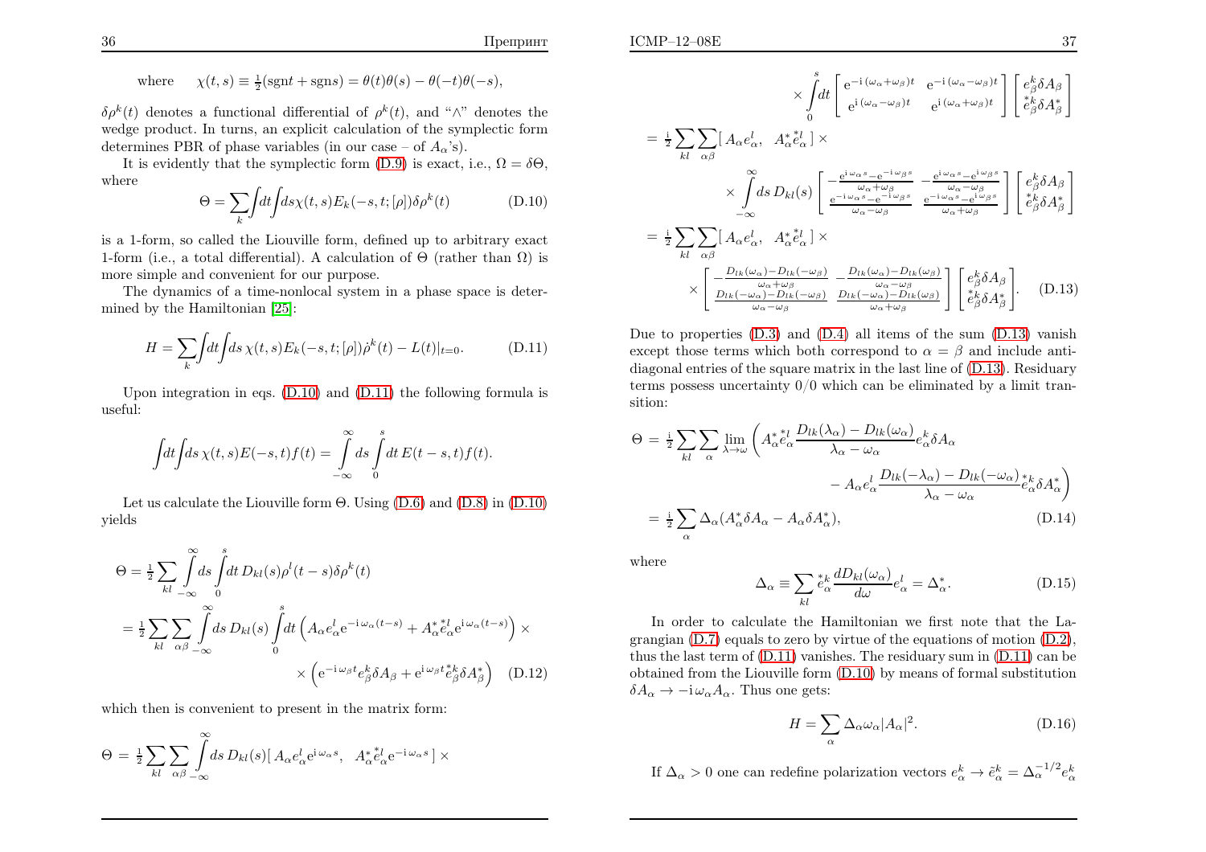where $\chi(t,s) \equiv \frac{1}{2}(\mathrm{sgn}t + \mathrm{sgn}s) = \theta(t)\theta(s) - \theta(-t)\theta(-s)$,

$\delta\rho^k(t)$ denotes a functional differential of $\rho^k(t)$, and "$\wedge$" denotes the wedge product. In turns, an explicit calculation of the symplectic form determines PBR of phase variables (in our case – of $A_\alpha$'s).

It is evidently that the symplectic form (D.9) is exact, i.e., $\Omega = \delta\Theta$, where

$$\Theta = \sum_k \int dt \int ds \chi(t,s) E_k(-s,t;[\rho])\delta\rho^k(t) \tag{D.10}$$

is a 1-form, so called the Liouville form, defined up to arbitrary exact 1-form (i.e., a total differential). A calculation of $\Theta$ (rather than $\Omega$) is more simple and convenient for our purpose.

The dynamics of a time-nonlocal system in a phase space is determined by the Hamiltonian [25]:

$$H = \sum_k \int dt \int ds\, \chi(t,s) E_k(-s,t;[\rho])\dot{\rho}^k(t) - L(t)|_{t=0}. \tag{D.11}$$

Upon integration in eqs. (D.10) and (D.11) the following formula is useful:

$$\int dt \int ds\, \chi(t,s) E(-s,t) f(t) = \int_{-\infty}^{\infty} ds \int_0^s dt\, E(t-s,t) f(t).$$

Let us calculate the Liouville form $\Theta$. Using (D.6) and (D.8) in (D.10) yields

$$\begin{aligned}
\Theta &= \tfrac{1}{2} \sum_{kl} \int_{-\infty}^{\infty} ds \int_0^s dt\, D_{kl}(s) \rho^l(t-s)\delta\rho^k(t) \\
&= \tfrac{1}{2} \sum_{kl} \sum_{\alpha\beta} \int_{-\infty}^{\infty} ds\, D_{kl}(s) \int_0^s dt \left( A_\alpha e_\alpha^l \mathrm{e}^{-\mathrm{i}\,\omega_\alpha (t-s)} + A_\alpha^* \overset{*}{e}{}_\alpha^l \mathrm{e}^{\mathrm{i}\,\omega_\alpha (t-s)} \right) \times \\
&\qquad \times \left( \mathrm{e}^{-\mathrm{i}\,\omega_\beta t} e_\beta^k \delta A_\beta + \mathrm{e}^{\mathrm{i}\,\omega_\beta t} \overset{*}{e}{}_\beta^k \delta A_\beta^* \right)
\end{aligned} \tag{D.12}$$

which then is convenient to present in the matrix form:

$$\begin{aligned}
\Theta &= \tfrac{1}{2} \sum_{kl} \sum_{\alpha\beta} \int_{-\infty}^{\infty} ds\, D_{kl}(s) [\, A_\alpha e_\alpha^l \mathrm{e}^{\mathrm{i}\,\omega_\alpha s},\ \ A_\alpha^* \overset{*}{e}{}_\alpha^l \mathrm{e}^{-\mathrm{i}\,\omega_\alpha s}\,] \times \\
&\qquad \times \int_0^s dt \begin{bmatrix} \mathrm{e}^{-\mathrm{i}\,(\omega_\alpha + \omega_\beta)t} & \mathrm{e}^{-\mathrm{i}\,(\omega_\alpha - \omega_\beta)t} \\ \mathrm{e}^{\mathrm{i}\,(\omega_\alpha - \omega_\beta)t} & \mathrm{e}^{\mathrm{i}\,(\omega_\alpha + \omega_\beta)t} \end{bmatrix} \begin{bmatrix} e_\beta^k \delta A_\beta \\ \overset{*}{e}{}_\beta^k \delta A_\beta^* \end{bmatrix} \\
&= \tfrac{\mathrm{i}}{2} \sum_{kl} \sum_{\alpha\beta} [\, A_\alpha e_\alpha^l,\ \ A_\alpha^* \overset{*}{e}{}_\alpha^l\,] \times \\
&\qquad \times \int_{-\infty}^{\infty} ds\, D_{kl}(s) \begin{bmatrix} -\frac{\mathrm{e}^{\mathrm{i}\,\omega_\alpha s} - \mathrm{e}^{-\mathrm{i}\,\omega_\beta s}}{\omega_\alpha + \omega_\beta} & -\frac{\mathrm{e}^{\mathrm{i}\,\omega_\alpha s} - \mathrm{e}^{\mathrm{i}\,\omega_\beta s}}{\omega_\alpha - \omega_\beta} \\ \frac{\mathrm{e}^{-\mathrm{i}\,\omega_\alpha s} - \mathrm{e}^{-\mathrm{i}\,\omega_\beta s}}{\omega_\alpha - \omega_\beta} & \frac{\mathrm{e}^{-\mathrm{i}\,\omega_\alpha s} - \mathrm{e}^{\mathrm{i}\,\omega_\beta s}}{\omega_\alpha + \omega_\beta} \end{bmatrix} \begin{bmatrix} e_\beta^k \delta A_\beta \\ \overset{*}{e}{}_\beta^k \delta A_\beta^* \end{bmatrix} \\
&= \tfrac{\mathrm{i}}{2} \sum_{kl} \sum_{\alpha\beta} [\, A_\alpha e_\alpha^l,\ \ A_\alpha^* \overset{*}{e}{}_\alpha^l\,] \times \\
&\qquad \times \begin{bmatrix} -\frac{D_{lk}(\omega_\alpha) - D_{lk}(-\omega_\beta)}{\omega_\alpha + \omega_\beta} & -\frac{D_{lk}(\omega_\alpha) - D_{lk}(\omega_\beta)}{\omega_\alpha - \omega_\beta} \\ \frac{D_{lk}(-\omega_\alpha) - D_{lk}(-\omega_\beta)}{\omega_\alpha - \omega_\beta} & \frac{D_{lk}(-\omega_\alpha) - D_{lk}(\omega_\beta)}{\omega_\alpha + \omega_\beta} \end{bmatrix} \begin{bmatrix} e_\beta^k \delta A_\beta \\ \overset{*}{e}{}_\beta^k \delta A_\beta^* \end{bmatrix}.
\end{aligned} \tag{D.13}$$

Due to properties (D.3) and (D.4) all items of the sum (D.13) vanish except those terms which both correspond to $\alpha = \beta$ and include anti-diagonal entries of the square matrix in the last line of (D.13). Residuary terms possess uncertainty $0/0$ which can be eliminated by a limit transition:

$$\begin{aligned}
\Theta &= \tfrac{\mathrm{i}}{2} \sum_{kl} \sum_{\alpha} \lim_{\lambda \to \omega} \left( A_\alpha^* \overset{*}{e}{}_\alpha^l \frac{D_{lk}(\lambda_\alpha) - D_{lk}(\omega_\alpha)}{\lambda_\alpha - \omega_\alpha} e_\alpha^k \delta A_\alpha \right. \\
&\qquad \left. - A_\alpha e_\alpha^l \frac{D_{lk}(-\lambda_\alpha) - D_{lk}(-\omega_\alpha)}{\lambda_\alpha - \omega_\alpha} \overset{*}{e}{}_\alpha^k \delta A_\alpha^* \right) \\
&= \tfrac{\mathrm{i}}{2} \sum_\alpha \Delta_\alpha (A_\alpha^* \delta A_\alpha - A_\alpha \delta A_\alpha^*),
\end{aligned} \tag{D.14}$$

where

$$\Delta_\alpha \equiv \sum_{kl} \overset{*}{e}{}_\alpha^k \frac{dD_{kl}(\omega_\alpha)}{d\omega} e_\alpha^l = \Delta_\alpha^*. \tag{D.15}$$

In order to calculate the Hamiltonian we first note that the Lagrangian (D.7) equals to zero by virtue of the equations of motion (D.2), thus the last term of (D.11) vanishes. The residuary sum in (D.11) can be obtained from the Liouville form (D.10) by means of formal substitution $\delta A_\alpha \to -\mathrm{i}\,\omega_\alpha A_\alpha$. Thus one gets:

$$H = \sum_\alpha \Delta_\alpha \omega_\alpha |A_\alpha|^2. \tag{D.16}$$

If $\Delta_\alpha > 0$ one can redefine polarization vectors $e_\alpha^k \to \tilde{e}_\alpha^k = \Delta_\alpha^{-1/2} e_\alpha^k$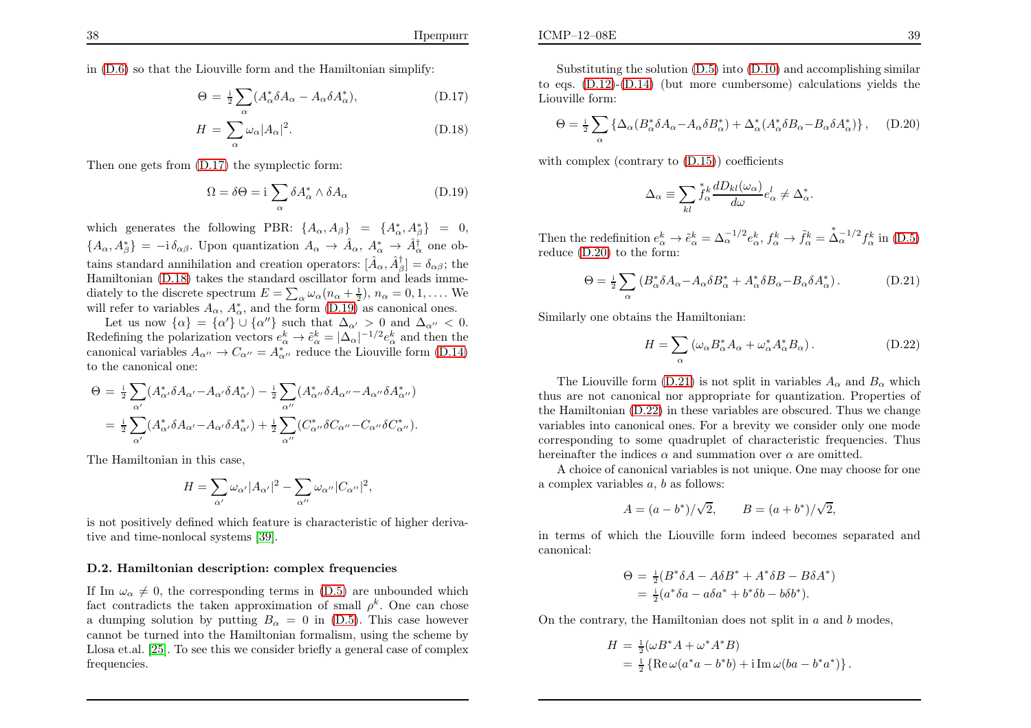in (D.6) so that the Liouville form and the Hamiltonian simplify:

$$\Theta = \tfrac{\mathrm{i}}{2}\sum_\alpha (A^*_\alpha \delta A_\alpha - A_\alpha \delta A^*_\alpha), \tag{D.17}$$

$$H = \sum_\alpha \omega_\alpha |A_\alpha|^2. \tag{D.18}$$

Then one gets from (D.17) the symplectic form:

$$\Omega = \delta\Theta = \mathrm{i}\sum_\alpha \delta A^*_\alpha \wedge \delta A_\alpha \tag{D.19}$$

which generates the following PBR: $\{A_\alpha, A_\beta\} = \{A^*_\alpha, A^*_\beta\} = 0$, $\{A_\alpha, A^*_\beta\} = -\mathrm{i}\,\delta_{\alpha\beta}$. Upon quantization $A_\alpha \to \hat{A}_\alpha$, $A^*_\alpha \to \hat{A}^\dagger_\alpha$ one obtains standard annihilation and creation operators: $[\hat{A}_\alpha, \hat{A}^\dagger_\beta] = \delta_{\alpha\beta}$; the Hamiltonian (D.18) takes the standard oscillator form and leads immediately to the discrete spectrum $E = \sum_\alpha \omega_\alpha(n_\alpha + \frac{1}{2})$, $n_\alpha = 0, 1, \ldots$. We will refer to variables $A_\alpha$, $A^*_\alpha$, and the form (D.19) as canonical ones.

Let us now $\{\alpha\} = \{\alpha'\} \cup \{\alpha''\}$ such that $\Delta_{\alpha'} > 0$ and $\Delta_{\alpha''} < 0$. Redefining the polarization vectors $e^k_\alpha \to \tilde{e}^k_\alpha = |\Delta_\alpha|^{-1/2} e^k_\alpha$ and then the canonical variables $A_{\alpha''} \to C_{\alpha''} = A^*_{\alpha''}$ reduce the Liouville form (D.14) to the canonical one:

$$\begin{aligned}
\Theta &= \tfrac{\mathrm{i}}{2}\sum_{\alpha'}(A^*_{\alpha'}\delta A_{\alpha'} - A_{\alpha'}\delta A^*_{\alpha'}) - \tfrac{\mathrm{i}}{2}\sum_{\alpha''}(A^*_{\alpha''}\delta A_{\alpha''} - A_{\alpha''}\delta A^*_{\alpha''}) \\
&= \tfrac{\mathrm{i}}{2}\sum_{\alpha'}(A^*_{\alpha'}\delta A_{\alpha'} - A_{\alpha'}\delta A^*_{\alpha'}) + \tfrac{\mathrm{i}}{2}\sum_{\alpha''}(C^*_{\alpha''}\delta C_{\alpha''} - C_{\alpha''}\delta C^*_{\alpha''}).
\end{aligned}$$

The Hamiltonian in this case,

$$H = \sum_{\alpha'} \omega_{\alpha'}|A_{\alpha'}|^2 - \sum_{\alpha''} \omega_{\alpha''}|C_{\alpha''}|^2,$$

is not positively defined which feature is characteristic of higher derivative and time-nonlocal systems [39].

### D.2. Hamiltonian description: complex frequencies

If $\operatorname{Im}\,\omega_\alpha \neq 0$, the corresponding terms in (D.5) are unbounded which fact contradicts the taken approximation of small $\rho^k$. One can chose a dumping solution by putting $B_\alpha = 0$ in (D.5). This case however cannot be turned into the Hamiltonian formalism, using the scheme by Llosa et.al. [25]. To see this we consider briefly a general case of complex frequencies.

Substituting the solution (D.5) into (D.10) and accomplishing similar to eqs. (D.12)-(D.14) (but more cumbersome) calculations yields the Liouville form:

$$\Theta = \tfrac{\mathrm{i}}{2}\sum_\alpha \left\{\Delta_\alpha(B^*_\alpha\delta A_\alpha - A_\alpha\delta B^*_\alpha) + \Delta^*_\alpha(A^*_\alpha\delta B_\alpha - B_\alpha\delta A^*_\alpha)\right\}, \tag{D.20}$$

with complex (contrary to (D.15)) coefficients

$$\Delta_\alpha \equiv \sum_{kl} \overset{*}{f}{}^k_\alpha \frac{dD_{kl}(\omega_\alpha)}{d\omega} e^l_\alpha \neq \Delta^*_\alpha.$$

Then the redefinition $e^k_\alpha \to \tilde{e}^k_\alpha = \Delta_\alpha^{-1/2} e^k_\alpha$, $f^k_\alpha \to \tilde{f}^k_\alpha = \overset{*}{\Delta}{}_\alpha^{-1/2} f^k_\alpha$ in (D.5) reduce (D.20) to the form:

$$\Theta = \tfrac{\mathrm{i}}{2}\sum_\alpha (B^*_\alpha\delta A_\alpha - A_\alpha\delta B^*_\alpha + A^*_\alpha\delta B_\alpha - B_\alpha\delta A^*_\alpha). \tag{D.21}$$

Similarly one obtains the Hamiltonian:

$$H = \sum_\alpha (\omega_\alpha B^*_\alpha A_\alpha + \omega^*_\alpha A^*_\alpha B_\alpha). \tag{D.22}$$

The Liouville form (D.21) is not split in variables $A_\alpha$ and $B_\alpha$ which thus are not canonical nor appropriate for quantization. Properties of the Hamiltonian (D.22) in these variables are obscured. Thus we change variables into canonical ones. For a brevity we consider only one mode corresponding to some quadruplet of characteristic frequencies. Thus hereinafter the indices $\alpha$ and summation over $\alpha$ are omitted.

A choice of canonical variables is not unique. One may choose for one a complex variables $a$, $b$ as follows:

$$A = (a - b^*)/\sqrt{2}, \qquad B = (a + b^*)/\sqrt{2},$$

in terms of which the Liouville form indeed becomes separated and canonical:

$$\begin{aligned}
\Theta &= \tfrac{\mathrm{i}}{2}(B^*\delta A - A\delta B^* + A^*\delta B - B\delta A^*) \\
&= \tfrac{\mathrm{i}}{2}(a^*\delta a - a\delta a^* + b^*\delta b - b\delta b^*).
\end{aligned}$$

On the contrary, the Hamiltonian does not split in $a$ and $b$ modes,

$$\begin{aligned}
H &= \tfrac{1}{2}(\omega B^* A + \omega^* A^* B) \\
&= \tfrac{1}{2}\left\{\operatorname{Re}\omega(a^*a - b^*b) + \mathrm{i}\operatorname{Im}\omega(ba - b^*a^*)\right\}.
\end{aligned}$$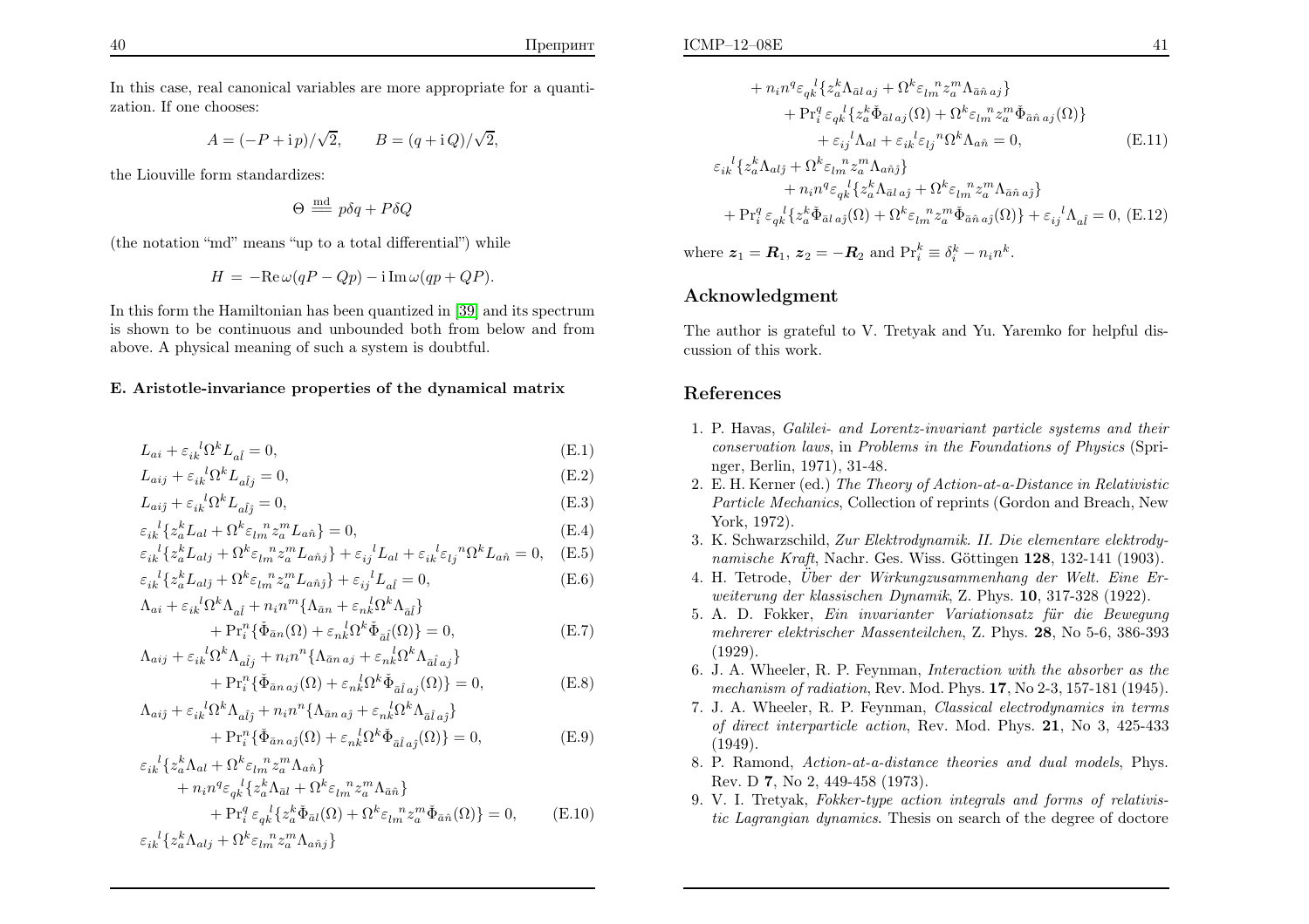In this case, real canonical variables are more appropriate for a quantization. If one chooses:

$$A = (-P + \mathrm{i}\,p)/\sqrt{2}, \qquad B = (q + \mathrm{i}\,Q)/\sqrt{2},$$

the Liouville form standardizes:

$$\Theta \overset{\text{md}}{=\!=} p\delta q + P\delta Q$$

(the notation "md" means "up to a total differential") while

$$H = -\mathrm{Re}\,\omega(qP - Qp) - \mathrm{i}\,\mathrm{Im}\,\omega(qp + QP).$$

In this form the Hamiltonian has been quantized in [39] and its spectrum is shown to be continuous and unbounded both from below and from above. A physical meaning of such a system is doubtful.

### E. Aristotle-invariance properties of the dynamical matrix

$$L_{ai} + \varepsilon_{ik}{}^{l}\Omega^{k}L_{a\hat{l}} = 0, \tag{E.1}$$

$$L_{aij} + \varepsilon_{ik}{}^{l}\Omega^{k}L_{a\hat{l}j} = 0, \tag{E.2}$$

$$L_{ai\hat{j}} + \varepsilon_{ik}{}^{l}\Omega^{k}L_{a\hat{l}\hat{j}} = 0, \tag{E.3}$$

$$\varepsilon_{ik}{}^{l}\{z_a^k L_{al} + \Omega^k \varepsilon_{lm}{}^{n} z_a^m L_{a\hat{n}}\} = 0, \tag{E.4}$$

$$\varepsilon_{ik}{}^{l}\{z_a^k L_{alj} + \Omega^k \varepsilon_{lm}{}^{n} z_a^m L_{a\hat{n}j}\} + \varepsilon_{ij}{}^{l}L_{al} + \varepsilon_{ik}{}^{l}\varepsilon_{lj}{}^{n}\Omega^k L_{a\hat{n}} = 0, \tag{E.5}$$

$$\varepsilon_{ik}{}^{l}\{z_a^k L_{al\hat{j}} + \Omega^k \varepsilon_{lm}{}^{n} z_a^m L_{a\hat{n}\hat{j}}\} + \varepsilon_{ij}{}^{l}L_{a\hat{l}} = 0, \tag{E.6}$$

$$\Lambda_{ai} + \varepsilon_{ik}{}^{l}\Omega^{k}\Lambda_{a\hat{l}} + n_i n^m\{\Lambda_{\bar{a}n} + \varepsilon_{nk}{}^{l}\Omega^k\Lambda_{\bar{a}\hat{l}}\} + \mathrm{Pr}_i^n\{\check{\Phi}_{\bar{a}n}(\Omega) + \varepsilon_{nk}{}^{l}\Omega^k\check{\Phi}_{\bar{a}\hat{l}}(\Omega)\} = 0, \tag{E.7}$$

$$\Lambda_{aij} + \varepsilon_{ik}{}^{l}\Omega^{k}\Lambda_{a\hat{l}j} + n_i n^n\{\Lambda_{\bar{a}n\,aj} + \varepsilon_{nk}{}^{l}\Omega^k\Lambda_{\bar{a}\hat{l}\,aj}\} + \mathrm{Pr}_i^n\{\check{\Phi}_{\bar{a}n\,aj}(\Omega) + \varepsilon_{nk}{}^{l}\Omega^k\check{\Phi}_{\bar{a}\hat{l}\,aj}(\Omega)\} = 0, \tag{E.8}$$

$$\Lambda_{ai\hat{j}} + \varepsilon_{ik}{}^{l}\Omega^{k}\Lambda_{a\hat{l}\hat{j}} + n_i n^n\{\Lambda_{\bar{a}n\,a\hat{j}} + \varepsilon_{nk}{}^{l}\Omega^k\Lambda_{\bar{a}\hat{l}\,a\hat{j}}\} + \mathrm{Pr}_i^n\{\check{\Phi}_{\bar{a}n\,a\hat{j}}(\Omega) + \varepsilon_{nk}{}^{l}\Omega^k\check{\Phi}_{\bar{a}\hat{l}\,a\hat{j}}(\Omega)\} = 0, \tag{E.9}$$

$$\varepsilon_{ik}{}^{l}\{z_a^k\Lambda_{al} + \Omega^k\varepsilon_{lm}{}^{n}z_a^m\Lambda_{a\hat{n}}\} + n_i n^q\varepsilon_{qk}{}^{l}\{z_a^k\Lambda_{\bar{a}l} + \Omega^k\varepsilon_{lm}{}^{n}z_a^m\Lambda_{\bar{a}\hat{n}}\} + \mathrm{Pr}_i^q\,\varepsilon_{qk}{}^{l}\{z_a^k\check{\Phi}_{\bar{a}l}(\Omega) + \Omega^k\varepsilon_{lm}{}^{n}z_a^m\check{\Phi}_{\bar{a}\hat{n}}(\Omega)\} = 0, \tag{E.10}$$

$$\varepsilon_{ik}{}^{l}\{z_a^k\Lambda_{alj} + \Omega^k\varepsilon_{lm}{}^{n}z_a^m\Lambda_{a\hat{n}j}\} + n_i n^q\varepsilon_{qk}{}^{l}\{z_a^k\Lambda_{\bar{a}l\,aj} + \Omega^k\varepsilon_{lm}{}^{n}z_a^m\Lambda_{\bar{a}\hat{n}\,aj}\} + \mathrm{Pr}_i^q\,\varepsilon_{qk}{}^{l}\{z_a^k\check{\Phi}_{\bar{a}l\,aj}(\Omega) + \Omega^k\varepsilon_{lm}{}^{n}z_a^m\check{\Phi}_{\bar{a}\hat{n}\,aj}(\Omega)\} + \varepsilon_{ij}{}^{l}\Lambda_{al} + \varepsilon_{ik}{}^{l}\varepsilon_{lj}{}^{n}\Omega^k\Lambda_{a\hat{n}} = 0, \tag{E.11}$$

$$\varepsilon_{ik}{}^{l}\{z_a^k\Lambda_{al\hat{j}} + \Omega^k\varepsilon_{lm}{}^{n}z_a^m\Lambda_{a\hat{n}\hat{j}}\} + n_i n^q\varepsilon_{qk}{}^{l}\{z_a^k\Lambda_{\bar{a}l\,a\hat{j}} + \Omega^k\varepsilon_{lm}{}^{n}z_a^m\Lambda_{\bar{a}\hat{n}\,a\hat{j}}\} + \mathrm{Pr}_i^q\,\varepsilon_{qk}{}^{l}\{z_a^k\check{\Phi}_{\bar{a}l\,a\hat{j}}(\Omega) + \Omega^k\varepsilon_{lm}{}^{n}z_a^m\check{\Phi}_{\bar{a}\hat{n}\,a\hat{j}}(\Omega)\} + \varepsilon_{ij}{}^{l}\Lambda_{a\hat{l}} = 0, \tag{E.12}$$

where $\boldsymbol{z}_1 = \boldsymbol{R}_1$, $\boldsymbol{z}_2 = -\boldsymbol{R}_2$ and $\mathrm{Pr}_i^k \equiv \delta_i^k - n_i n^k$.

## Acknowledgment

The author is grateful to V. Tretyak and Yu. Yaremko for helpful discussion of this work.

## References

1. P. Havas, *Galilei- and Lorentz-invariant particle systems and their conservation laws*, in *Problems in the Foundations of Physics* (Springer, Berlin, 1971), 31-48.
2. E. H. Kerner (ed.) *The Theory of Action-at-a-Distance in Relativistic Particle Mechanics*, Collection of reprints (Gordon and Breach, New York, 1972).
3. K. Schwarzschild, *Zur Elektrodynamik. II. Die elementare elektrodynamische Kraft*, Nachr. Ges. Wiss. Göttingen **128**, 132-141 (1903).
4. H. Tetrode, *Über der Wirkungzusammenhang der Welt. Eine Erweiterung der klassischen Dynamik*, Z. Phys. **10**, 317-328 (1922).
5. A. D. Fokker, *Ein invarianter Variationsatz für die Bewegung mehrerer elektrischer Massenteilchen*, Z. Phys. **28**, No 5-6, 386-393 (1929).
6. J. A. Wheeler, R. P. Feynman, *Interaction with the absorber as the mechanism of radiation*, Rev. Mod. Phys. **17**, No 2-3, 157-181 (1945).
7. J. A. Wheeler, R. P. Feynman, *Classical electrodynamics in terms of direct interparticle action*, Rev. Mod. Phys. **21**, No 3, 425-433 (1949).
8. P. Ramond, *Action-at-a-distance theories and dual models*, Phys. Rev. D **7**, No 2, 449-458 (1973).
9. V. I. Tretyak, *Fokker-type action integrals and forms of relativistic Lagrangian dynamics.* Thesis on search of the degree of doctore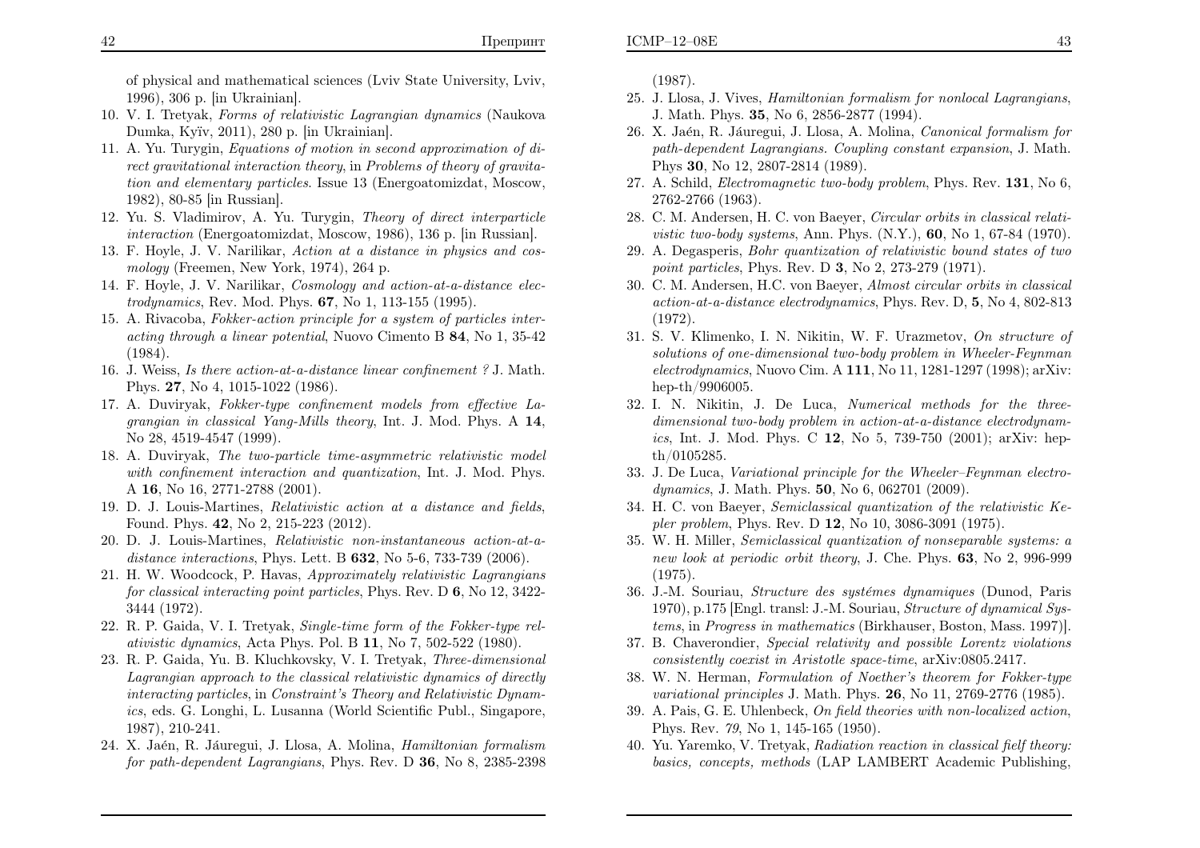of physical and mathematical sciences (Lviv State University, Lviv, 1996), 306 p. [in Ukrainian].

10. V. I. Tretyak, *Forms of relativistic Lagrangian dynamics* (Naukova Dumka, Kyïv, 2011), 280 p. [in Ukrainian].
11. A. Yu. Turygin, *Equations of motion in second approximation of direct gravitational interaction theory*, in *Problems of theory of gravitation and elementary particles*. Issue 13 (Energoatomizdat, Moscow, 1982), 80-85 [in Russian].
12. Yu. S. Vladimirov, A. Yu. Turygin, *Theory of direct interparticle interaction* (Energoatomizdat, Moscow, 1986), 136 p. [in Russian].
13. F. Hoyle, J. V. Narilikar, *Action at a distance in physics and cosmology* (Freemen, New York, 1974), 264 p.
14. F. Hoyle, J. V. Narilikar, *Cosmology and action-at-a-distance electrodynamics*, Rev. Mod. Phys. **67**, No 1, 113-155 (1995).
15. A. Rivacoba, *Fokker-action principle for a system of particles interacting through a linear potential*, Nuovo Cimento B **84**, No 1, 35-42 (1984).
16. J. Weiss, *Is there action-at-a-distance linear confinement ?* J. Math. Phys. **27**, No 4, 1015-1022 (1986).
17. A. Duviryak, *Fokker-type confinement models from effective Lagrangian in classical Yang-Mills theory*, Int. J. Mod. Phys. A **14**, No 28, 4519-4547 (1999).
18. A. Duviryak, *The two-particle time-asymmetric relativistic model with confinement interaction and quantization*, Int. J. Mod. Phys. A **16**, No 16, 2771-2788 (2001).
19. D. J. Louis-Martines, *Relativistic action at a distance and fields*, Found. Phys. **42**, No 2, 215-223 (2012).
20. D. J. Louis-Martines, *Relativistic non-instantaneous action-at-a-distance interactions*, Phys. Lett. B **632**, No 5-6, 733-739 (2006).
21. H. W. Woodcock, P. Havas, *Approximately relativistic Lagrangians for classical interacting point particles*, Phys. Rev. D **6**, No 12, 3422-3444 (1972).
22. R. P. Gaida, V. I. Tretyak, *Single-time form of the Fokker-type relativistic dynamics*, Acta Phys. Pol. B **11**, No 7, 502-522 (1980).
23. R. P. Gaida, Yu. B. Kluchkovsky, V. I. Tretyak, *Three-dimensional Lagrangian approach to the classical relativistic dynamics of directly interacting particles*, in *Constraint's Theory and Relativistic Dynamics*, eds. G. Longhi, L. Lusanna (World Scientific Publ., Singapore, 1987), 210-241.
24. X. Jaén, R. Jáuregui, J. Llosa, A. Molina, *Hamiltonian formalism for path-dependent Lagrangians*, Phys. Rev. D **36**, No 8, 2385-2398 (1987).
25. J. Llosa, J. Vives, *Hamiltonian formalism for nonlocal Lagrangians*, J. Math. Phys. **35**, No 6, 2856-2877 (1994).
26. X. Jaén, R. Jáuregui, J. Llosa, A. Molina, *Canonical formalism for path-dependent Lagrangians. Coupling constant expansion*, J. Math. Phys **30**, No 12, 2807-2814 (1989).
27. A. Schild, *Electromagnetic two-body problem*, Phys. Rev. **131**, No 6, 2762-2766 (1963).
28. C. M. Andersen, H. C. von Baeyer, *Circular orbits in classical relativistic two-body systems*, Ann. Phys. (N.Y.), **60**, No 1, 67-84 (1970).
29. A. Degasperis, *Bohr quantization of relativistic bound states of two point particles*, Phys. Rev. D **3**, No 2, 273-279 (1971).
30. C. M. Andersen, H.C. von Baeyer, *Almost circular orbits in classical action-at-a-distance electrodynamics*, Phys. Rev. D, **5**, No 4, 802-813 (1972).
31. S. V. Klimenko, I. N. Nikitin, W. F. Urazmetov, *On structure of solutions of one-dimensional two-body problem in Wheeler-Feynman electrodynamics*, Nuovo Cim. A **111**, No 11, 1281-1297 (1998); arXiv: hep-th/9906005.
32. I. N. Nikitin, J. De Luca, *Numerical methods for the three-dimensional two-body problem in action-at-a-distance electrodynamics*, Int. J. Mod. Phys. C **12**, No 5, 739-750 (2001); arXiv: hep-th/0105285.
33. J. De Luca, *Variational principle for the Wheeler–Feynman electrodynamics*, J. Math. Phys. **50**, No 6, 062701 (2009).
34. H. C. von Baeyer, *Semiclassical quantization of the relativistic Kepler problem*, Phys. Rev. D **12**, No 10, 3086-3091 (1975).
35. W. H. Miller, *Semiclassical quantization of nonseparable systems: a new look at periodic orbit theory*, J. Che. Phys. **63**, No 2, 996-999 (1975).
36. J.-M. Souriau, *Structure des systémes dynamiques* (Dunod, Paris 1970), p.175 [Engl. transl: J.-M. Souriau, *Structure of dynamical Systems*, in *Progress in mathematics* (Birkhauser, Boston, Mass. 1997)].
37. B. Chaverondier, *Special relativity and possible Lorentz violations consistently coexist in Aristotle space-time*, arXiv:0805.2417.
38. W. N. Herman, *Formulation of Noether's theorem for Fokker-type variational principles* J. Math. Phys. **26**, No 11, 2769-2776 (1985).
39. A. Pais, G. E. Uhlenbeck, *On field theories with non-localized action*, Phys. Rev. *79*, No 1, 145-165 (1950).
40. Yu. Yaremko, V. Tretyak, *Radiation reaction in classical fielf theory: basics, concepts, methods* (LAP LAMBERT Academic Publishing,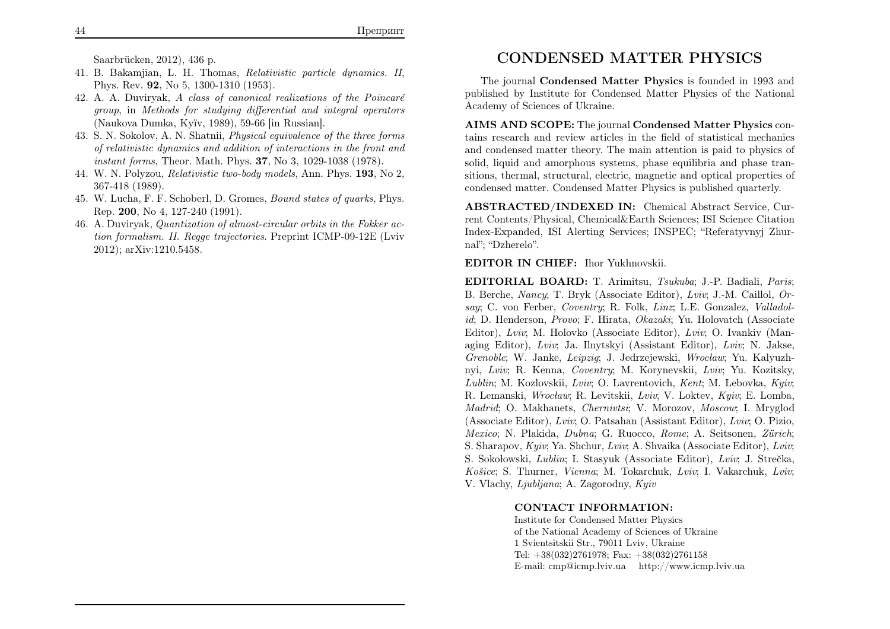Saarbrücken, 2012), 436 p.

41. B. Bakamjian, L. H. Thomas, *Relativistic particle dynamics. II*, Phys. Rev. **92**, No 5, 1300-1310 (1953).
42. A. A. Duviryak, *A class of canonical realizations of the Poincaré group*, in *Methods for studying differential and integral operators* (Naukova Dumka, Kyïv, 1989), 59-66 [in Russian].
43. S. N. Sokolov, A. N. Shatnii, *Physical equivalence of the three forms of relativistic dynamics and addition of interactions in the front and instant forms*, Theor. Math. Phys. **37**, No 3, 1029-1038 (1978).
44. W. N. Polyzou, *Relativistic two-body models*, Ann. Phys. **193**, No 2, 367-418 (1989).
45. W. Lucha, F. F. Schoberl, D. Gromes, *Bound states of quarks*, Phys. Rep. **200**, No 4, 127-240 (1991).
46. A. Duviryak, *Quantization of almost-circular orbits in the Fokker action formalism. II. Regge trajectories*. Preprint ICMP-09-12E (Lviv 2012); arXiv:1210.5458.

# CONDENSED MATTER PHYSICS

The journal **Condensed Matter Physics** is founded in 1993 and published by Institute for Condensed Matter Physics of the National Academy of Sciences of Ukraine.

**AIMS AND SCOPE:** The journal **Condensed Matter Physics** contains research and review articles in the field of statistical mechanics and condensed matter theory. The main attention is paid to physics of solid, liquid and amorphous systems, phase equilibria and phase transitions, thermal, structural, electric, magnetic and optical properties of condensed matter. Condensed Matter Physics is published quarterly.

**ABSTRACTED/INDEXED IN:** Chemical Abstract Service, Current Contents/Physical, Chemical&Earth Sciences; ISI Science Citation Index-Expanded, ISI Alerting Services; INSPEC; "Referatyvnyj Zhurnal"; "Dzherelo".

**EDITOR IN CHIEF:** Ihor Yukhnovskii.

**EDITORIAL BOARD:** T. Arimitsu, *Tsukuba*; J.-P. Badiali, *Paris*; B. Berche, *Nancy*; T. Bryk (Associate Editor), *Lviv*; J.-M. Caillol, *Orsay*; C. von Ferber, *Coventry*; R. Folk, *Linz*; L.E. Gonzalez, *Valladolid*; D. Henderson, *Provo*; F. Hirata, *Okazaki*; Yu. Holovatch (Associate Editor), *Lviv*; M. Holovko (Associate Editor), *Lviv*; O. Ivankiv (Managing Editor), *Lviv*; Ja. Ilnytskyi (Assistant Editor), *Lviv*; N. Jakse, *Grenoble*; W. Janke, *Leipzig*; J. Jedrzejewski, *Wrocław*; Yu. Kalyuzhnyi, *Lviv*; R. Kenna, *Coventry*; M. Korynevskii, *Lviv*; Yu. Kozitsky, *Lublin*; M. Kozlovskii, *Lviv*; O. Lavrentovich, *Kent*; M. Lebovka, *Kyiv*; R. Lemanski, *Wrocław*; R. Levitskii, *Lviv*; V. Loktev, *Kyiv*; E. Lomba, *Madrid*; O. Makhanets, *Chernivtsi*; V. Morozov, *Moscow*; I. Mryglod (Associate Editor), *Lviv*; O. Patsahan (Assistant Editor), *Lviv*; O. Pizio, *Mexico*; N. Plakida, *Dubna*; G. Ruocco, *Rome*; A. Seitsonen, *Zürich*; S. Sharapov, *Kyiv*; Ya. Shchur, *Lviv*; A. Shvaika (Associate Editor), *Lviv*; S. Sokołowski, *Lublin*; I. Stasyuk (Associate Editor), *Lviv*; J. Strečka, *Košice*; S. Thurner, *Vienna*; M. Tokarchuk, *Lviv*; I. Vakarchuk, *Lviv*; V. Vlachy, *Ljubljana*; A. Zagorodny, *Kyiv*

**CONTACT INFORMATION:**

Institute for Condensed Matter Physics
of the National Academy of Sciences of Ukraine
1 Svientsitskii Str., 79011 Lviv, Ukraine
Tel: +38(032)2761978; Fax: +38(032)2761158
E-mail: cmp@icmp.lviv.ua http://www.icmp.lviv.ua